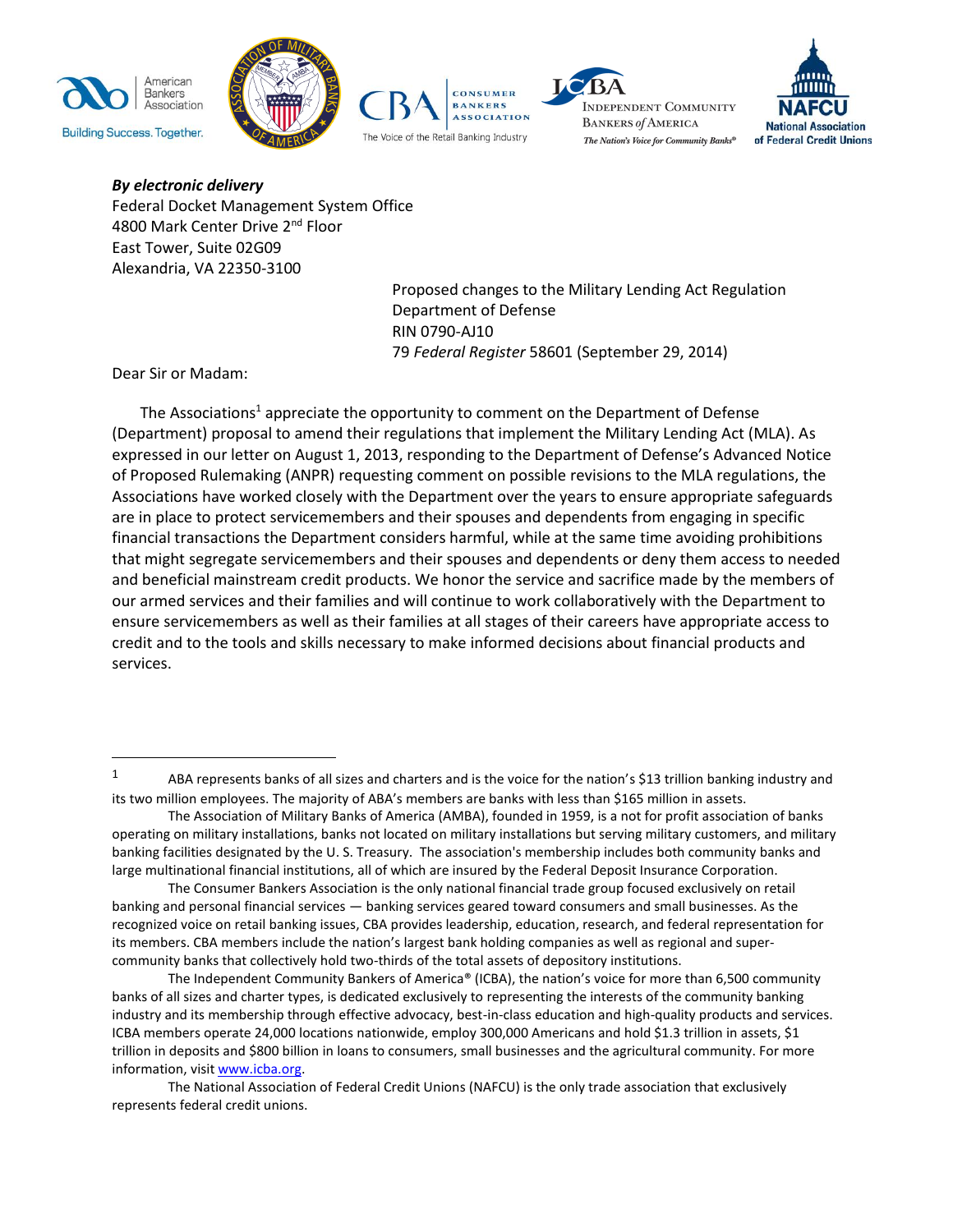***By electronic delivery***
Federal Docket Management System Office
4800 Mark Center Drive 2nd Floor
East Tower, Suite 02G09
Alexandria, VA 22350-3100

Proposed changes to the Military Lending Act Regulation
Department of Defense
RIN 0790-AJ10
79 *Federal Register* 58601 (September 29, 2014)

Dear Sir or Madam:

The Associations[1] appreciate the opportunity to comment on the Department of Defense (Department) proposal to amend their regulations that implement the Military Lending Act (MLA). As expressed in our letter on August 1, 2013, responding to the Department of Defense's Advanced Notice of Proposed Rulemaking (ANPR) requesting comment on possible revisions to the MLA regulations, the Associations have worked closely with the Department over the years to ensure appropriate safeguards are in place to protect servicemembers and their spouses and dependents from engaging in specific financial transactions the Department considers harmful, while at the same time avoiding prohibitions that might segregate servicemembers and their spouses and dependents or deny them access to needed and beneficial mainstream credit products. We honor the service and sacrifice made by the members of our armed services and their families and will continue to work collaboratively with the Department to ensure servicemembers as well as their families at all stages of their careers have appropriate access to credit and to the tools and skills necessary to make informed decisions about financial products and services.

---

[1] ABA represents banks of all sizes and charters and is the voice for the nation's $13 trillion banking industry and its two million employees. The majority of ABA's members are banks with less than $165 million in assets.

The Association of Military Banks of America (AMBA), founded in 1959, is a not for profit association of banks operating on military installations, banks not located on military installations but serving military customers, and military banking facilities designated by the U. S. Treasury. The association's membership includes both community banks and large multinational financial institutions, all of which are insured by the Federal Deposit Insurance Corporation.

The Consumer Bankers Association is the only national financial trade group focused exclusively on retail banking and personal financial services — banking services geared toward consumers and small businesses. As the recognized voice on retail banking issues, CBA provides leadership, education, research, and federal representation for its members. CBA members include the nation's largest bank holding companies as well as regional and super-community banks that collectively hold two-thirds of the total assets of depository institutions.

The Independent Community Bankers of America® (ICBA), the nation's voice for more than 6,500 community banks of all sizes and charter types, is dedicated exclusively to representing the interests of the community banking industry and its membership through effective advocacy, best-in-class education and high-quality products and services. ICBA members operate 24,000 locations nationwide, employ 300,000 Americans and hold $1.3 trillion in assets, $1 trillion in deposits and $800 billion in loans to consumers, small businesses and the agricultural community. For more information, visit www.icba.org.

The National Association of Federal Credit Unions (NAFCU) is the only trade association that exclusively represents federal credit unions.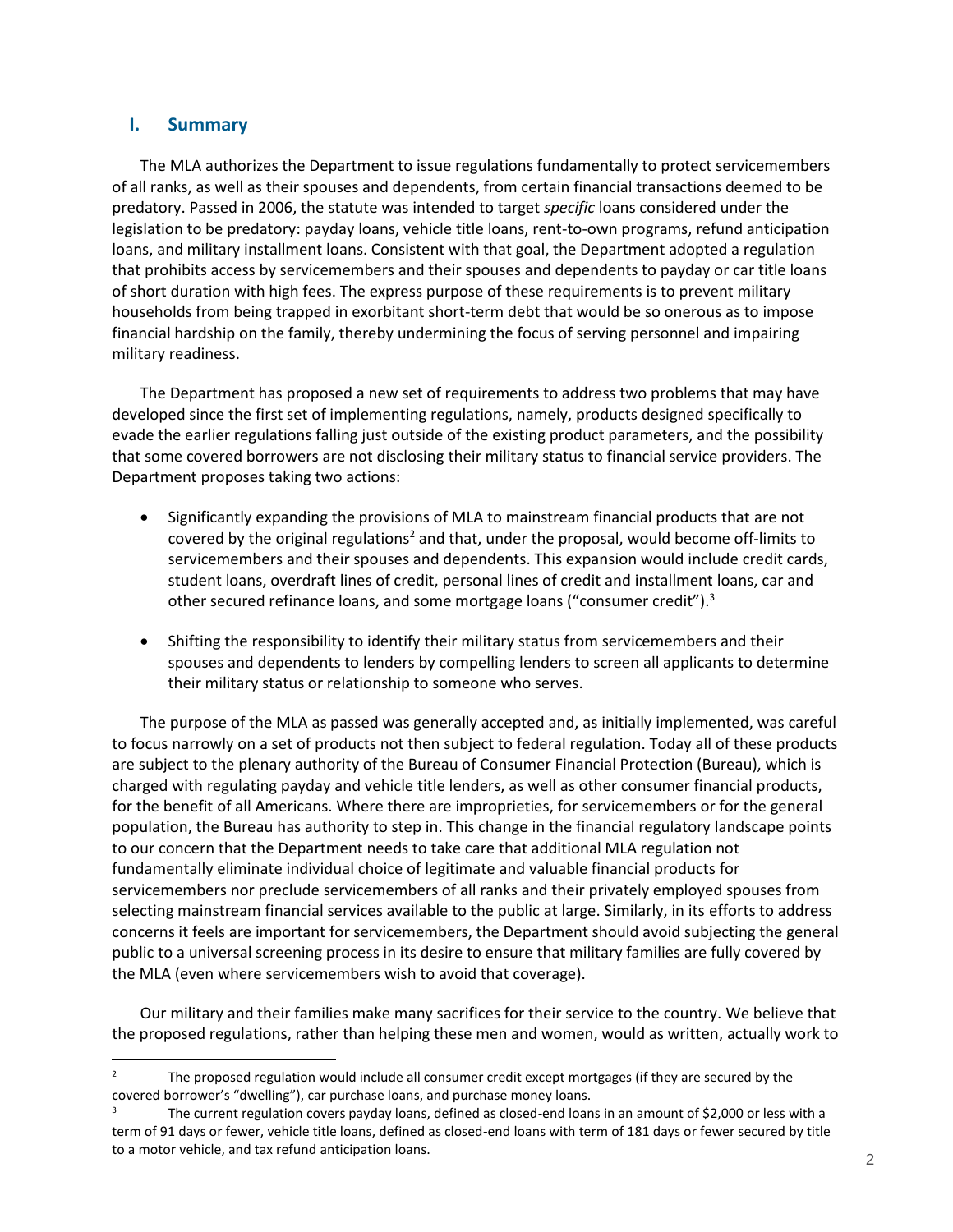## I. Summary

The MLA authorizes the Department to issue regulations fundamentally to protect servicemembers of all ranks, as well as their spouses and dependents, from certain financial transactions deemed to be predatory. Passed in 2006, the statute was intended to target *specific* loans considered under the legislation to be predatory: payday loans, vehicle title loans, rent-to-own programs, refund anticipation loans, and military installment loans. Consistent with that goal, the Department adopted a regulation that prohibits access by servicemembers and their spouses and dependents to payday or car title loans of short duration with high fees. The express purpose of these requirements is to prevent military households from being trapped in exorbitant short-term debt that would be so onerous as to impose financial hardship on the family, thereby undermining the focus of serving personnel and impairing military readiness.

The Department has proposed a new set of requirements to address two problems that may have developed since the first set of implementing regulations, namely, products designed specifically to evade the earlier regulations falling just outside of the existing product parameters, and the possibility that some covered borrowers are not disclosing their military status to financial service providers. The Department proposes taking two actions:

- Significantly expanding the provisions of MLA to mainstream financial products that are not covered by the original regulations[2] and that, under the proposal, would become off-limits to servicemembers and their spouses and dependents. This expansion would include credit cards, student loans, overdraft lines of credit, personal lines of credit and installment loans, car and other secured refinance loans, and some mortgage loans ("consumer credit").[3]
- Shifting the responsibility to identify their military status from servicemembers and their spouses and dependents to lenders by compelling lenders to screen all applicants to determine their military status or relationship to someone who serves.

The purpose of the MLA as passed was generally accepted and, as initially implemented, was careful to focus narrowly on a set of products not then subject to federal regulation. Today all of these products are subject to the plenary authority of the Bureau of Consumer Financial Protection (Bureau), which is charged with regulating payday and vehicle title lenders, as well as other consumer financial products, for the benefit of all Americans. Where there are improprieties, for servicemembers or for the general population, the Bureau has authority to step in. This change in the financial regulatory landscape points to our concern that the Department needs to take care that additional MLA regulation not fundamentally eliminate individual choice of legitimate and valuable financial products for servicemembers nor preclude servicemembers of all ranks and their privately employed spouses from selecting mainstream financial services available to the public at large. Similarly, in its efforts to address concerns it feels are important for servicemembers, the Department should avoid subjecting the general public to a universal screening process in its desire to ensure that military families are fully covered by the MLA (even where servicemembers wish to avoid that coverage).

Our military and their families make many sacrifices for their service to the country. We believe that the proposed regulations, rather than helping these men and women, would as written, actually work to

---

[2] The proposed regulation would include all consumer credit except mortgages (if they are secured by the covered borrower's "dwelling"), car purchase loans, and purchase money loans.

[3] The current regulation covers payday loans, defined as closed-end loans in an amount of $2,000 or less with a term of 91 days or fewer, vehicle title loans, defined as closed-end loans with term of 181 days or fewer secured by title to a motor vehicle, and tax refund anticipation loans.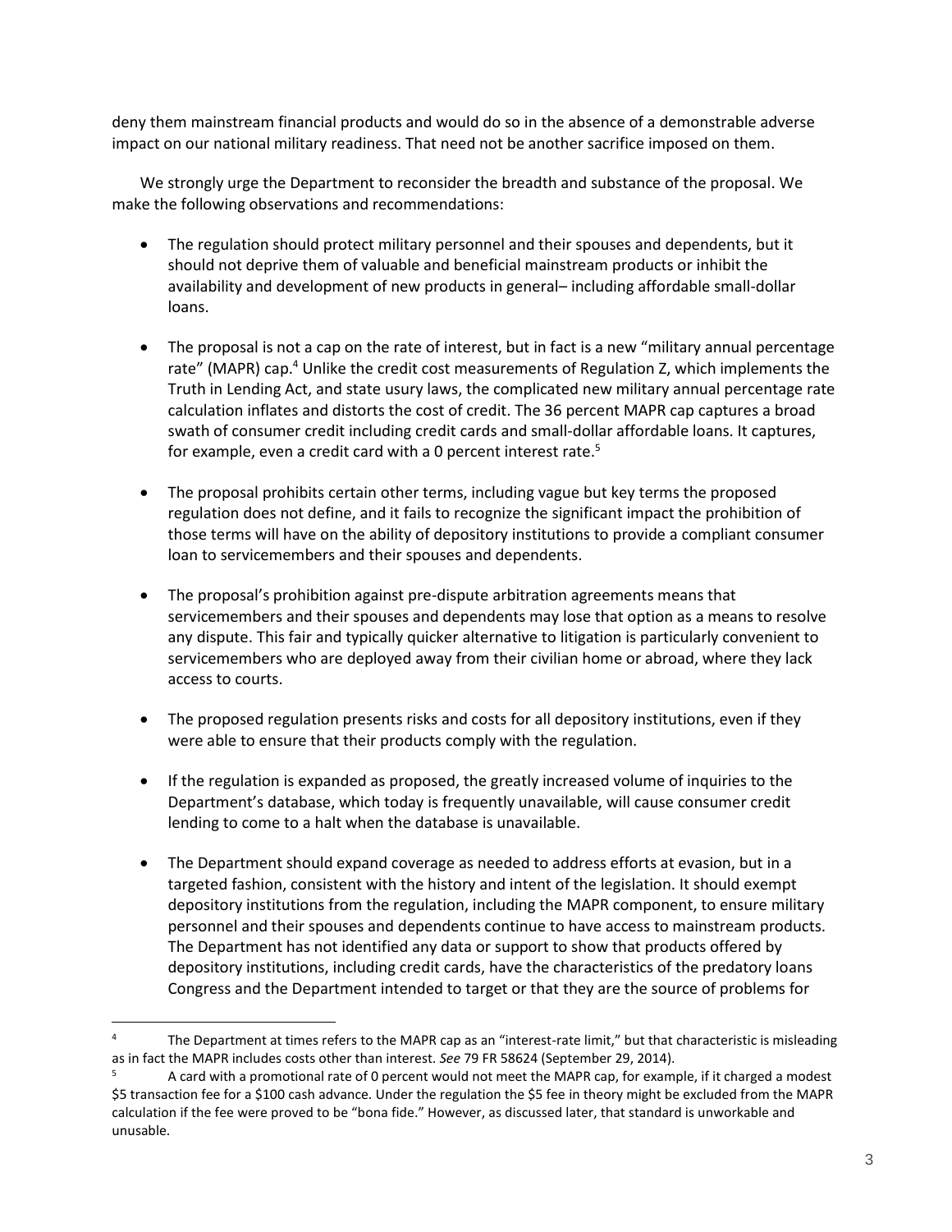deny them mainstream financial products and would do so in the absence of a demonstrable adverse impact on our national military readiness. That need not be another sacrifice imposed on them.

We strongly urge the Department to reconsider the breadth and substance of the proposal. We make the following observations and recommendations:

- The regulation should protect military personnel and their spouses and dependents, but it should not deprive them of valuable and beneficial mainstream products or inhibit the availability and development of new products in general– including affordable small-dollar loans.

- The proposal is not a cap on the rate of interest, but in fact is a new "military annual percentage rate" (MAPR) cap.[4] Unlike the credit cost measurements of Regulation Z, which implements the Truth in Lending Act, and state usury laws, the complicated new military annual percentage rate calculation inflates and distorts the cost of credit. The 36 percent MAPR cap captures a broad swath of consumer credit including credit cards and small-dollar affordable loans. It captures, for example, even a credit card with a 0 percent interest rate.[5]

- The proposal prohibits certain other terms, including vague but key terms the proposed regulation does not define, and it fails to recognize the significant impact the prohibition of those terms will have on the ability of depository institutions to provide a compliant consumer loan to servicemembers and their spouses and dependents.

- The proposal's prohibition against pre-dispute arbitration agreements means that servicemembers and their spouses and dependents may lose that option as a means to resolve any dispute. This fair and typically quicker alternative to litigation is particularly convenient to servicemembers who are deployed away from their civilian home or abroad, where they lack access to courts.

- The proposed regulation presents risks and costs for all depository institutions, even if they were able to ensure that their products comply with the regulation.

- If the regulation is expanded as proposed, the greatly increased volume of inquiries to the Department's database, which today is frequently unavailable, will cause consumer credit lending to come to a halt when the database is unavailable.

- The Department should expand coverage as needed to address efforts at evasion, but in a targeted fashion, consistent with the history and intent of the legislation. It should exempt depository institutions from the regulation, including the MAPR component, to ensure military personnel and their spouses and dependents continue to have access to mainstream products. The Department has not identified any data or support to show that products offered by depository institutions, including credit cards, have the characteristics of the predatory loans Congress and the Department intended to target or that they are the source of problems for

---

[4] The Department at times refers to the MAPR cap as an "interest-rate limit," but that characteristic is misleading as in fact the MAPR includes costs other than interest. *See* 79 FR 58624 (September 29, 2014).

[5] A card with a promotional rate of 0 percent would not meet the MAPR cap, for example, if it charged a modest \$5 transaction fee for a \$100 cash advance. Under the regulation the \$5 fee in theory might be excluded from the MAPR calculation if the fee were proved to be "bona fide." However, as discussed later, that standard is unworkable and unusable.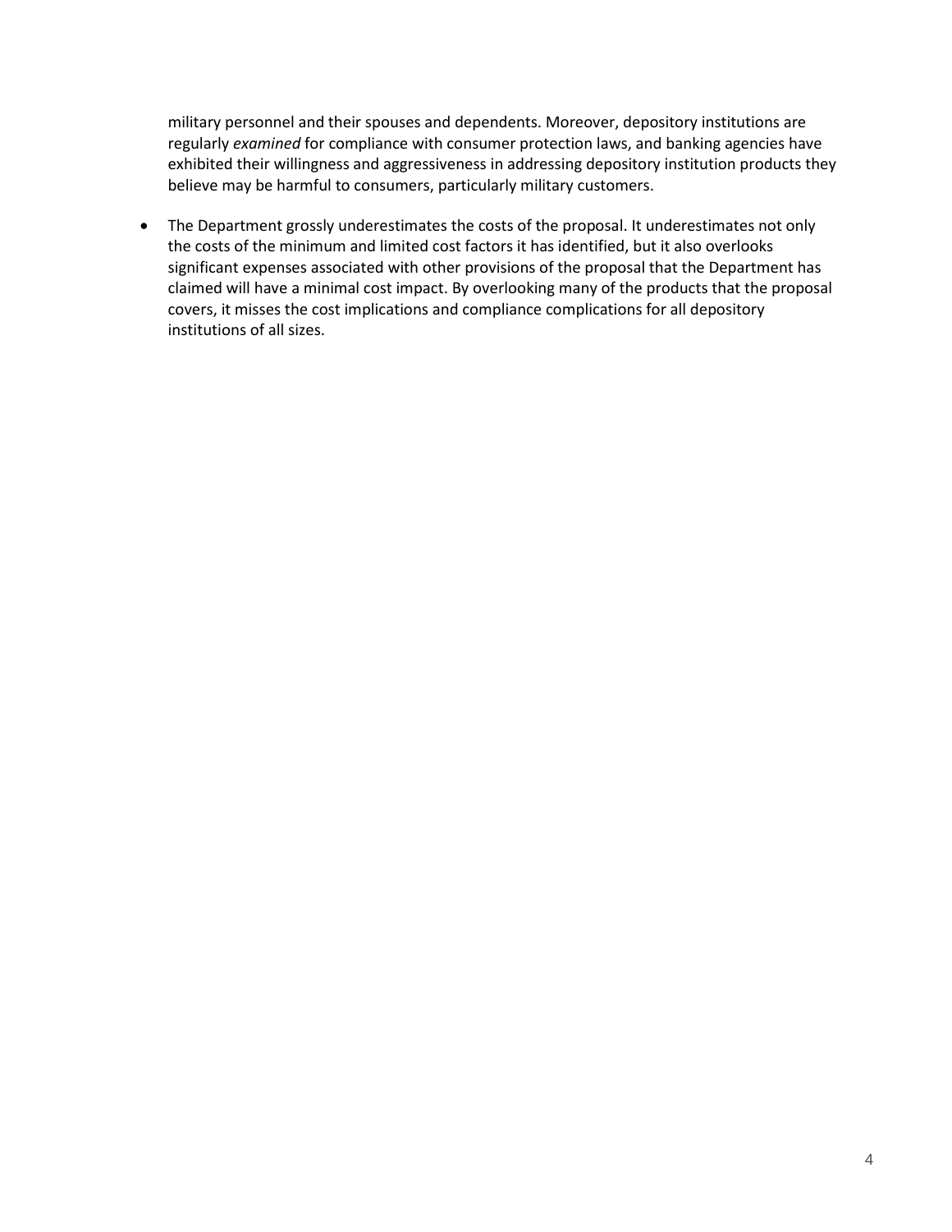military personnel and their spouses and dependents. Moreover, depository institutions are regularly *examined* for compliance with consumer protection laws, and banking agencies have exhibited their willingness and aggressiveness in addressing depository institution products they believe may be harmful to consumers, particularly military customers.

- The Department grossly underestimates the costs of the proposal. It underestimates not only the costs of the minimum and limited cost factors it has identified, but it also overlooks significant expenses associated with other provisions of the proposal that the Department has claimed will have a minimal cost impact. By overlooking many of the products that the proposal covers, it misses the cost implications and compliance complications for all depository institutions of all sizes.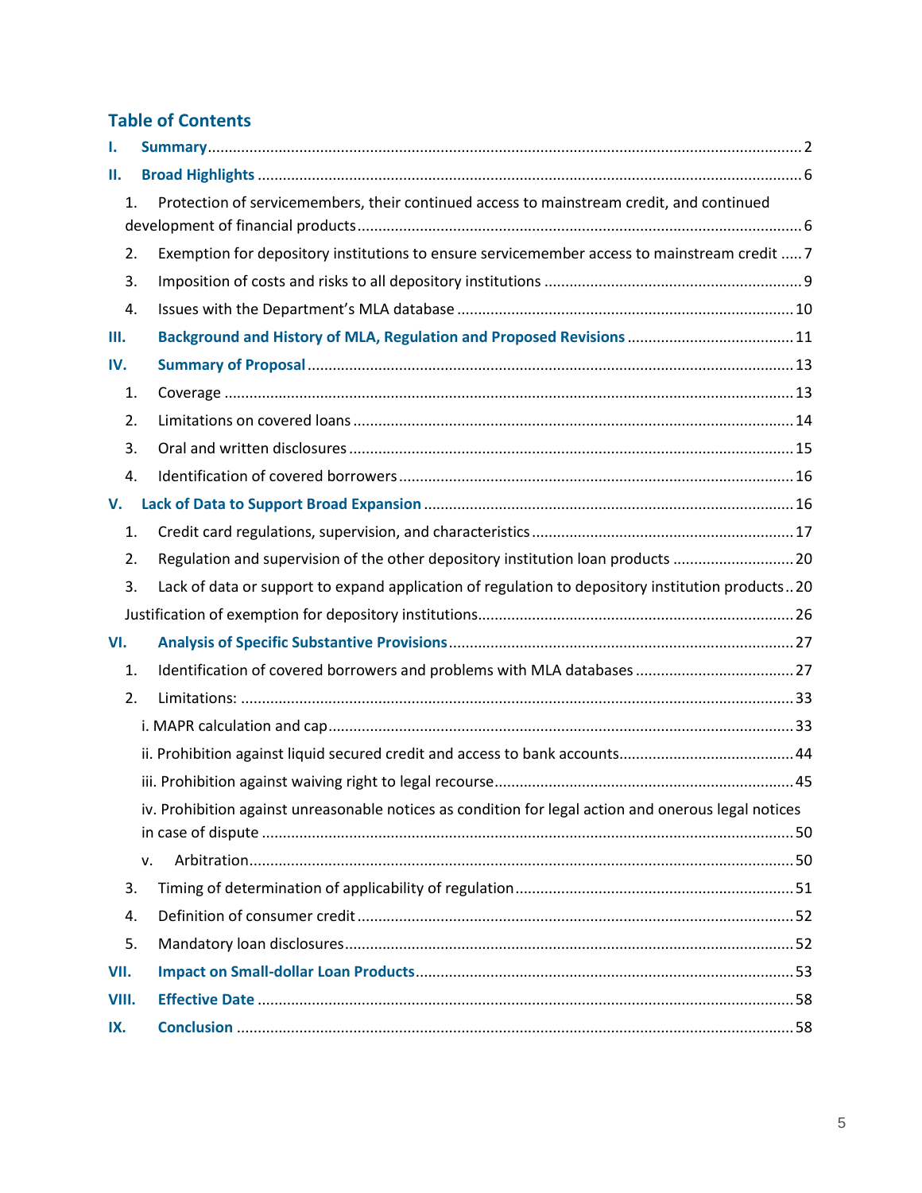## Table of Contents

I. **Summary** .......... 2

II. **Broad Highlights** .......... 6

1. Protection of servicemembers, their continued access to mainstream credit, and continued development of financial products .......... 6
2. Exemption for depository institutions to ensure servicemember access to mainstream credit .......... 7
3. Imposition of costs and risks to all depository institutions .......... 9
4. Issues with the Department's MLA database .......... 10

III. **Background and History of MLA, Regulation and Proposed Revisions** .......... 11

IV. **Summary of Proposal** .......... 13

1. Coverage .......... 13
2. Limitations on covered loans .......... 14
3. Oral and written disclosures .......... 15
4. Identification of covered borrowers .......... 16

V. **Lack of Data to Support Broad Expansion** .......... 16

1. Credit card regulations, supervision, and characteristics .......... 17
2. Regulation and supervision of the other depository institution loan products .......... 20
3. Lack of data or support to expand application of regulation to depository institution products .. 20

Justification of exemption for depository institutions .......... 26

VI. **Analysis of Specific Substantive Provisions** .......... 27

1. Identification of covered borrowers and problems with MLA databases .......... 27
2. Limitations: .......... 33
   - i. MAPR calculation and cap .......... 33
   - ii. Prohibition against liquid secured credit and access to bank accounts .......... 44
   - iii. Prohibition against waiving right to legal recourse .......... 45
   - iv. Prohibition against unreasonable notices as condition for legal action and onerous legal notices in case of dispute .......... 50
   - v. Arbitration .......... 50
3. Timing of determination of applicability of regulation .......... 51
4. Definition of consumer credit .......... 52
5. Mandatory loan disclosures .......... 52

VII. **Impact on Small-dollar Loan Products** .......... 53

VIII. **Effective Date** .......... 58

IX. **Conclusion** .......... 58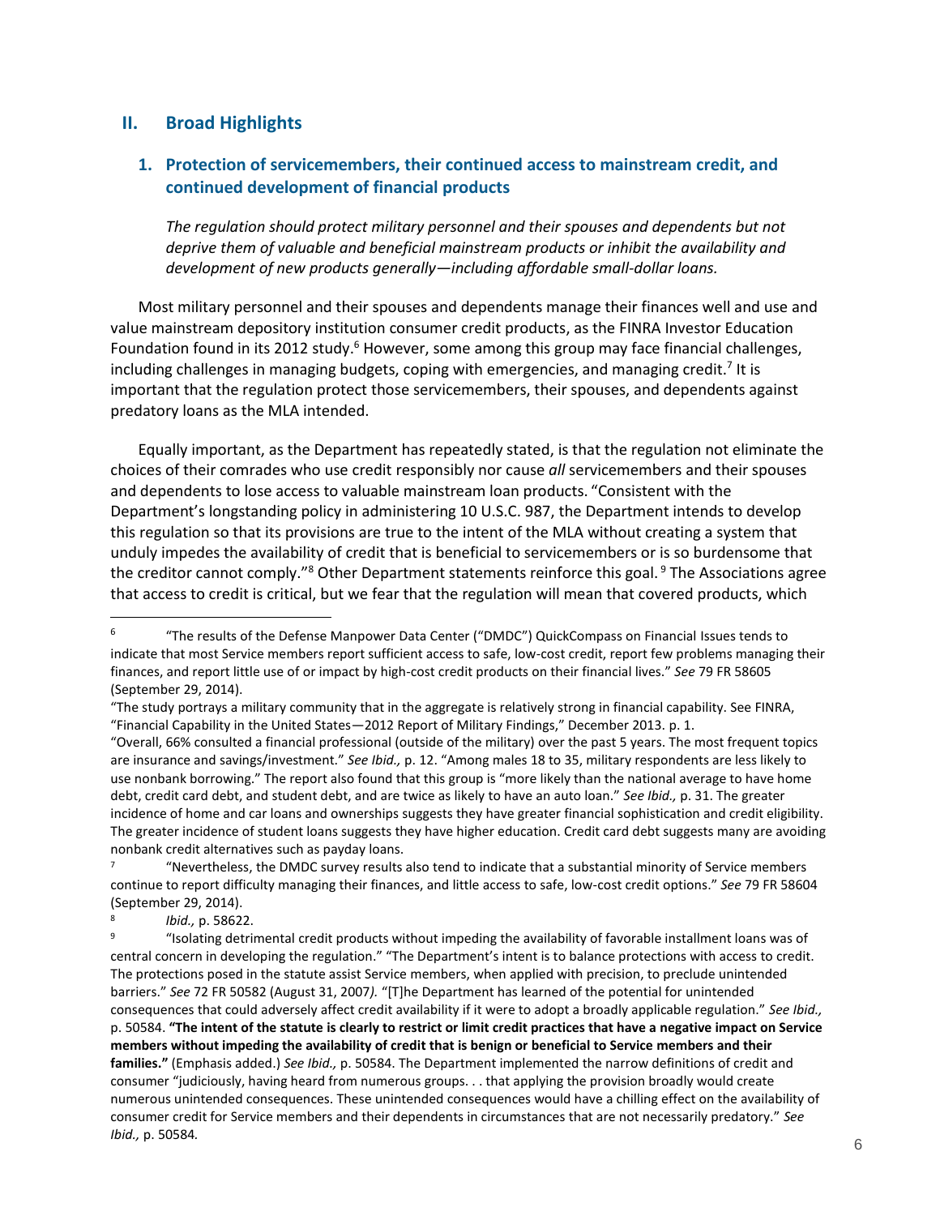## II. Broad Highlights

### 1. Protection of servicemembers, their continued access to mainstream credit, and continued development of financial products

*The regulation should protect military personnel and their spouses and dependents but not deprive them of valuable and beneficial mainstream products or inhibit the availability and development of new products generally—including affordable small-dollar loans.*

Most military personnel and their spouses and dependents manage their finances well and use and value mainstream depository institution consumer credit products, as the FINRA Investor Education Foundation found in its 2012 study.[6] However, some among this group may face financial challenges, including challenges in managing budgets, coping with emergencies, and managing credit.[7] It is important that the regulation protect those servicemembers, their spouses, and dependents against predatory loans as the MLA intended.

Equally important, as the Department has repeatedly stated, is that the regulation not eliminate the choices of their comrades who use credit responsibly nor cause *all* servicemembers and their spouses and dependents to lose access to valuable mainstream loan products. "Consistent with the Department's longstanding policy in administering 10 U.S.C. 987, the Department intends to develop this regulation so that its provisions are true to the intent of the MLA without creating a system that unduly impedes the availability of credit that is beneficial to servicemembers or is so burdensome that the creditor cannot comply."[8] Other Department statements reinforce this goal.[9] The Associations agree that access to credit is critical, but we fear that the regulation will mean that covered products, which

---

[6] "The results of the Defense Manpower Data Center ("DMDC") QuickCompass on Financial Issues tends to indicate that most Service members report sufficient access to safe, low-cost credit, report few problems managing their finances, and report little use of or impact by high-cost credit products on their financial lives." *See* 79 FR 58605 (September 29, 2014).

"The study portrays a military community that in the aggregate is relatively strong in financial capability. See FINRA, "Financial Capability in the United States—2012 Report of Military Findings," December 2013. p. 1.

"Overall, 66% consulted a financial professional (outside of the military) over the past 5 years. The most frequent topics are insurance and savings/investment." *See Ibid.,* p. 12. "Among males 18 to 35, military respondents are less likely to use nonbank borrowing." The report also found that this group is "more likely than the national average to have home debt, credit card debt, and student debt, and are twice as likely to have an auto loan." *See Ibid.,* p. 31. The greater incidence of home and car loans and ownerships suggests they have greater financial sophistication and credit eligibility. The greater incidence of student loans suggests they have higher education. Credit card debt suggests many are avoiding nonbank credit alternatives such as payday loans.

[7] "Nevertheless, the DMDC survey results also tend to indicate that a substantial minority of Service members continue to report difficulty managing their finances, and little access to safe, low-cost credit options." *See* 79 FR 58604 (September 29, 2014).

[8] *Ibid.,* p. 58622.

[9] "Isolating detrimental credit products without impeding the availability of favorable installment loans was of central concern in developing the regulation." "The Department's intent is to balance protections with access to credit. The protections posed in the statute assist Service members, when applied with precision, to preclude unintended barriers." *See* 72 FR 50582 (August 31, 2007*).* "[T]he Department has learned of the potential for unintended consequences that could adversely affect credit availability if it were to adopt a broadly applicable regulation." *See Ibid.,* p. 50584. **"The intent of the statute is clearly to restrict or limit credit practices that have a negative impact on Service members without impeding the availability of credit that is benign or beneficial to Service members and their families."** (Emphasis added.) *See Ibid.,* p. 50584. The Department implemented the narrow definitions of credit and consumer "judiciously, having heard from numerous groups. . . that applying the provision broadly would create numerous unintended consequences. These unintended consequences would have a chilling effect on the availability of consumer credit for Service members and their dependents in circumstances that are not necessarily predatory." *See Ibid.,* p. 50584*.*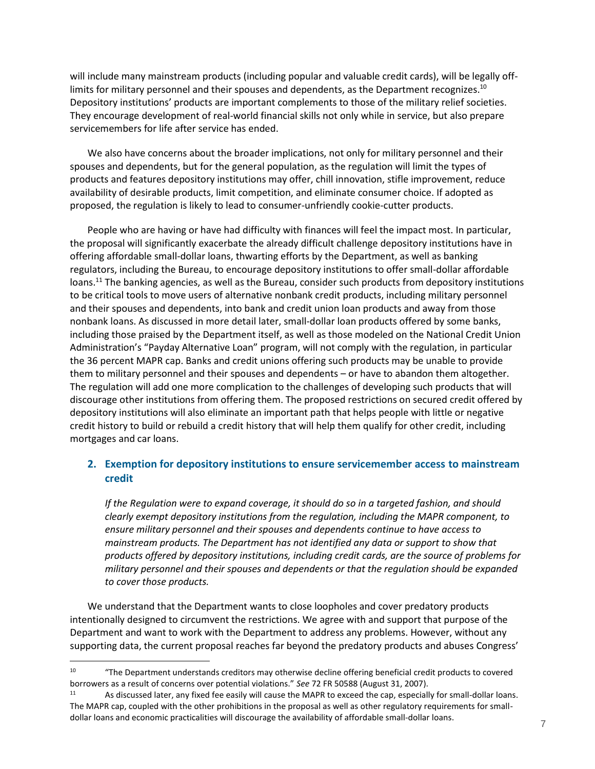will include many mainstream products (including popular and valuable credit cards), will be legally off-limits for military personnel and their spouses and dependents, as the Department recognizes.[10] Depository institutions' products are important complements to those of the military relief societies. They encourage development of real-world financial skills not only while in service, but also prepare servicemembers for life after service has ended.

We also have concerns about the broader implications, not only for military personnel and their spouses and dependents, but for the general population, as the regulation will limit the types of products and features depository institutions may offer, chill innovation, stifle improvement, reduce availability of desirable products, limit competition, and eliminate consumer choice. If adopted as proposed, the regulation is likely to lead to consumer-unfriendly cookie-cutter products.

People who are having or have had difficulty with finances will feel the impact most. In particular, the proposal will significantly exacerbate the already difficult challenge depository institutions have in offering affordable small-dollar loans, thwarting efforts by the Department, as well as banking regulators, including the Bureau, to encourage depository institutions to offer small-dollar affordable loans.[11] The banking agencies, as well as the Bureau, consider such products from depository institutions to be critical tools to move users of alternative nonbank credit products, including military personnel and their spouses and dependents, into bank and credit union loan products and away from those nonbank loans. As discussed in more detail later, small-dollar loan products offered by some banks, including those praised by the Department itself, as well as those modeled on the National Credit Union Administration's "Payday Alternative Loan" program, will not comply with the regulation, in particular the 36 percent MAPR cap. Banks and credit unions offering such products may be unable to provide them to military personnel and their spouses and dependents – or have to abandon them altogether. The regulation will add one more complication to the challenges of developing such products that will discourage other institutions from offering them. The proposed restrictions on secured credit offered by depository institutions will also eliminate an important path that helps people with little or negative credit history to build or rebuild a credit history that will help them qualify for other credit, including mortgages and car loans.

### 2. Exemption for depository institutions to ensure servicemember access to mainstream credit

*If the Regulation were to expand coverage, it should do so in a targeted fashion, and should clearly exempt depository institutions from the regulation, including the MAPR component, to ensure military personnel and their spouses and dependents continue to have access to mainstream products. The Department has not identified any data or support to show that products offered by depository institutions, including credit cards, are the source of problems for military personnel and their spouses and dependents or that the regulation should be expanded to cover those products.*

We understand that the Department wants to close loopholes and cover predatory products intentionally designed to circumvent the restrictions. We agree with and support that purpose of the Department and want to work with the Department to address any problems. However, without any supporting data, the current proposal reaches far beyond the predatory products and abuses Congress'

---

[10] "The Department understands creditors may otherwise decline offering beneficial credit products to covered borrowers as a result of concerns over potential violations." *See* 72 FR 50588 (August 31, 2007).

[11] As discussed later, any fixed fee easily will cause the MAPR to exceed the cap, especially for small-dollar loans. The MAPR cap, coupled with the other prohibitions in the proposal as well as other regulatory requirements for small-dollar loans and economic practicalities will discourage the availability of affordable small-dollar loans.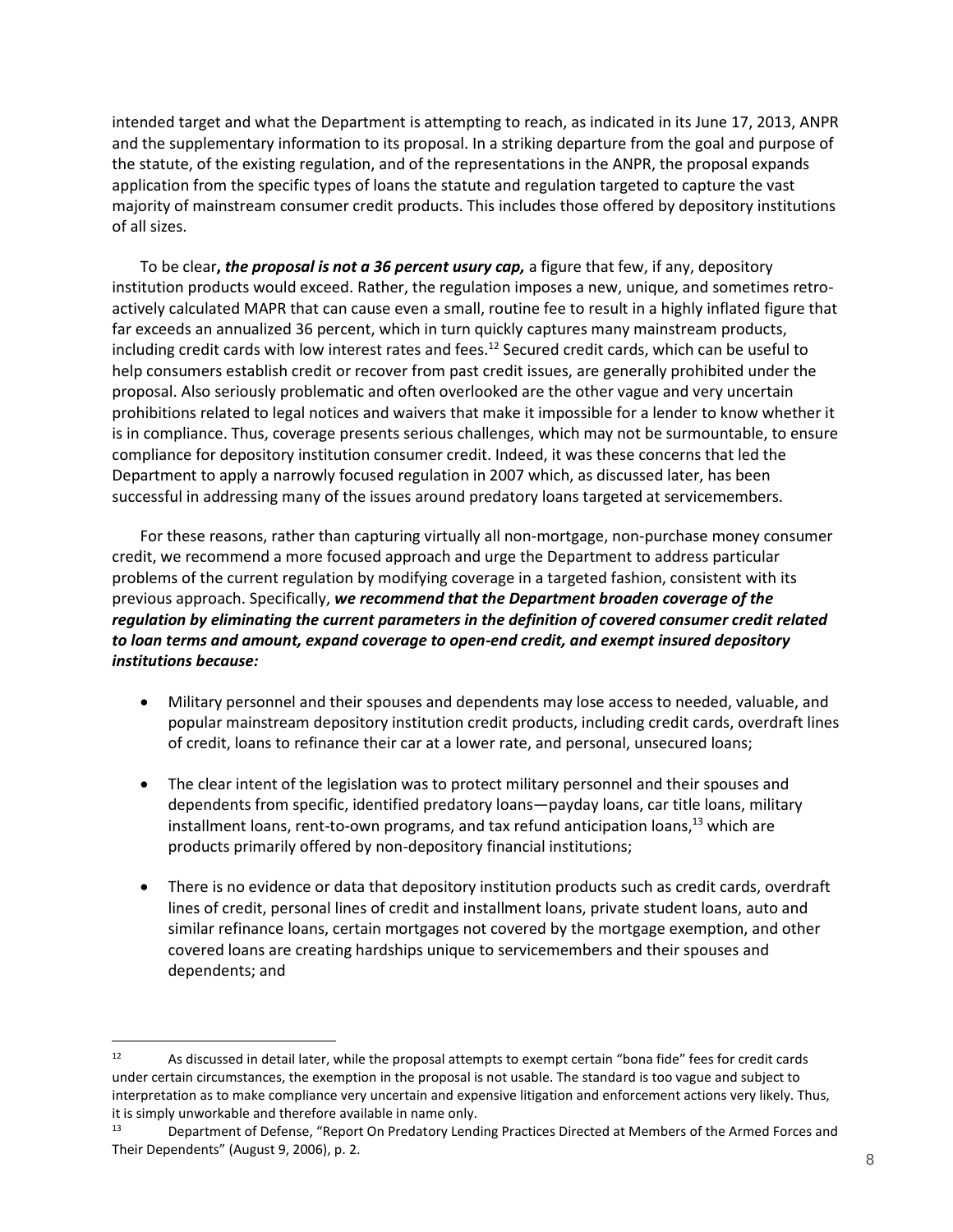intended target and what the Department is attempting to reach, as indicated in its June 17, 2013, ANPR and the supplementary information to its proposal. In a striking departure from the goal and purpose of the statute, of the existing regulation, and of the representations in the ANPR, the proposal expands application from the specific types of loans the statute and regulation targeted to capture the vast majority of mainstream consumer credit products. This includes those offered by depository institutions of all sizes.

To be clear***, the proposal is not a 36 percent usury cap,*** a figure that few, if any, depository institution products would exceed. Rather, the regulation imposes a new, unique, and sometimes retro-actively calculated MAPR that can cause even a small, routine fee to result in a highly inflated figure that far exceeds an annualized 36 percent, which in turn quickly captures many mainstream products, including credit cards with low interest rates and fees.[12] Secured credit cards, which can be useful to help consumers establish credit or recover from past credit issues, are generally prohibited under the proposal. Also seriously problematic and often overlooked are the other vague and very uncertain prohibitions related to legal notices and waivers that make it impossible for a lender to know whether it is in compliance. Thus, coverage presents serious challenges, which may not be surmountable, to ensure compliance for depository institution consumer credit. Indeed, it was these concerns that led the Department to apply a narrowly focused regulation in 2007 which, as discussed later, has been successful in addressing many of the issues around predatory loans targeted at servicemembers.

For these reasons, rather than capturing virtually all non-mortgage, non-purchase money consumer credit, we recommend a more focused approach and urge the Department to address particular problems of the current regulation by modifying coverage in a targeted fashion, consistent with its previous approach. Specifically, ***we recommend that the Department broaden coverage of the regulation by eliminating the current parameters in the definition of covered consumer credit related to loan terms and amount, expand coverage to open-end credit, and exempt insured depository institutions because:***

- Military personnel and their spouses and dependents may lose access to needed, valuable, and popular mainstream depository institution credit products, including credit cards, overdraft lines of credit, loans to refinance their car at a lower rate, and personal, unsecured loans;
- The clear intent of the legislation was to protect military personnel and their spouses and dependents from specific, identified predatory loans—payday loans, car title loans, military installment loans, rent-to-own programs, and tax refund anticipation loans,[13] which are products primarily offered by non-depository financial institutions;
- There is no evidence or data that depository institution products such as credit cards, overdraft lines of credit, personal lines of credit and installment loans, private student loans, auto and similar refinance loans, certain mortgages not covered by the mortgage exemption, and other covered loans are creating hardships unique to servicemembers and their spouses and dependents; and

---

[12] As discussed in detail later, while the proposal attempts to exempt certain "bona fide" fees for credit cards under certain circumstances, the exemption in the proposal is not usable. The standard is too vague and subject to interpretation as to make compliance very uncertain and expensive litigation and enforcement actions very likely. Thus, it is simply unworkable and therefore available in name only.

[13] Department of Defense, "Report On Predatory Lending Practices Directed at Members of the Armed Forces and Their Dependents" (August 9, 2006), p. 2.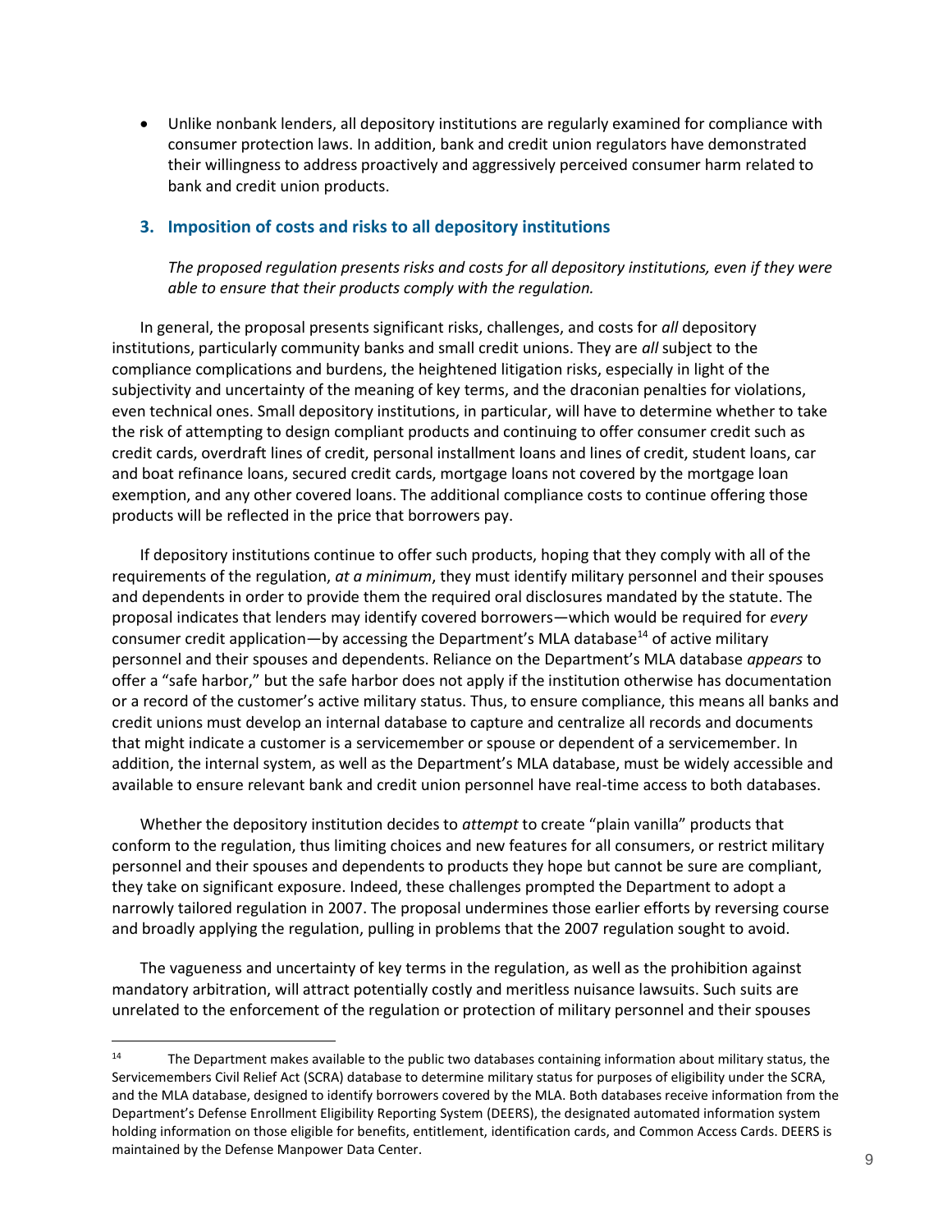- Unlike nonbank lenders, all depository institutions are regularly examined for compliance with consumer protection laws. In addition, bank and credit union regulators have demonstrated their willingness to address proactively and aggressively perceived consumer harm related to bank and credit union products.

### 3. Imposition of costs and risks to all depository institutions

*The proposed regulation presents risks and costs for all depository institutions, even if they were able to ensure that their products comply with the regulation.*

In general, the proposal presents significant risks, challenges, and costs for *all* depository institutions, particularly community banks and small credit unions. They are *all* subject to the compliance complications and burdens, the heightened litigation risks, especially in light of the subjectivity and uncertainty of the meaning of key terms, and the draconian penalties for violations, even technical ones. Small depository institutions, in particular, will have to determine whether to take the risk of attempting to design compliant products and continuing to offer consumer credit such as credit cards, overdraft lines of credit, personal installment loans and lines of credit, student loans, car and boat refinance loans, secured credit cards, mortgage loans not covered by the mortgage loan exemption, and any other covered loans. The additional compliance costs to continue offering those products will be reflected in the price that borrowers pay.

If depository institutions continue to offer such products, hoping that they comply with all of the requirements of the regulation, *at a minimum*, they must identify military personnel and their spouses and dependents in order to provide them the required oral disclosures mandated by the statute. The proposal indicates that lenders may identify covered borrowers—which would be required for *every* consumer credit application—by accessing the Department's MLA database[14] of active military personnel and their spouses and dependents. Reliance on the Department's MLA database *appears* to offer a "safe harbor," but the safe harbor does not apply if the institution otherwise has documentation or a record of the customer's active military status. Thus, to ensure compliance, this means all banks and credit unions must develop an internal database to capture and centralize all records and documents that might indicate a customer is a servicemember or spouse or dependent of a servicemember. In addition, the internal system, as well as the Department's MLA database, must be widely accessible and available to ensure relevant bank and credit union personnel have real-time access to both databases.

Whether the depository institution decides to *attempt* to create "plain vanilla" products that conform to the regulation, thus limiting choices and new features for all consumers, or restrict military personnel and their spouses and dependents to products they hope but cannot be sure are compliant, they take on significant exposure. Indeed, these challenges prompted the Department to adopt a narrowly tailored regulation in 2007. The proposal undermines those earlier efforts by reversing course and broadly applying the regulation, pulling in problems that the 2007 regulation sought to avoid.

The vagueness and uncertainty of key terms in the regulation, as well as the prohibition against mandatory arbitration, will attract potentially costly and meritless nuisance lawsuits. Such suits are unrelated to the enforcement of the regulation or protection of military personnel and their spouses

---

[14] The Department makes available to the public two databases containing information about military status, the Servicemembers Civil Relief Act (SCRA) database to determine military status for purposes of eligibility under the SCRA, and the MLA database, designed to identify borrowers covered by the MLA. Both databases receive information from the Department's Defense Enrollment Eligibility Reporting System (DEERS), the designated automated information system holding information on those eligible for benefits, entitlement, identification cards, and Common Access Cards. DEERS is maintained by the Defense Manpower Data Center.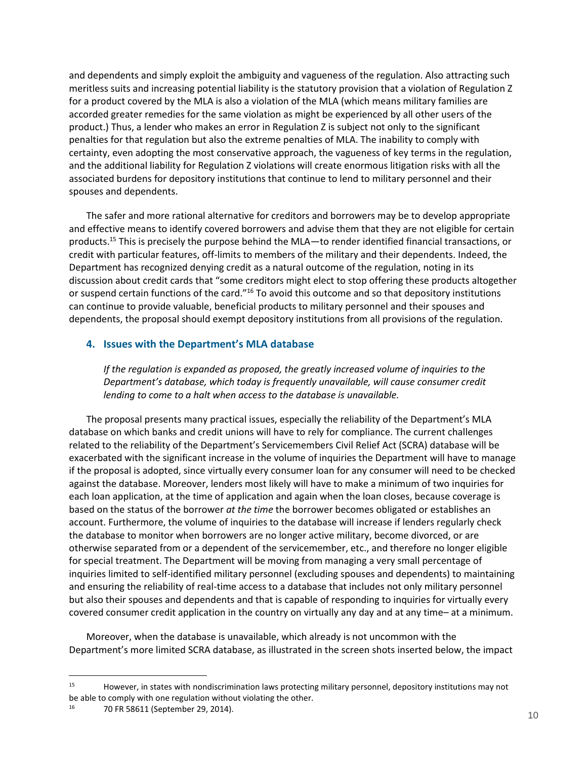and dependents and simply exploit the ambiguity and vagueness of the regulation. Also attracting such meritless suits and increasing potential liability is the statutory provision that a violation of Regulation Z for a product covered by the MLA is also a violation of the MLA (which means military families are accorded greater remedies for the same violation as might be experienced by all other users of the product.) Thus, a lender who makes an error in Regulation Z is subject not only to the significant penalties for that regulation but also the extreme penalties of MLA. The inability to comply with certainty, even adopting the most conservative approach, the vagueness of key terms in the regulation, and the additional liability for Regulation Z violations will create enormous litigation risks with all the associated burdens for depository institutions that continue to lend to military personnel and their spouses and dependents.

The safer and more rational alternative for creditors and borrowers may be to develop appropriate and effective means to identify covered borrowers and advise them that they are not eligible for certain products.[15] This is precisely the purpose behind the MLA—to render identified financial transactions, or credit with particular features, off-limits to members of the military and their dependents. Indeed, the Department has recognized denying credit as a natural outcome of the regulation, noting in its discussion about credit cards that "some creditors might elect to stop offering these products altogether or suspend certain functions of the card."[16] To avoid this outcome and so that depository institutions can continue to provide valuable, beneficial products to military personnel and their spouses and dependents, the proposal should exempt depository institutions from all provisions of the regulation.

### 4. Issues with the Department's MLA database

*If the regulation is expanded as proposed, the greatly increased volume of inquiries to the Department's database, which today is frequently unavailable, will cause consumer credit lending to come to a halt when access to the database is unavailable.*

The proposal presents many practical issues, especially the reliability of the Department's MLA database on which banks and credit unions will have to rely for compliance. The current challenges related to the reliability of the Department's Servicemembers Civil Relief Act (SCRA) database will be exacerbated with the significant increase in the volume of inquiries the Department will have to manage if the proposal is adopted, since virtually every consumer loan for any consumer will need to be checked against the database. Moreover, lenders most likely will have to make a minimum of two inquiries for each loan application, at the time of application and again when the loan closes, because coverage is based on the status of the borrower *at the time* the borrower becomes obligated or establishes an account. Furthermore, the volume of inquiries to the database will increase if lenders regularly check the database to monitor when borrowers are no longer active military, become divorced, or are otherwise separated from or a dependent of the servicemember, etc., and therefore no longer eligible for special treatment. The Department will be moving from managing a very small percentage of inquiries limited to self-identified military personnel (excluding spouses and dependents) to maintaining and ensuring the reliability of real-time access to a database that includes not only military personnel but also their spouses and dependents and that is capable of responding to inquiries for virtually every covered consumer credit application in the country on virtually any day and at any time– at a minimum.

Moreover, when the database is unavailable, which already is not uncommon with the Department's more limited SCRA database, as illustrated in the screen shots inserted below, the impact

---

[15] However, in states with nondiscrimination laws protecting military personnel, depository institutions may not be able to comply with one regulation without violating the other.

[16] 70 FR 58611 (September 29, 2014).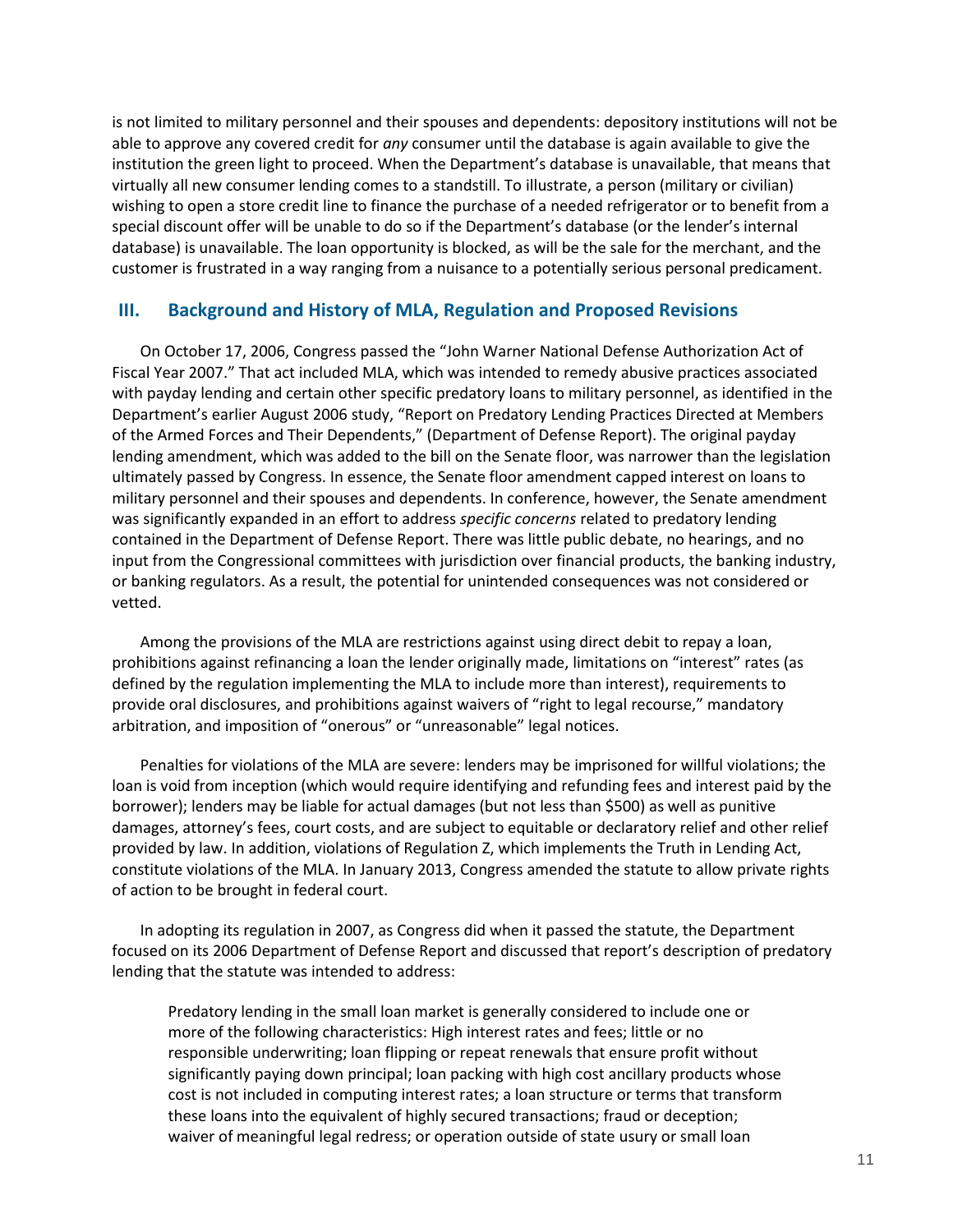is not limited to military personnel and their spouses and dependents: depository institutions will not be able to approve any covered credit for *any* consumer until the database is again available to give the institution the green light to proceed. When the Department's database is unavailable, that means that virtually all new consumer lending comes to a standstill. To illustrate, a person (military or civilian) wishing to open a store credit line to finance the purchase of a needed refrigerator or to benefit from a special discount offer will be unable to do so if the Department's database (or the lender's internal database) is unavailable. The loan opportunity is blocked, as will be the sale for the merchant, and the customer is frustrated in a way ranging from a nuisance to a potentially serious personal predicament.

## III. Background and History of MLA, Regulation and Proposed Revisions

On October 17, 2006, Congress passed the "John Warner National Defense Authorization Act of Fiscal Year 2007." That act included MLA, which was intended to remedy abusive practices associated with payday lending and certain other specific predatory loans to military personnel, as identified in the Department's earlier August 2006 study, "Report on Predatory Lending Practices Directed at Members of the Armed Forces and Their Dependents," (Department of Defense Report). The original payday lending amendment, which was added to the bill on the Senate floor, was narrower than the legislation ultimately passed by Congress. In essence, the Senate floor amendment capped interest on loans to military personnel and their spouses and dependents. In conference, however, the Senate amendment was significantly expanded in an effort to address *specific concerns* related to predatory lending contained in the Department of Defense Report. There was little public debate, no hearings, and no input from the Congressional committees with jurisdiction over financial products, the banking industry, or banking regulators. As a result, the potential for unintended consequences was not considered or vetted.

Among the provisions of the MLA are restrictions against using direct debit to repay a loan, prohibitions against refinancing a loan the lender originally made, limitations on "interest" rates (as defined by the regulation implementing the MLA to include more than interest), requirements to provide oral disclosures, and prohibitions against waivers of "right to legal recourse," mandatory arbitration, and imposition of "onerous" or "unreasonable" legal notices.

Penalties for violations of the MLA are severe: lenders may be imprisoned for willful violations; the loan is void from inception (which would require identifying and refunding fees and interest paid by the borrower); lenders may be liable for actual damages (but not less than $500) as well as punitive damages, attorney's fees, court costs, and are subject to equitable or declaratory relief and other relief provided by law. In addition, violations of Regulation Z, which implements the Truth in Lending Act, constitute violations of the MLA. In January 2013, Congress amended the statute to allow private rights of action to be brought in federal court.

In adopting its regulation in 2007, as Congress did when it passed the statute, the Department focused on its 2006 Department of Defense Report and discussed that report's description of predatory lending that the statute was intended to address:

> Predatory lending in the small loan market is generally considered to include one or more of the following characteristics: High interest rates and fees; little or no responsible underwriting; loan flipping or repeat renewals that ensure profit without significantly paying down principal; loan packing with high cost ancillary products whose cost is not included in computing interest rates; a loan structure or terms that transform these loans into the equivalent of highly secured transactions; fraud or deception; waiver of meaningful legal redress; or operation outside of state usury or small loan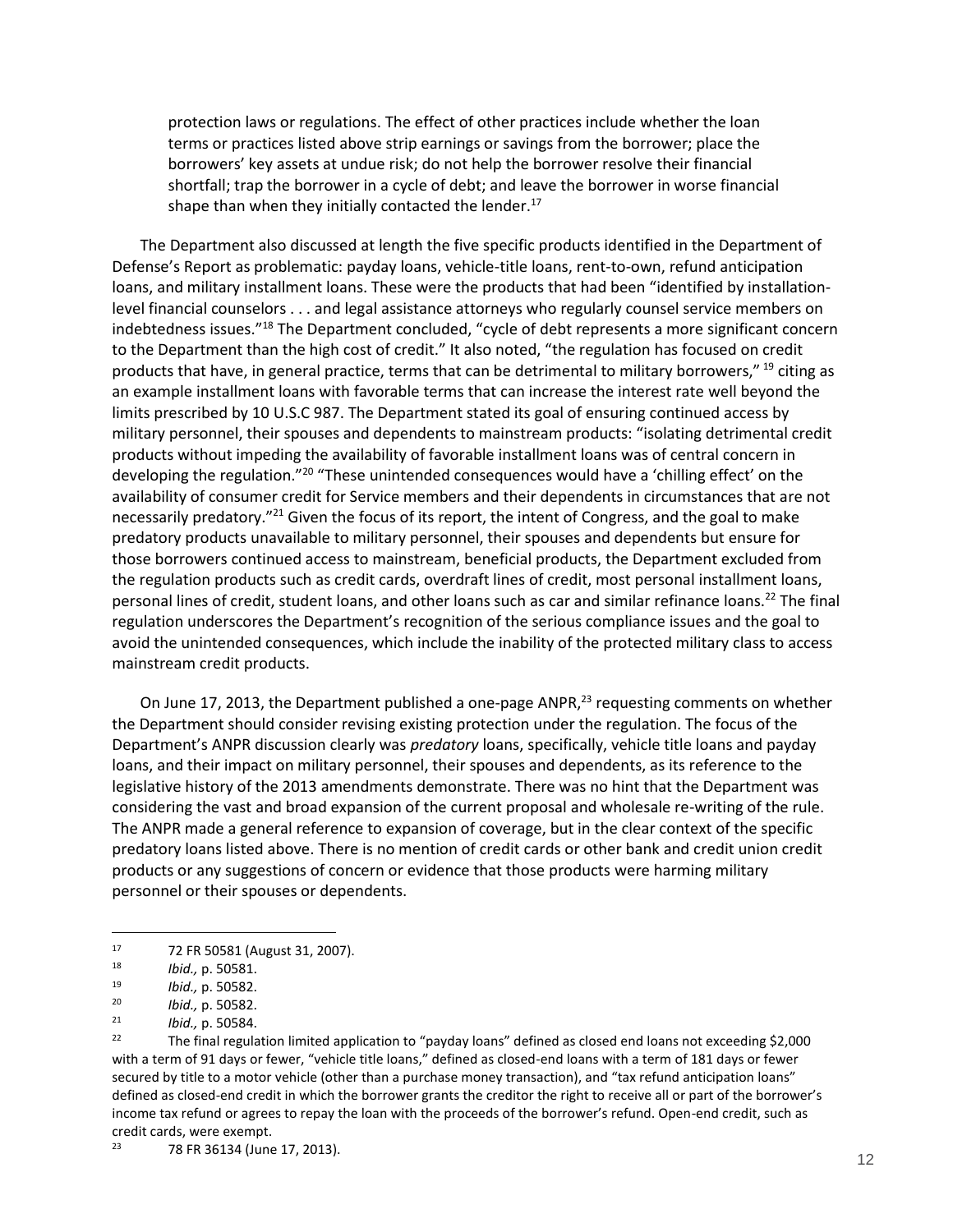> protection laws or regulations. The effect of other practices include whether the loan terms or practices listed above strip earnings or savings from the borrower; place the borrowers' key assets at undue risk; do not help the borrower resolve their financial shortfall; trap the borrower in a cycle of debt; and leave the borrower in worse financial shape than when they initially contacted the lender.[17]

The Department also discussed at length the five specific products identified in the Department of Defense's Report as problematic: payday loans, vehicle-title loans, rent-to-own, refund anticipation loans, and military installment loans. These were the products that had been "identified by installation-level financial counselors . . . and legal assistance attorneys who regularly counsel service members on indebtedness issues."[18] The Department concluded, "cycle of debt represents a more significant concern to the Department than the high cost of credit." It also noted, "the regulation has focused on credit products that have, in general practice, terms that can be detrimental to military borrowers," [19] citing as an example installment loans with favorable terms that can increase the interest rate well beyond the limits prescribed by 10 U.S.C 987. The Department stated its goal of ensuring continued access by military personnel, their spouses and dependents to mainstream products: "isolating detrimental credit products without impeding the availability of favorable installment loans was of central concern in developing the regulation."[20] "These unintended consequences would have a 'chilling effect' on the availability of consumer credit for Service members and their dependents in circumstances that are not necessarily predatory."[21] Given the focus of its report, the intent of Congress, and the goal to make predatory products unavailable to military personnel, their spouses and dependents but ensure for those borrowers continued access to mainstream, beneficial products, the Department excluded from the regulation products such as credit cards, overdraft lines of credit, most personal installment loans, personal lines of credit, student loans, and other loans such as car and similar refinance loans.[22] The final regulation underscores the Department's recognition of the serious compliance issues and the goal to avoid the unintended consequences, which include the inability of the protected military class to access mainstream credit products.

On June 17, 2013, the Department published a one-page ANPR,[23] requesting comments on whether the Department should consider revising existing protection under the regulation. The focus of the Department's ANPR discussion clearly was *predatory* loans, specifically, vehicle title loans and payday loans, and their impact on military personnel, their spouses and dependents, as its reference to the legislative history of the 2013 amendments demonstrate. There was no hint that the Department was considering the vast and broad expansion of the current proposal and wholesale re-writing of the rule. The ANPR made a general reference to expansion of coverage, but in the clear context of the specific predatory loans listed above. There is no mention of credit cards or other bank and credit union credit products or any suggestions of concern or evidence that those products were harming military personnel or their spouses or dependents.

---

[17] 72 FR 50581 (August 31, 2007).

[18] *Ibid.,* p. 50581.

[19] *Ibid.,* p. 50582.

[20] *Ibid.,* p. 50582.

[21] *Ibid.,* p. 50584.

[22] The final regulation limited application to "payday loans" defined as closed end loans not exceeding $2,000 with a term of 91 days or fewer, "vehicle title loans," defined as closed-end loans with a term of 181 days or fewer secured by title to a motor vehicle (other than a purchase money transaction), and "tax refund anticipation loans" defined as closed-end credit in which the borrower grants the creditor the right to receive all or part of the borrower's income tax refund or agrees to repay the loan with the proceeds of the borrower's refund. Open-end credit, such as credit cards, were exempt.

[23] 78 FR 36134 (June 17, 2013).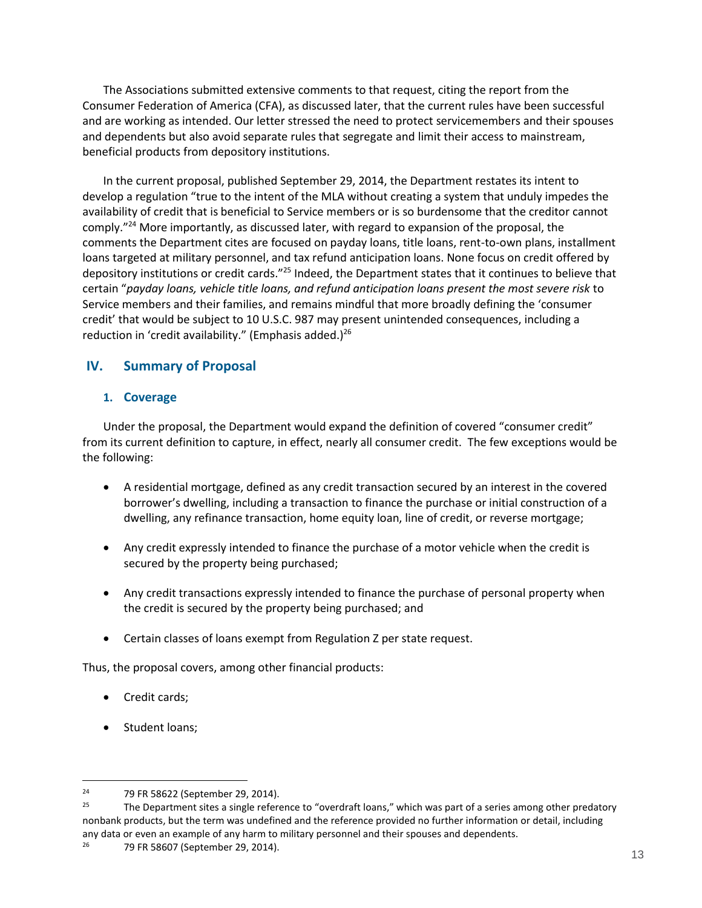The Associations submitted extensive comments to that request, citing the report from the Consumer Federation of America (CFA), as discussed later, that the current rules have been successful and are working as intended. Our letter stressed the need to protect servicemembers and their spouses and dependents but also avoid separate rules that segregate and limit their access to mainstream, beneficial products from depository institutions.

In the current proposal, published September 29, 2014, the Department restates its intent to develop a regulation "true to the intent of the MLA without creating a system that unduly impedes the availability of credit that is beneficial to Service members or is so burdensome that the creditor cannot comply."[24] More importantly, as discussed later, with regard to expansion of the proposal, the comments the Department cites are focused on payday loans, title loans, rent-to-own plans, installment loans targeted at military personnel, and tax refund anticipation loans. None focus on credit offered by depository institutions or credit cards."[25] Indeed, the Department states that it continues to believe that certain "*payday loans, vehicle title loans, and refund anticipation loans present the most severe risk* to Service members and their families, and remains mindful that more broadly defining the 'consumer credit' that would be subject to 10 U.S.C. 987 may present unintended consequences, including a reduction in 'credit availability." (Emphasis added.)[26]

## IV. Summary of Proposal

### 1. Coverage

Under the proposal, the Department would expand the definition of covered "consumer credit" from its current definition to capture, in effect, nearly all consumer credit. The few exceptions would be the following:

- A residential mortgage, defined as any credit transaction secured by an interest in the covered borrower's dwelling, including a transaction to finance the purchase or initial construction of a dwelling, any refinance transaction, home equity loan, line of credit, or reverse mortgage;
- Any credit expressly intended to finance the purchase of a motor vehicle when the credit is secured by the property being purchased;
- Any credit transactions expressly intended to finance the purchase of personal property when the credit is secured by the property being purchased; and
- Certain classes of loans exempt from Regulation Z per state request.

Thus, the proposal covers, among other financial products:

- Credit cards;
- Student loans;

---

[24] 79 FR 58622 (September 29, 2014).

[25] The Department sites a single reference to "overdraft loans," which was part of a series among other predatory nonbank products, but the term was undefined and the reference provided no further information or detail, including any data or even an example of any harm to military personnel and their spouses and dependents.

[26] 79 FR 58607 (September 29, 2014).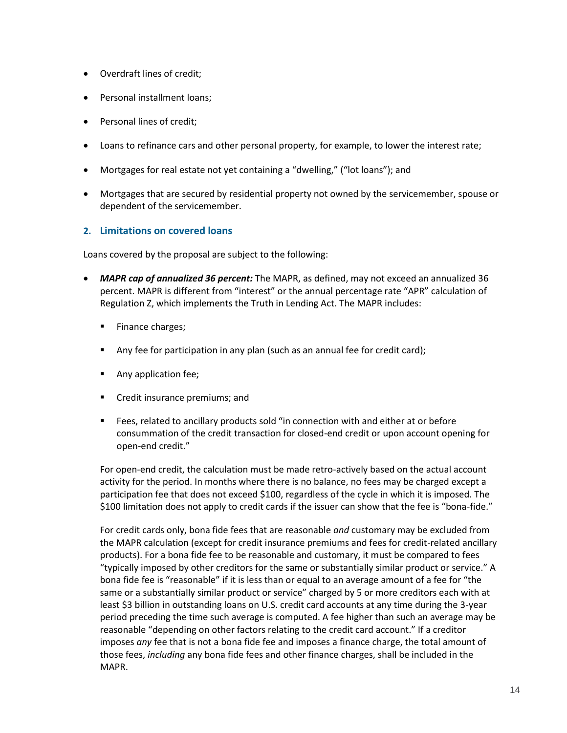- Overdraft lines of credit;
- Personal installment loans;
- Personal lines of credit;
- Loans to refinance cars and other personal property, for example, to lower the interest rate;
- Mortgages for real estate not yet containing a "dwelling," ("lot loans"); and
- Mortgages that are secured by residential property not owned by the servicemember, spouse or dependent of the servicemember.

### 2. Limitations on covered loans

Loans covered by the proposal are subject to the following:

- ***MAPR cap of annualized 36 percent:*** The MAPR, as defined, may not exceed an annualized 36 percent. MAPR is different from "interest" or the annual percentage rate "APR" calculation of Regulation Z, which implements the Truth in Lending Act. The MAPR includes:
    - Finance charges;
    - Any fee for participation in any plan (such as an annual fee for credit card);
    - Any application fee;
    - Credit insurance premiums; and
    - Fees, related to ancillary products sold "in connection with and either at or before consummation of the credit transaction for closed-end credit or upon account opening for open-end credit."

  For open-end credit, the calculation must be made retro-actively based on the actual account activity for the period. In months where there is no balance, no fees may be charged except a participation fee that does not exceed $100, regardless of the cycle in which it is imposed. The $100 limitation does not apply to credit cards if the issuer can show that the fee is "bona-fide."

  For credit cards only, bona fide fees that are reasonable *and* customary may be excluded from the MAPR calculation (except for credit insurance premiums and fees for credit-related ancillary products). For a bona fide fee to be reasonable and customary, it must be compared to fees "typically imposed by other creditors for the same or substantially similar product or service." A bona fide fee is "reasonable" if it is less than or equal to an average amount of a fee for "the same or a substantially similar product or service" charged by 5 or more creditors each with at least $3 billion in outstanding loans on U.S. credit card accounts at any time during the 3-year period preceding the time such average is computed. A fee higher than such an average may be reasonable "depending on other factors relating to the credit card account." If a creditor imposes *any* fee that is not a bona fide fee and imposes a finance charge, the total amount of those fees, *including* any bona fide fees and other finance charges, shall be included in the MAPR.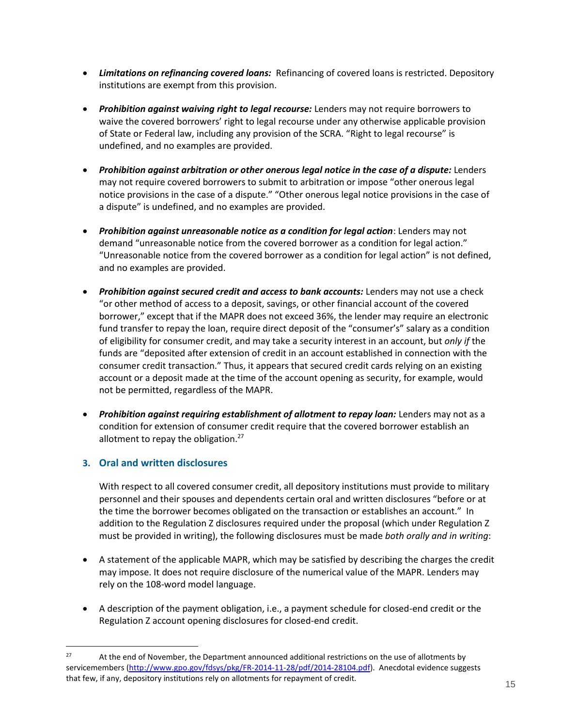- ***Limitations on refinancing covered loans:*** Refinancing of covered loans is restricted. Depository institutions are exempt from this provision.

- ***Prohibition against waiving right to legal recourse:*** Lenders may not require borrowers to waive the covered borrowers' right to legal recourse under any otherwise applicable provision of State or Federal law, including any provision of the SCRA. "Right to legal recourse" is undefined, and no examples are provided.

- ***Prohibition against arbitration or other onerous legal notice in the case of a dispute:*** Lenders may not require covered borrowers to submit to arbitration or impose "other onerous legal notice provisions in the case of a dispute." "Other onerous legal notice provisions in the case of a dispute" is undefined, and no examples are provided.

- ***Prohibition against unreasonable notice as a condition for legal action***: Lenders may not demand "unreasonable notice from the covered borrower as a condition for legal action." "Unreasonable notice from the covered borrower as a condition for legal action" is not defined, and no examples are provided.

- ***Prohibition against secured credit and access to bank accounts:*** Lenders may not use a check "or other method of access to a deposit, savings, or other financial account of the covered borrower," except that if the MAPR does not exceed 36%, the lender may require an electronic fund transfer to repay the loan, require direct deposit of the "consumer's" salary as a condition of eligibility for consumer credit, and may take a security interest in an account, but *only if* the funds are "deposited after extension of credit in an account established in connection with the consumer credit transaction." Thus, it appears that secured credit cards relying on an existing account or a deposit made at the time of the account opening as security, for example, would not be permitted, regardless of the MAPR.

- ***Prohibition against requiring establishment of allotment to repay loan:*** Lenders may not as a condition for extension of consumer credit require that the covered borrower establish an allotment to repay the obligation.[27]

### 3. Oral and written disclosures

With respect to all covered consumer credit, all depository institutions must provide to military personnel and their spouses and dependents certain oral and written disclosures "before or at the time the borrower becomes obligated on the transaction or establishes an account." In addition to the Regulation Z disclosures required under the proposal (which under Regulation Z must be provided in writing), the following disclosures must be made *both orally and in writing*:

- A statement of the applicable MAPR, which may be satisfied by describing the charges the credit may impose. It does not require disclosure of the numerical value of the MAPR. Lenders may rely on the 108-word model language.

- A description of the payment obligation, i.e., a payment schedule for closed-end credit or the Regulation Z account opening disclosures for closed-end credit.

---

[27] At the end of November, the Department announced additional restrictions on the use of allotments by servicemembers (http://www.gpo.gov/fdsys/pkg/FR-2014-11-28/pdf/2014-28104.pdf). Anecdotal evidence suggests that few, if any, depository institutions rely on allotments for repayment of credit.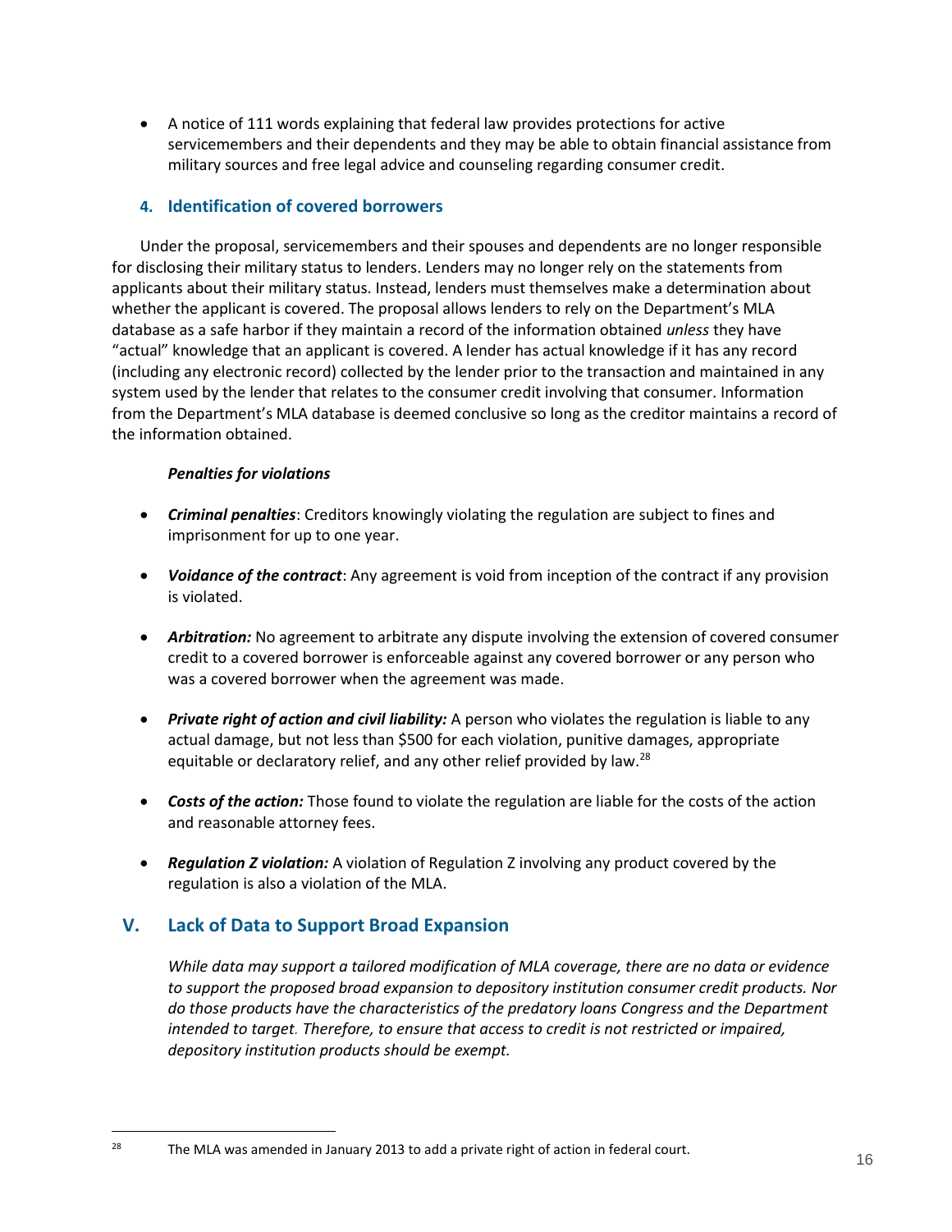- A notice of 111 words explaining that federal law provides protections for active servicemembers and their dependents and they may be able to obtain financial assistance from military sources and free legal advice and counseling regarding consumer credit.

### 4. Identification of covered borrowers

Under the proposal, servicemembers and their spouses and dependents are no longer responsible for disclosing their military status to lenders. Lenders may no longer rely on the statements from applicants about their military status. Instead, lenders must themselves make a determination about whether the applicant is covered. The proposal allows lenders to rely on the Department's MLA database as a safe harbor if they maintain a record of the information obtained *unless* they have "actual" knowledge that an applicant is covered. A lender has actual knowledge if it has any record (including any electronic record) collected by the lender prior to the transaction and maintained in any system used by the lender that relates to the consumer credit involving that consumer. Information from the Department's MLA database is deemed conclusive so long as the creditor maintains a record of the information obtained.

***Penalties for violations***

- ***Criminal penalties***: Creditors knowingly violating the regulation are subject to fines and imprisonment for up to one year.
- ***Voidance of the contract***: Any agreement is void from inception of the contract if any provision is violated.
- ***Arbitration:*** No agreement to arbitrate any dispute involving the extension of covered consumer credit to a covered borrower is enforceable against any covered borrower or any person who was a covered borrower when the agreement was made.
- ***Private right of action and civil liability:*** A person who violates the regulation is liable to any actual damage, but not less than $500 for each violation, punitive damages, appropriate equitable or declaratory relief, and any other relief provided by law.[28]
- ***Costs of the action:*** Those found to violate the regulation are liable for the costs of the action and reasonable attorney fees.
- ***Regulation Z violation:*** A violation of Regulation Z involving any product covered by the regulation is also a violation of the MLA.

## V. Lack of Data to Support Broad Expansion

*While data may support a tailored modification of MLA coverage, there are no data or evidence to support the proposed broad expansion to depository institution consumer credit products. Nor do those products have the characteristics of the predatory loans Congress and the Department intended to target. Therefore, to ensure that access to credit is not restricted or impaired, depository institution products should be exempt.*

---

[28] The MLA was amended in January 2013 to add a private right of action in federal court.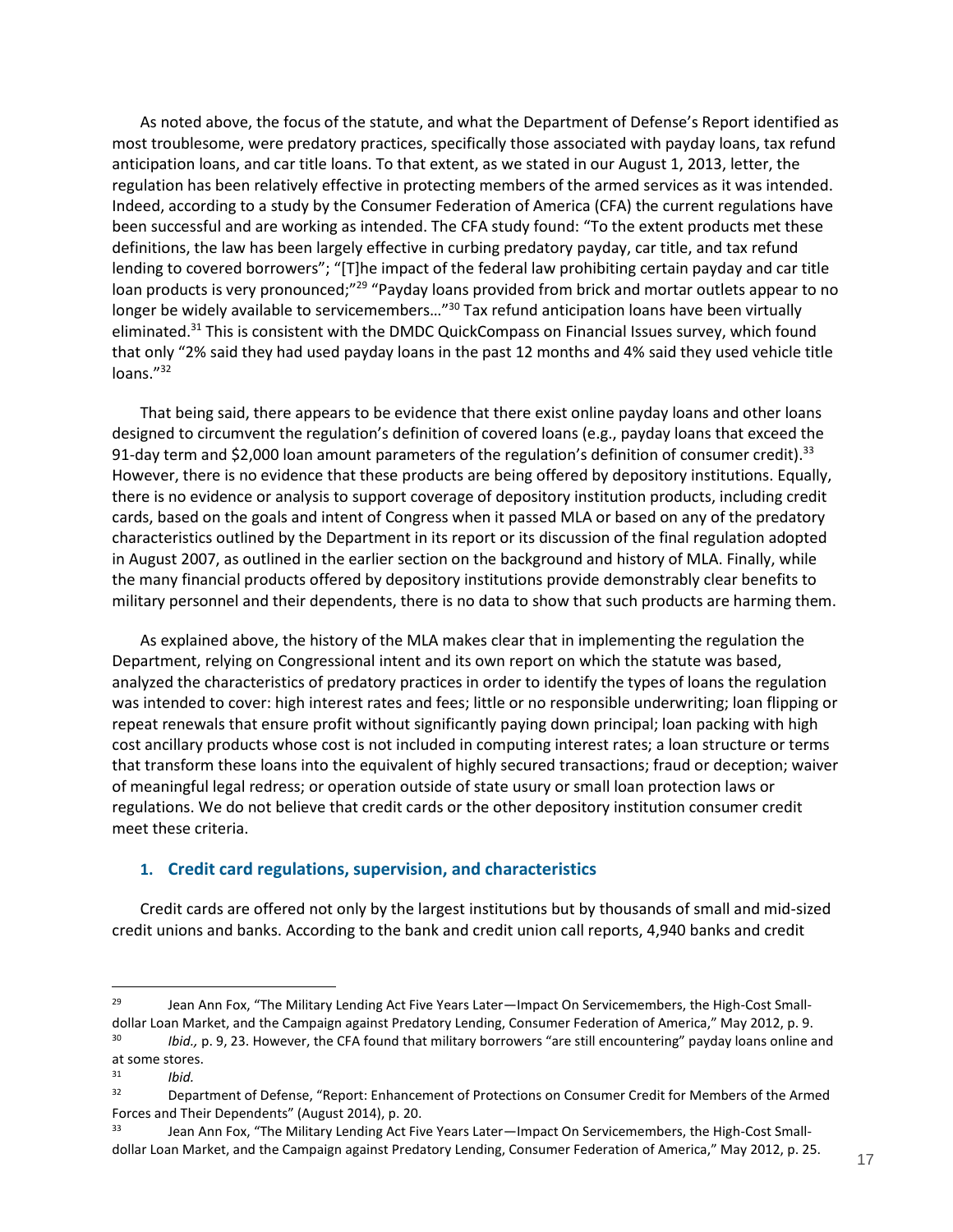As noted above, the focus of the statute, and what the Department of Defense's Report identified as most troublesome, were predatory practices, specifically those associated with payday loans, tax refund anticipation loans, and car title loans. To that extent, as we stated in our August 1, 2013, letter, the regulation has been relatively effective in protecting members of the armed services as it was intended. Indeed, according to a study by the Consumer Federation of America (CFA) the current regulations have been successful and are working as intended. The CFA study found: "To the extent products met these definitions, the law has been largely effective in curbing predatory payday, car title, and tax refund lending to covered borrowers"; "[T]he impact of the federal law prohibiting certain payday and car title loan products is very pronounced;"[29] "Payday loans provided from brick and mortar outlets appear to no longer be widely available to servicemembers…"[30] Tax refund anticipation loans have been virtually eliminated.[31] This is consistent with the DMDC QuickCompass on Financial Issues survey, which found that only "2% said they had used payday loans in the past 12 months and 4% said they used vehicle title loans."[32]

That being said, there appears to be evidence that there exist online payday loans and other loans designed to circumvent the regulation's definition of covered loans (e.g., payday loans that exceed the 91-day term and $2,000 loan amount parameters of the regulation's definition of consumer credit).[33] However, there is no evidence that these products are being offered by depository institutions. Equally, there is no evidence or analysis to support coverage of depository institution products, including credit cards, based on the goals and intent of Congress when it passed MLA or based on any of the predatory characteristics outlined by the Department in its report or its discussion of the final regulation adopted in August 2007, as outlined in the earlier section on the background and history of MLA. Finally, while the many financial products offered by depository institutions provide demonstrably clear benefits to military personnel and their dependents, there is no data to show that such products are harming them.

As explained above, the history of the MLA makes clear that in implementing the regulation the Department, relying on Congressional intent and its own report on which the statute was based, analyzed the characteristics of predatory practices in order to identify the types of loans the regulation was intended to cover: high interest rates and fees; little or no responsible underwriting; loan flipping or repeat renewals that ensure profit without significantly paying down principal; loan packing with high cost ancillary products whose cost is not included in computing interest rates; a loan structure or terms that transform these loans into the equivalent of highly secured transactions; fraud or deception; waiver of meaningful legal redress; or operation outside of state usury or small loan protection laws or regulations. We do not believe that credit cards or the other depository institution consumer credit meet these criteria.

### 1. Credit card regulations, supervision, and characteristics

Credit cards are offered not only by the largest institutions but by thousands of small and mid-sized credit unions and banks. According to the bank and credit union call reports, 4,940 banks and credit

---

[29] Jean Ann Fox, "The Military Lending Act Five Years Later—Impact On Servicemembers, the High-Cost Small-dollar Loan Market, and the Campaign against Predatory Lending, Consumer Federation of America," May 2012, p. 9.

[30] *Ibid.,* p. 9, 23. However, the CFA found that military borrowers "are still encountering" payday loans online and at some stores.

[31] *Ibid.*

[32] Department of Defense, "Report: Enhancement of Protections on Consumer Credit for Members of the Armed Forces and Their Dependents" (August 2014), p. 20.

[33] Jean Ann Fox, "The Military Lending Act Five Years Later—Impact On Servicemembers, the High-Cost Small-dollar Loan Market, and the Campaign against Predatory Lending, Consumer Federation of America," May 2012, p. 25.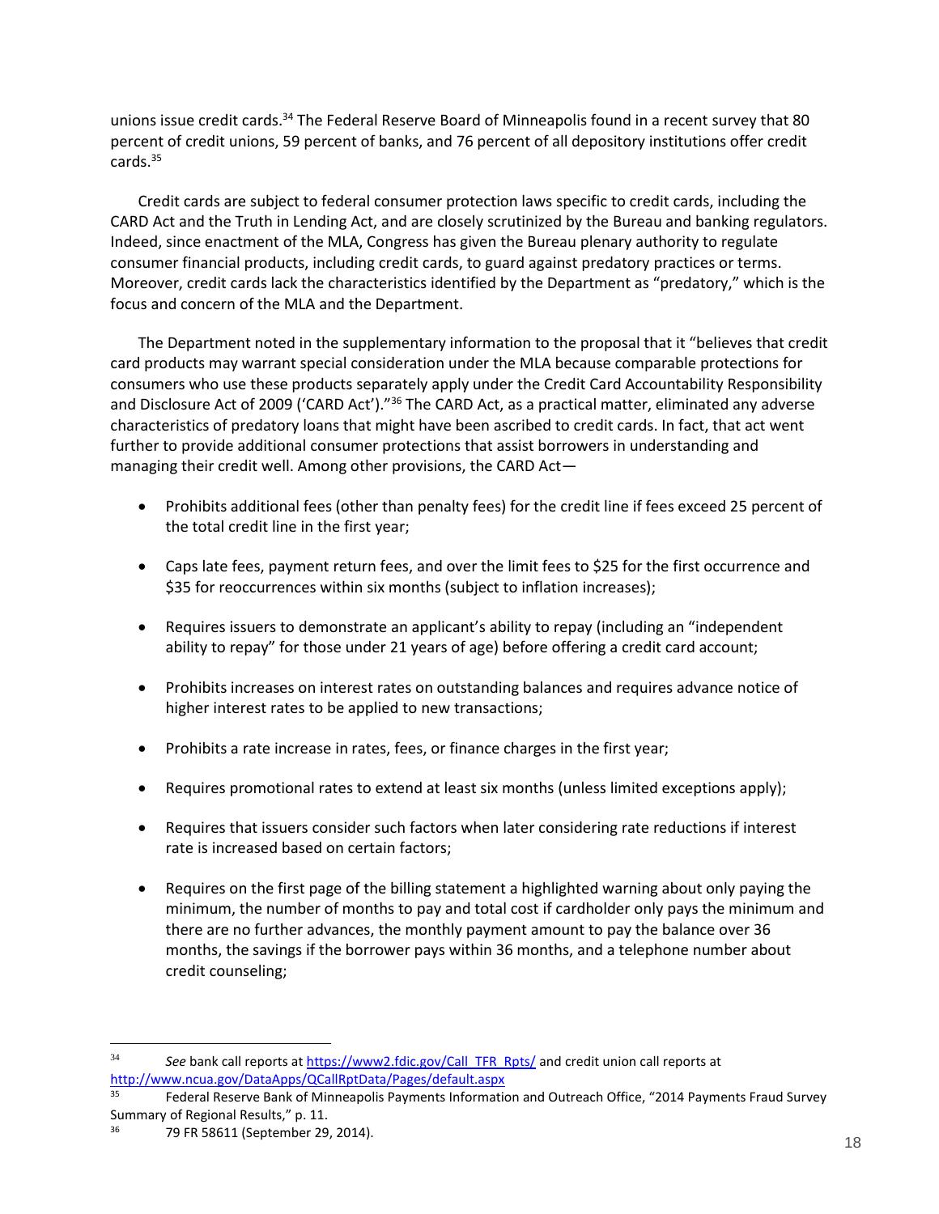unions issue credit cards.[34] The Federal Reserve Board of Minneapolis found in a recent survey that 80 percent of credit unions, 59 percent of banks, and 76 percent of all depository institutions offer credit cards.[35]

Credit cards are subject to federal consumer protection laws specific to credit cards, including the CARD Act and the Truth in Lending Act, and are closely scrutinized by the Bureau and banking regulators. Indeed, since enactment of the MLA, Congress has given the Bureau plenary authority to regulate consumer financial products, including credit cards, to guard against predatory practices or terms. Moreover, credit cards lack the characteristics identified by the Department as "predatory," which is the focus and concern of the MLA and the Department.

The Department noted in the supplementary information to the proposal that it "believes that credit card products may warrant special consideration under the MLA because comparable protections for consumers who use these products separately apply under the Credit Card Accountability Responsibility and Disclosure Act of 2009 ('CARD Act')."[36] The CARD Act, as a practical matter, eliminated any adverse characteristics of predatory loans that might have been ascribed to credit cards. In fact, that act went further to provide additional consumer protections that assist borrowers in understanding and managing their credit well. Among other provisions, the CARD Act—

- Prohibits additional fees (other than penalty fees) for the credit line if fees exceed 25 percent of the total credit line in the first year;
- Caps late fees, payment return fees, and over the limit fees to $25 for the first occurrence and $35 for reoccurrences within six months (subject to inflation increases);
- Requires issuers to demonstrate an applicant's ability to repay (including an "independent ability to repay" for those under 21 years of age) before offering a credit card account;
- Prohibits increases on interest rates on outstanding balances and requires advance notice of higher interest rates to be applied to new transactions;
- Prohibits a rate increase in rates, fees, or finance charges in the first year;
- Requires promotional rates to extend at least six months (unless limited exceptions apply);
- Requires that issuers consider such factors when later considering rate reductions if interest rate is increased based on certain factors;
- Requires on the first page of the billing statement a highlighted warning about only paying the minimum, the number of months to pay and total cost if cardholder only pays the minimum and there are no further advances, the monthly payment amount to pay the balance over 36 months, the savings if the borrower pays within 36 months, and a telephone number about credit counseling;

---

[34] *See* bank call reports at https://www2.fdic.gov/Call_TFR_Rpts/ and credit union call reports at http://www.ncua.gov/DataApps/QCallRptData/Pages/default.aspx

[35] Federal Reserve Bank of Minneapolis Payments Information and Outreach Office, "2014 Payments Fraud Survey Summary of Regional Results," p. 11.

[36] 79 FR 58611 (September 29, 2014).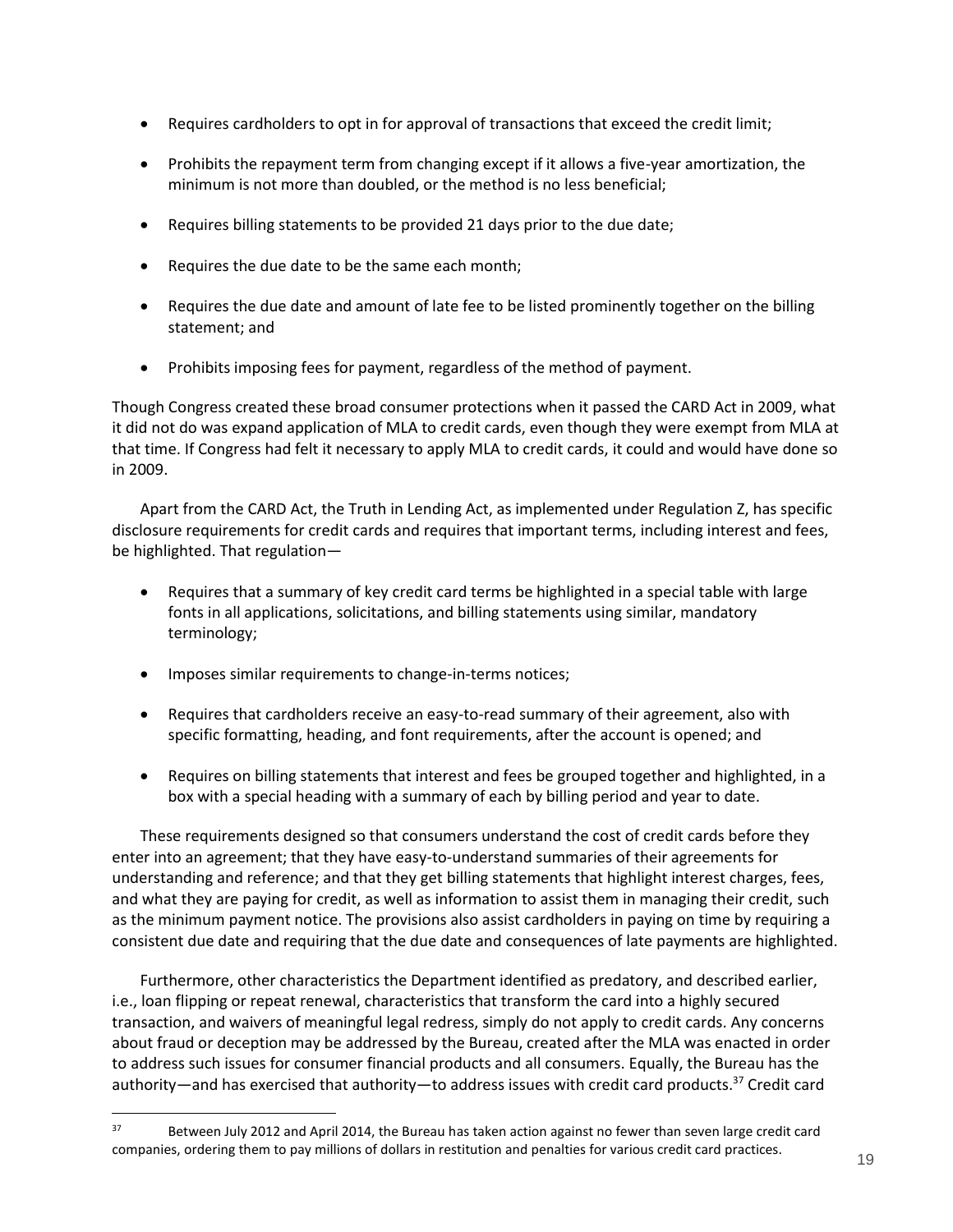- Requires cardholders to opt in for approval of transactions that exceed the credit limit;
- Prohibits the repayment term from changing except if it allows a five-year amortization, the minimum is not more than doubled, or the method is no less beneficial;
- Requires billing statements to be provided 21 days prior to the due date;
- Requires the due date to be the same each month;
- Requires the due date and amount of late fee to be listed prominently together on the billing statement; and
- Prohibits imposing fees for payment, regardless of the method of payment.

Though Congress created these broad consumer protections when it passed the CARD Act in 2009, what it did not do was expand application of MLA to credit cards, even though they were exempt from MLA at that time. If Congress had felt it necessary to apply MLA to credit cards, it could and would have done so in 2009.

Apart from the CARD Act, the Truth in Lending Act, as implemented under Regulation Z, has specific disclosure requirements for credit cards and requires that important terms, including interest and fees, be highlighted. That regulation—

- Requires that a summary of key credit card terms be highlighted in a special table with large fonts in all applications, solicitations, and billing statements using similar, mandatory terminology;
- Imposes similar requirements to change-in-terms notices;
- Requires that cardholders receive an easy-to-read summary of their agreement, also with specific formatting, heading, and font requirements, after the account is opened; and
- Requires on billing statements that interest and fees be grouped together and highlighted, in a box with a special heading with a summary of each by billing period and year to date.

These requirements designed so that consumers understand the cost of credit cards before they enter into an agreement; that they have easy-to-understand summaries of their agreements for understanding and reference; and that they get billing statements that highlight interest charges, fees, and what they are paying for credit, as well as information to assist them in managing their credit, such as the minimum payment notice. The provisions also assist cardholders in paying on time by requiring a consistent due date and requiring that the due date and consequences of late payments are highlighted.

Furthermore, other characteristics the Department identified as predatory, and described earlier, i.e., loan flipping or repeat renewal, characteristics that transform the card into a highly secured transaction, and waivers of meaningful legal redress, simply do not apply to credit cards. Any concerns about fraud or deception may be addressed by the Bureau, created after the MLA was enacted in order to address such issues for consumer financial products and all consumers. Equally, the Bureau has the authority—and has exercised that authority—to address issues with credit card products.[37] Credit card

[37] Between July 2012 and April 2014, the Bureau has taken action against no fewer than seven large credit card companies, ordering them to pay millions of dollars in restitution and penalties for various credit card practices.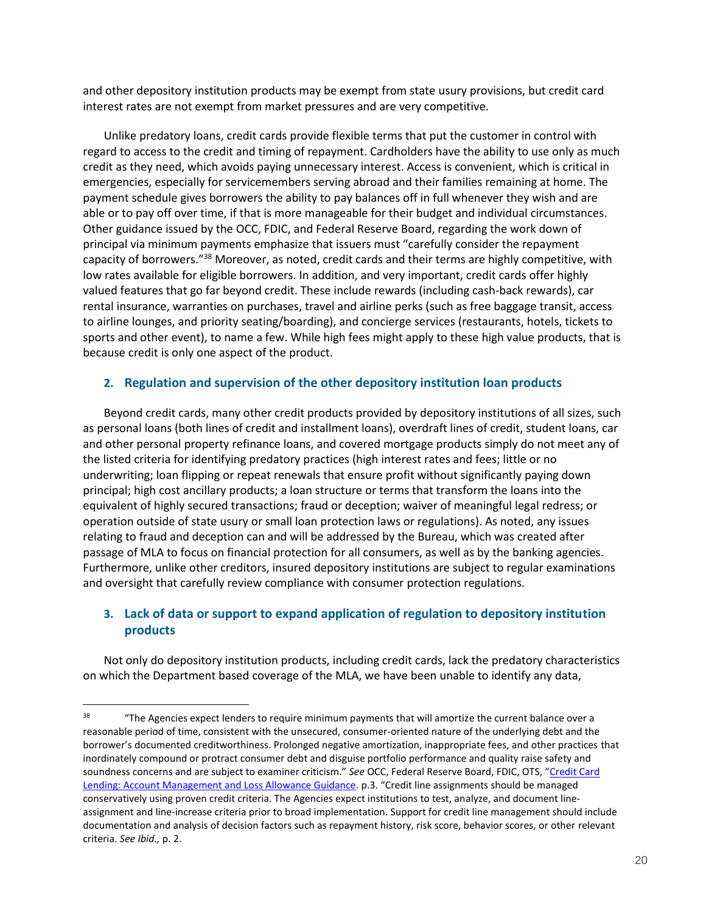and other depository institution products may be exempt from state usury provisions, but credit card interest rates are not exempt from market pressures and are very competitive.

Unlike predatory loans, credit cards provide flexible terms that put the customer in control with regard to access to the credit and timing of repayment. Cardholders have the ability to use only as much credit as they need, which avoids paying unnecessary interest. Access is convenient, which is critical in emergencies, especially for servicemembers serving abroad and their families remaining at home. The payment schedule gives borrowers the ability to pay balances off in full whenever they wish and are able or to pay off over time, if that is more manageable for their budget and individual circumstances. Other guidance issued by the OCC, FDIC, and Federal Reserve Board, regarding the work down of principal via minimum payments emphasize that issuers must "carefully consider the repayment capacity of borrowers."[38] Moreover, as noted, credit cards and their terms are highly competitive, with low rates available for eligible borrowers. In addition, and very important, credit cards offer highly valued features that go far beyond credit. These include rewards (including cash-back rewards), car rental insurance, warranties on purchases, travel and airline perks (such as free baggage transit, access to airline lounges, and priority seating/boarding), and concierge services (restaurants, hotels, tickets to sports and other event), to name a few. While high fees might apply to these high value products, that is because credit is only one aspect of the product.

### 2. Regulation and supervision of the other depository institution loan products

Beyond credit cards, many other credit products provided by depository institutions of all sizes, such as personal loans (both lines of credit and installment loans), overdraft lines of credit, student loans, car and other personal property refinance loans, and covered mortgage products simply do not meet any of the listed criteria for identifying predatory practices (high interest rates and fees; little or no underwriting; loan flipping or repeat renewals that ensure profit without significantly paying down principal; high cost ancillary products; a loan structure or terms that transform the loans into the equivalent of highly secured transactions; fraud or deception; waiver of meaningful legal redress; or operation outside of state usury or small loan protection laws or regulations). As noted, any issues relating to fraud and deception can and will be addressed by the Bureau, which was created after passage of MLA to focus on financial protection for all consumers, as well as by the banking agencies. Furthermore, unlike other creditors, insured depository institutions are subject to regular examinations and oversight that carefully review compliance with consumer protection regulations.

### 3. Lack of data or support to expand application of regulation to depository institution products

Not only do depository institution products, including credit cards, lack the predatory characteristics on which the Department based coverage of the MLA, we have been unable to identify any data,

---

[38] "The Agencies expect lenders to require minimum payments that will amortize the current balance over a reasonable period of time, consistent with the unsecured, consumer-oriented nature of the underlying debt and the borrower's documented creditworthiness. Prolonged negative amortization, inappropriate fees, and other practices that inordinately compound or protract consumer debt and disguise portfolio performance and quality raise safety and soundness concerns and are subject to examiner criticism." *See* OCC, Federal Reserve Board, FDIC, OTS, "[Credit Card Lending: Account Management and Loss Allowance Guidance](#)". p.3. "Credit line assignments should be managed conservatively using proven credit criteria. The Agencies expect institutions to test, analyze, and document line-assignment and line-increase criteria prior to broad implementation. Support for credit line management should include documentation and analysis of decision factors such as repayment history, risk score, behavior scores, or other relevant criteria. *See Ibid.,* p. 2.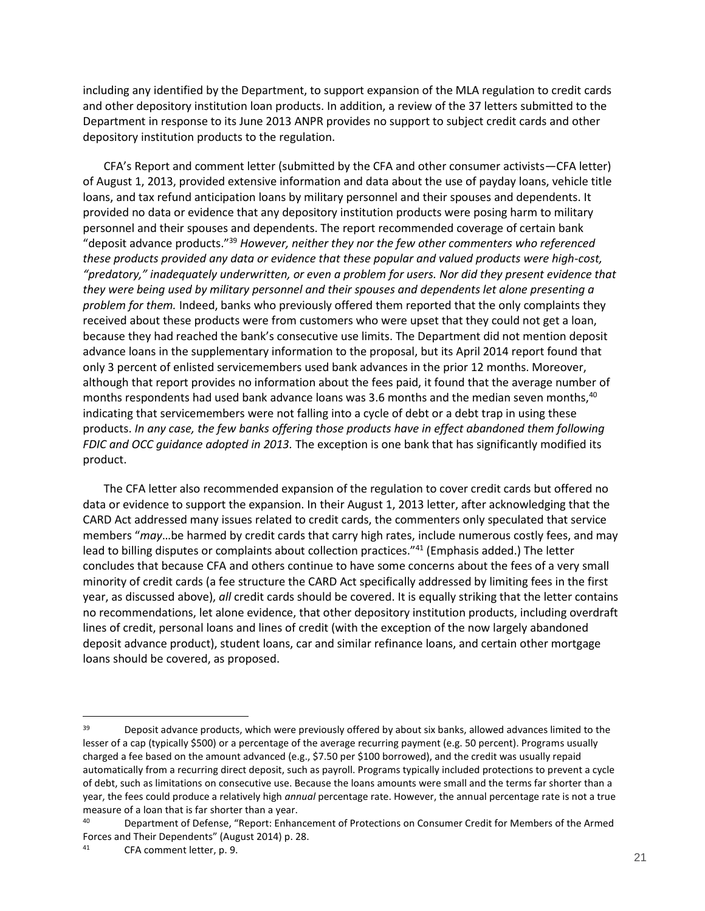including any identified by the Department, to support expansion of the MLA regulation to credit cards and other depository institution loan products. In addition, a review of the 37 letters submitted to the Department in response to its June 2013 ANPR provides no support to subject credit cards and other depository institution products to the regulation.

CFA's Report and comment letter (submitted by the CFA and other consumer activists—CFA letter) of August 1, 2013, provided extensive information and data about the use of payday loans, vehicle title loans, and tax refund anticipation loans by military personnel and their spouses and dependents. It provided no data or evidence that any depository institution products were posing harm to military personnel and their spouses and dependents. The report recommended coverage of certain bank "deposit advance products."[39] *However, neither they nor the few other commenters who referenced these products provided any data or evidence that these popular and valued products were high-cost, "predatory," inadequately underwritten, or even a problem for users. Nor did they present evidence that they were being used by military personnel and their spouses and dependents let alone presenting a problem for them.* Indeed, banks who previously offered them reported that the only complaints they received about these products were from customers who were upset that they could not get a loan, because they had reached the bank's consecutive use limits. The Department did not mention deposit advance loans in the supplementary information to the proposal, but its April 2014 report found that only 3 percent of enlisted servicemembers used bank advances in the prior 12 months. Moreover, although that report provides no information about the fees paid, it found that the average number of months respondents had used bank advance loans was 3.6 months and the median seven months,[40] indicating that servicemembers were not falling into a cycle of debt or a debt trap in using these products. *In any case, the few banks offering those products have in effect abandoned them following FDIC and OCC guidance adopted in 2013.* The exception is one bank that has significantly modified its product.

The CFA letter also recommended expansion of the regulation to cover credit cards but offered no data or evidence to support the expansion. In their August 1, 2013 letter, after acknowledging that the CARD Act addressed many issues related to credit cards, the commenters only speculated that service members "*may*…be harmed by credit cards that carry high rates, include numerous costly fees, and may lead to billing disputes or complaints about collection practices."[41] (Emphasis added.) The letter concludes that because CFA and others continue to have some concerns about the fees of a very small minority of credit cards (a fee structure the CARD Act specifically addressed by limiting fees in the first year, as discussed above), *all* credit cards should be covered. It is equally striking that the letter contains no recommendations, let alone evidence, that other depository institution products, including overdraft lines of credit, personal loans and lines of credit (with the exception of the now largely abandoned deposit advance product), student loans, car and similar refinance loans, and certain other mortgage loans should be covered, as proposed.

---

[39] Deposit advance products, which were previously offered by about six banks, allowed advances limited to the lesser of a cap (typically $500) or a percentage of the average recurring payment (e.g. 50 percent). Programs usually charged a fee based on the amount advanced (e.g., $7.50 per $100 borrowed), and the credit was usually repaid automatically from a recurring direct deposit, such as payroll. Programs typically included protections to prevent a cycle of debt, such as limitations on consecutive use. Because the loans amounts were small and the terms far shorter than a year, the fees could produce a relatively high *annual* percentage rate. However, the annual percentage rate is not a true measure of a loan that is far shorter than a year.

[40] Department of Defense, "Report: Enhancement of Protections on Consumer Credit for Members of the Armed Forces and Their Dependents" (August 2014) p. 28.

[41] CFA comment letter, p. 9.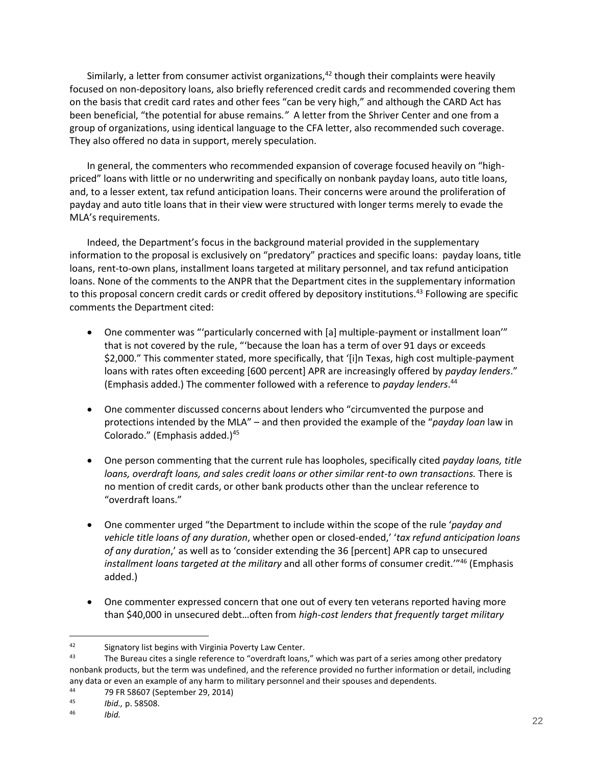Similarly, a letter from consumer activist organizations,[42] though their complaints were heavily focused on non-depository loans, also briefly referenced credit cards and recommended covering them on the basis that credit card rates and other fees "can be very high," and although the CARD Act has been beneficial, "the potential for abuse remains*."* A letter from the Shriver Center and one from a group of organizations, using identical language to the CFA letter, also recommended such coverage. They also offered no data in support, merely speculation.

In general, the commenters who recommended expansion of coverage focused heavily on "high-priced" loans with little or no underwriting and specifically on nonbank payday loans, auto title loans, and, to a lesser extent, tax refund anticipation loans. Their concerns were around the proliferation of payday and auto title loans that in their view were structured with longer terms merely to evade the MLA's requirements.

Indeed, the Department's focus in the background material provided in the supplementary information to the proposal is exclusively on "predatory" practices and specific loans: payday loans, title loans, rent-to-own plans, installment loans targeted at military personnel, and tax refund anticipation loans. None of the comments to the ANPR that the Department cites in the supplementary information to this proposal concern credit cards or credit offered by depository institutions.[43] Following are specific comments the Department cited:

- One commenter was "'particularly concerned with [a] multiple-payment or installment loan'" that is not covered by the rule, "'because the loan has a term of over 91 days or exceeds $2,000." This commenter stated, more specifically, that '[i]n Texas, high cost multiple-payment loans with rates often exceeding [600 percent] APR are increasingly offered by *payday lenders*." (Emphasis added.) The commenter followed with a reference to *payday lenders*.[44]
- One commenter discussed concerns about lenders who "circumvented the purpose and protections intended by the MLA" – and then provided the example of the "*payday loan* law in Colorado." (Emphasis added.)[45]
- One person commenting that the current rule has loopholes, specifically cited *payday loans, title loans, overdraft loans, and sales credit loans or other similar rent-to own transactions.* There is no mention of credit cards, or other bank products other than the unclear reference to "overdraft loans."
- One commenter urged "the Department to include within the scope of the rule '*payday and vehicle title loans of any duration*, whether open or closed-ended,' '*tax refund anticipation loans of any duration*,' as well as to 'consider extending the 36 [percent] APR cap to unsecured *installment loans targeted at the military* and all other forms of consumer credit.'"[46] (Emphasis added.)
- One commenter expressed concern that one out of every ten veterans reported having more than $40,000 in unsecured debt…often from *high-cost lenders that frequently target military*

---

[42] Signatory list begins with Virginia Poverty Law Center.

[43] The Bureau cites a single reference to "overdraft loans," which was part of a series among other predatory nonbank products, but the term was undefined, and the reference provided no further information or detail, including any data or even an example of any harm to military personnel and their spouses and dependents.

[44] 79 FR 58607 (September 29, 2014)

[45] *Ibid.,* p. 58508.

[46] *Ibid.*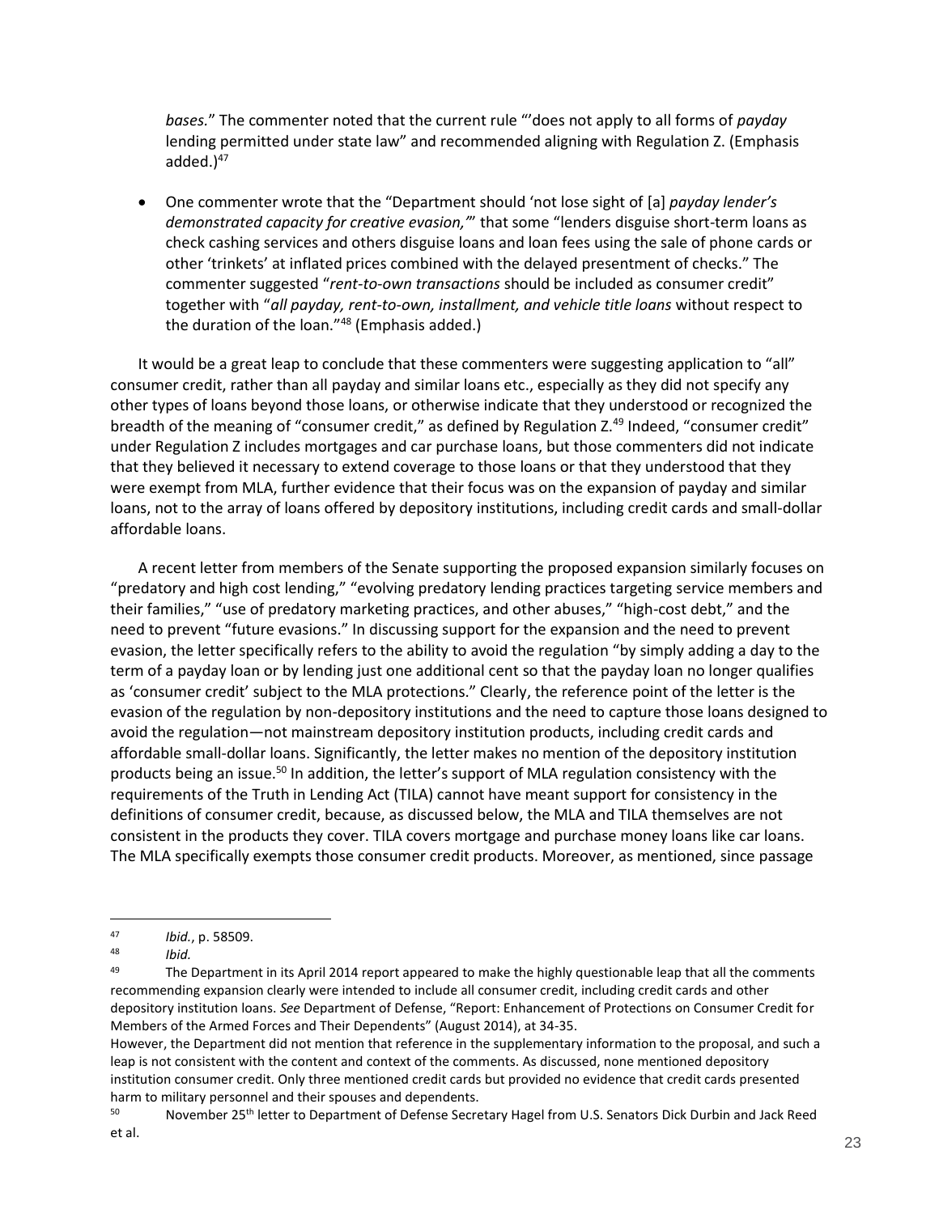*bases.*" The commenter noted that the current rule "'does not apply to all forms of *payday* lending permitted under state law" and recommended aligning with Regulation Z. (Emphasis added.)[47]

- One commenter wrote that the "Department should 'not lose sight of [a] *payday lender's demonstrated capacity for creative evasion,'*" that some "lenders disguise short-term loans as check cashing services and others disguise loans and loan fees using the sale of phone cards or other 'trinkets' at inflated prices combined with the delayed presentment of checks." The commenter suggested "*rent-to-own transactions* should be included as consumer credit" together with "*all payday, rent-to-own, installment, and vehicle title loans* without respect to the duration of the loan."[48] (Emphasis added.)

It would be a great leap to conclude that these commenters were suggesting application to "all" consumer credit, rather than all payday and similar loans etc., especially as they did not specify any other types of loans beyond those loans, or otherwise indicate that they understood or recognized the breadth of the meaning of "consumer credit," as defined by Regulation Z.[49] Indeed, "consumer credit" under Regulation Z includes mortgages and car purchase loans, but those commenters did not indicate that they believed it necessary to extend coverage to those loans or that they understood that they were exempt from MLA, further evidence that their focus was on the expansion of payday and similar loans, not to the array of loans offered by depository institutions, including credit cards and small-dollar affordable loans.

A recent letter from members of the Senate supporting the proposed expansion similarly focuses on "predatory and high cost lending," "evolving predatory lending practices targeting service members and their families," "use of predatory marketing practices, and other abuses," "high-cost debt," and the need to prevent "future evasions." In discussing support for the expansion and the need to prevent evasion, the letter specifically refers to the ability to avoid the regulation "by simply adding a day to the term of a payday loan or by lending just one additional cent so that the payday loan no longer qualifies as 'consumer credit' subject to the MLA protections." Clearly, the reference point of the letter is the evasion of the regulation by non-depository institutions and the need to capture those loans designed to avoid the regulation—not mainstream depository institution products, including credit cards and affordable small-dollar loans. Significantly, the letter makes no mention of the depository institution products being an issue.[50] In addition, the letter's support of MLA regulation consistency with the requirements of the Truth in Lending Act (TILA) cannot have meant support for consistency in the definitions of consumer credit, because, as discussed below, the MLA and TILA themselves are not consistent in the products they cover. TILA covers mortgage and purchase money loans like car loans. The MLA specifically exempts those consumer credit products. Moreover, as mentioned, since passage

---

[47] *Ibid.*, p. 58509.

[48] *Ibid.*

[49] The Department in its April 2014 report appeared to make the highly questionable leap that all the comments recommending expansion clearly were intended to include all consumer credit, including credit cards and other depository institution loans. *See* Department of Defense, "Report: Enhancement of Protections on Consumer Credit for Members of the Armed Forces and Their Dependents" (August 2014), at 34-35.
However, the Department did not mention that reference in the supplementary information to the proposal, and such a leap is not consistent with the content and context of the comments. As discussed, none mentioned depository institution consumer credit. Only three mentioned credit cards but provided no evidence that credit cards presented harm to military personnel and their spouses and dependents.

[50] November 25th letter to Department of Defense Secretary Hagel from U.S. Senators Dick Durbin and Jack Reed et al.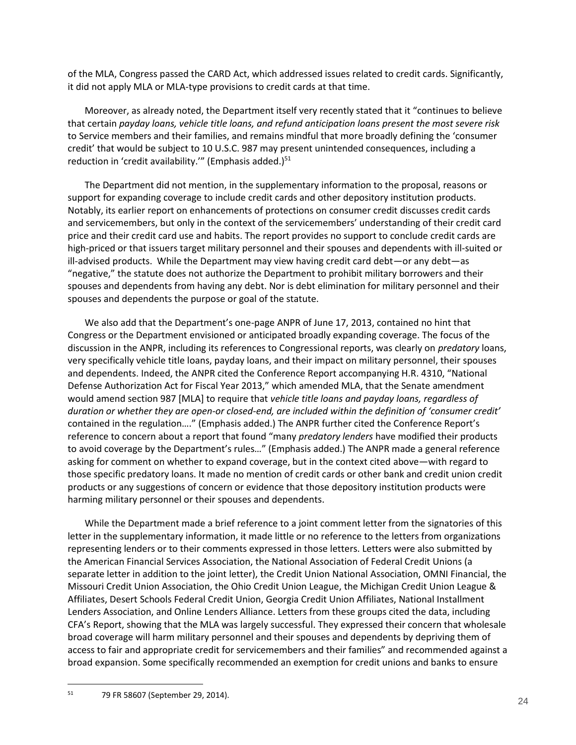of the MLA, Congress passed the CARD Act, which addressed issues related to credit cards. Significantly, it did not apply MLA or MLA-type provisions to credit cards at that time.

Moreover, as already noted, the Department itself very recently stated that it "continues to believe that certain *payday loans, vehicle title loans, and refund anticipation loans present the most severe risk* to Service members and their families, and remains mindful that more broadly defining the 'consumer credit' that would be subject to 10 U.S.C. 987 may present unintended consequences, including a reduction in 'credit availability.'" (Emphasis added.)[51]

The Department did not mention, in the supplementary information to the proposal, reasons or support for expanding coverage to include credit cards and other depository institution products. Notably, its earlier report on enhancements of protections on consumer credit discusses credit cards and servicemembers, but only in the context of the servicemembers' understanding of their credit card price and their credit card use and habits. The report provides no support to conclude credit cards are high-priced or that issuers target military personnel and their spouses and dependents with ill-suited or ill-advised products. While the Department may view having credit card debt—or any debt—as "negative," the statute does not authorize the Department to prohibit military borrowers and their spouses and dependents from having any debt. Nor is debt elimination for military personnel and their spouses and dependents the purpose or goal of the statute.

We also add that the Department's one-page ANPR of June 17, 2013, contained no hint that Congress or the Department envisioned or anticipated broadly expanding coverage. The focus of the discussion in the ANPR, including its references to Congressional reports, was clearly on *predatory* loans, very specifically vehicle title loans, payday loans, and their impact on military personnel, their spouses and dependents. Indeed, the ANPR cited the Conference Report accompanying H.R. 4310, "National Defense Authorization Act for Fiscal Year 2013," which amended MLA, that the Senate amendment would amend section 987 [MLA] to require that *vehicle title loans and payday loans, regardless of duration or whether they are open-or closed-end, are included within the definition of 'consumer credit'* contained in the regulation…." (Emphasis added.) The ANPR further cited the Conference Report's reference to concern about a report that found "many *predatory lenders* have modified their products to avoid coverage by the Department's rules…" (Emphasis added.) The ANPR made a general reference asking for comment on whether to expand coverage, but in the context cited above—with regard to those specific predatory loans. It made no mention of credit cards or other bank and credit union credit products or any suggestions of concern or evidence that those depository institution products were harming military personnel or their spouses and dependents.

While the Department made a brief reference to a joint comment letter from the signatories of this letter in the supplementary information, it made little or no reference to the letters from organizations representing lenders or to their comments expressed in those letters. Letters were also submitted by the American Financial Services Association, the National Association of Federal Credit Unions (a separate letter in addition to the joint letter), the Credit Union National Association, OMNI Financial, the Missouri Credit Union Association, the Ohio Credit Union League, the Michigan Credit Union League & Affiliates, Desert Schools Federal Credit Union, Georgia Credit Union Affiliates, National Installment Lenders Association, and Online Lenders Alliance. Letters from these groups cited the data, including CFA's Report, showing that the MLA was largely successful. They expressed their concern that wholesale broad coverage will harm military personnel and their spouses and dependents by depriving them of access to fair and appropriate credit for servicemembers and their families" and recommended against a broad expansion. Some specifically recommended an exemption for credit unions and banks to ensure

[51] 79 FR 58607 (September 29, 2014).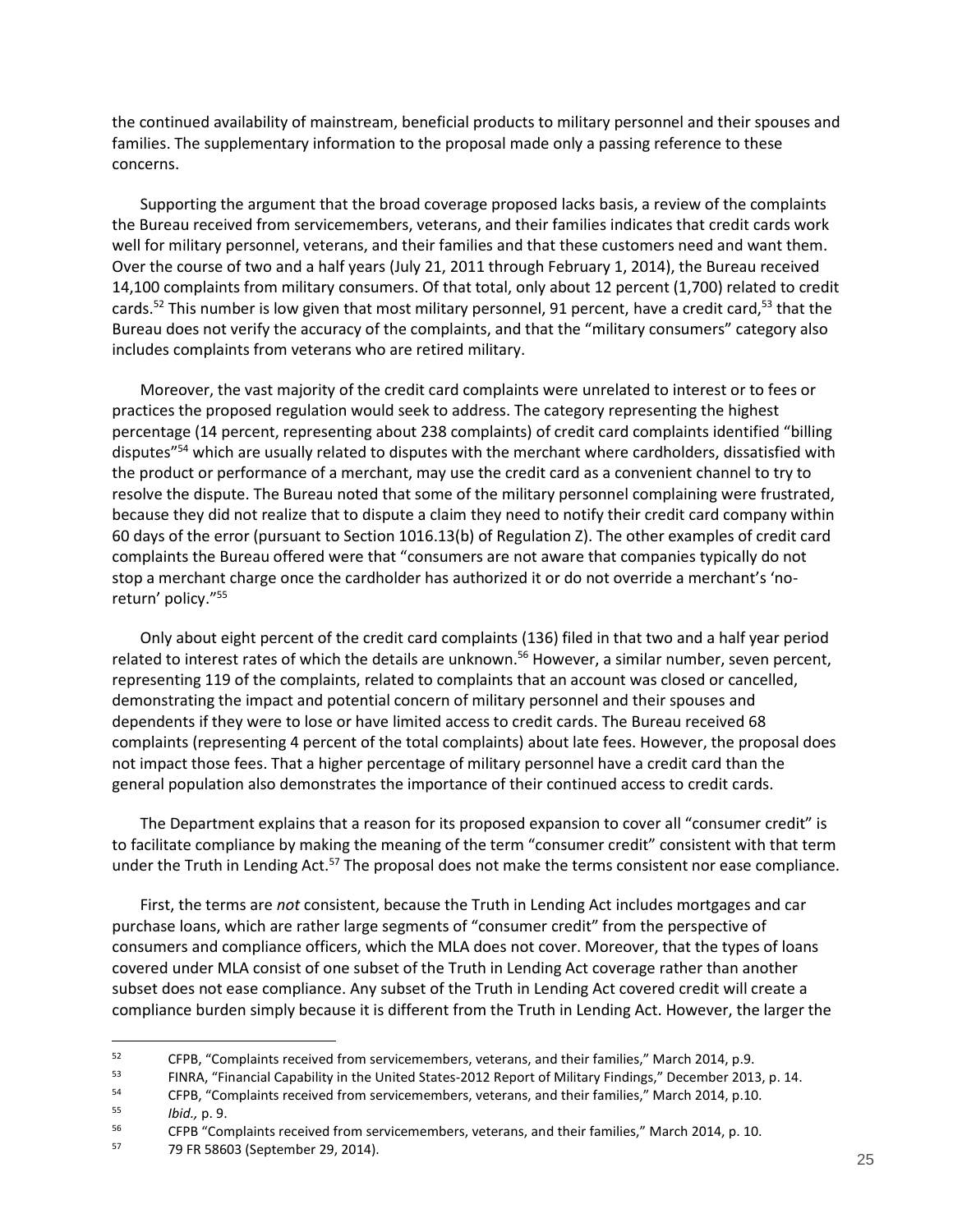the continued availability of mainstream, beneficial products to military personnel and their spouses and families. The supplementary information to the proposal made only a passing reference to these concerns.

Supporting the argument that the broad coverage proposed lacks basis, a review of the complaints the Bureau received from servicemembers, veterans, and their families indicates that credit cards work well for military personnel, veterans, and their families and that these customers need and want them. Over the course of two and a half years (July 21, 2011 through February 1, 2014), the Bureau received 14,100 complaints from military consumers. Of that total, only about 12 percent (1,700) related to credit cards.[52] This number is low given that most military personnel, 91 percent, have a credit card,[53] that the Bureau does not verify the accuracy of the complaints, and that the "military consumers" category also includes complaints from veterans who are retired military.

Moreover, the vast majority of the credit card complaints were unrelated to interest or to fees or practices the proposed regulation would seek to address. The category representing the highest percentage (14 percent, representing about 238 complaints) of credit card complaints identified "billing disputes"[54] which are usually related to disputes with the merchant where cardholders, dissatisfied with the product or performance of a merchant, may use the credit card as a convenient channel to try to resolve the dispute. The Bureau noted that some of the military personnel complaining were frustrated, because they did not realize that to dispute a claim they need to notify their credit card company within 60 days of the error (pursuant to Section 1016.13(b) of Regulation Z). The other examples of credit card complaints the Bureau offered were that "consumers are not aware that companies typically do not stop a merchant charge once the cardholder has authorized it or do not override a merchant's 'no-return' policy."[55]

Only about eight percent of the credit card complaints (136) filed in that two and a half year period related to interest rates of which the details are unknown.[56] However, a similar number, seven percent, representing 119 of the complaints, related to complaints that an account was closed or cancelled, demonstrating the impact and potential concern of military personnel and their spouses and dependents if they were to lose or have limited access to credit cards. The Bureau received 68 complaints (representing 4 percent of the total complaints) about late fees. However, the proposal does not impact those fees. That a higher percentage of military personnel have a credit card than the general population also demonstrates the importance of their continued access to credit cards.

The Department explains that a reason for its proposed expansion to cover all "consumer credit" is to facilitate compliance by making the meaning of the term "consumer credit" consistent with that term under the Truth in Lending Act.[57] The proposal does not make the terms consistent nor ease compliance.

First, the terms are *not* consistent, because the Truth in Lending Act includes mortgages and car purchase loans, which are rather large segments of "consumer credit" from the perspective of consumers and compliance officers, which the MLA does not cover. Moreover, that the types of loans covered under MLA consist of one subset of the Truth in Lending Act coverage rather than another subset does not ease compliance. Any subset of the Truth in Lending Act covered credit will create a compliance burden simply because it is different from the Truth in Lending Act. However, the larger the

---

[52] CFPB, "Complaints received from servicemembers, veterans, and their families," March 2014, p.9.

[53] FINRA, "Financial Capability in the United States-2012 Report of Military Findings," December 2013, p. 14.

[54] CFPB, "Complaints received from servicemembers, veterans, and their families," March 2014, p.10.

[55] *Ibid.,* p. 9.

[56] CFPB "Complaints received from servicemembers, veterans, and their families," March 2014, p. 10.

[57] 79 FR 58603 (September 29, 2014).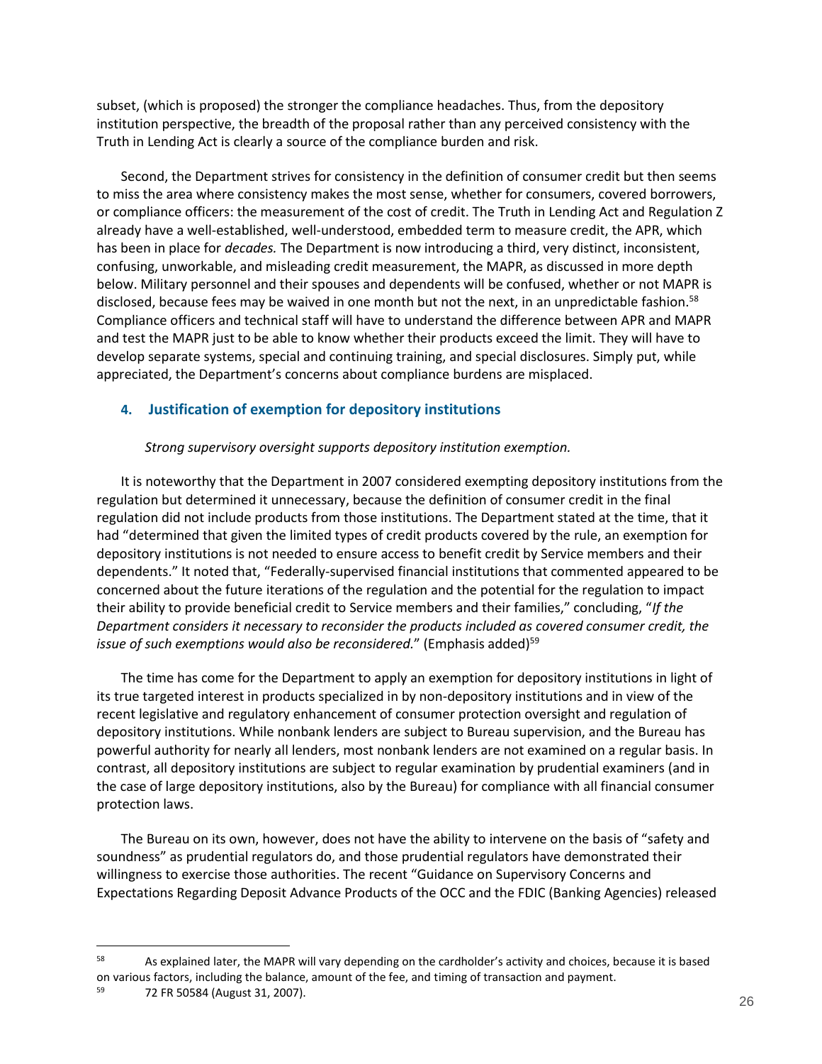subset, (which is proposed) the stronger the compliance headaches. Thus, from the depository institution perspective, the breadth of the proposal rather than any perceived consistency with the Truth in Lending Act is clearly a source of the compliance burden and risk.

Second, the Department strives for consistency in the definition of consumer credit but then seems to miss the area where consistency makes the most sense, whether for consumers, covered borrowers, or compliance officers: the measurement of the cost of credit. The Truth in Lending Act and Regulation Z already have a well-established, well-understood, embedded term to measure credit, the APR, which has been in place for *decades.* The Department is now introducing a third, very distinct, inconsistent, confusing, unworkable, and misleading credit measurement, the MAPR, as discussed in more depth below. Military personnel and their spouses and dependents will be confused, whether or not MAPR is disclosed, because fees may be waived in one month but not the next, in an unpredictable fashion.[58] Compliance officers and technical staff will have to understand the difference between APR and MAPR and test the MAPR just to be able to know whether their products exceed the limit. They will have to develop separate systems, special and continuing training, and special disclosures. Simply put, while appreciated, the Department's concerns about compliance burdens are misplaced.

### 4. Justification of exemption for depository institutions

*Strong supervisory oversight supports depository institution exemption.*

It is noteworthy that the Department in 2007 considered exempting depository institutions from the regulation but determined it unnecessary, because the definition of consumer credit in the final regulation did not include products from those institutions. The Department stated at the time, that it had "determined that given the limited types of credit products covered by the rule, an exemption for depository institutions is not needed to ensure access to benefit credit by Service members and their dependents." It noted that, "Federally-supervised financial institutions that commented appeared to be concerned about the future iterations of the regulation and the potential for the regulation to impact their ability to provide beneficial credit to Service members and their families," concluding, "*If the Department considers it necessary to reconsider the products included as covered consumer credit, the issue of such exemptions would also be reconsidered.*" (Emphasis added)[59]

The time has come for the Department to apply an exemption for depository institutions in light of its true targeted interest in products specialized in by non-depository institutions and in view of the recent legislative and regulatory enhancement of consumer protection oversight and regulation of depository institutions. While nonbank lenders are subject to Bureau supervision, and the Bureau has powerful authority for nearly all lenders, most nonbank lenders are not examined on a regular basis. In contrast, all depository institutions are subject to regular examination by prudential examiners (and in the case of large depository institutions, also by the Bureau) for compliance with all financial consumer protection laws.

The Bureau on its own, however, does not have the ability to intervene on the basis of "safety and soundness" as prudential regulators do, and those prudential regulators have demonstrated their willingness to exercise those authorities. The recent "Guidance on Supervisory Concerns and Expectations Regarding Deposit Advance Products of the OCC and the FDIC (Banking Agencies) released

---

[58] As explained later, the MAPR will vary depending on the cardholder's activity and choices, because it is based on various factors, including the balance, amount of the fee, and timing of transaction and payment.

[59] 72 FR 50584 (August 31, 2007).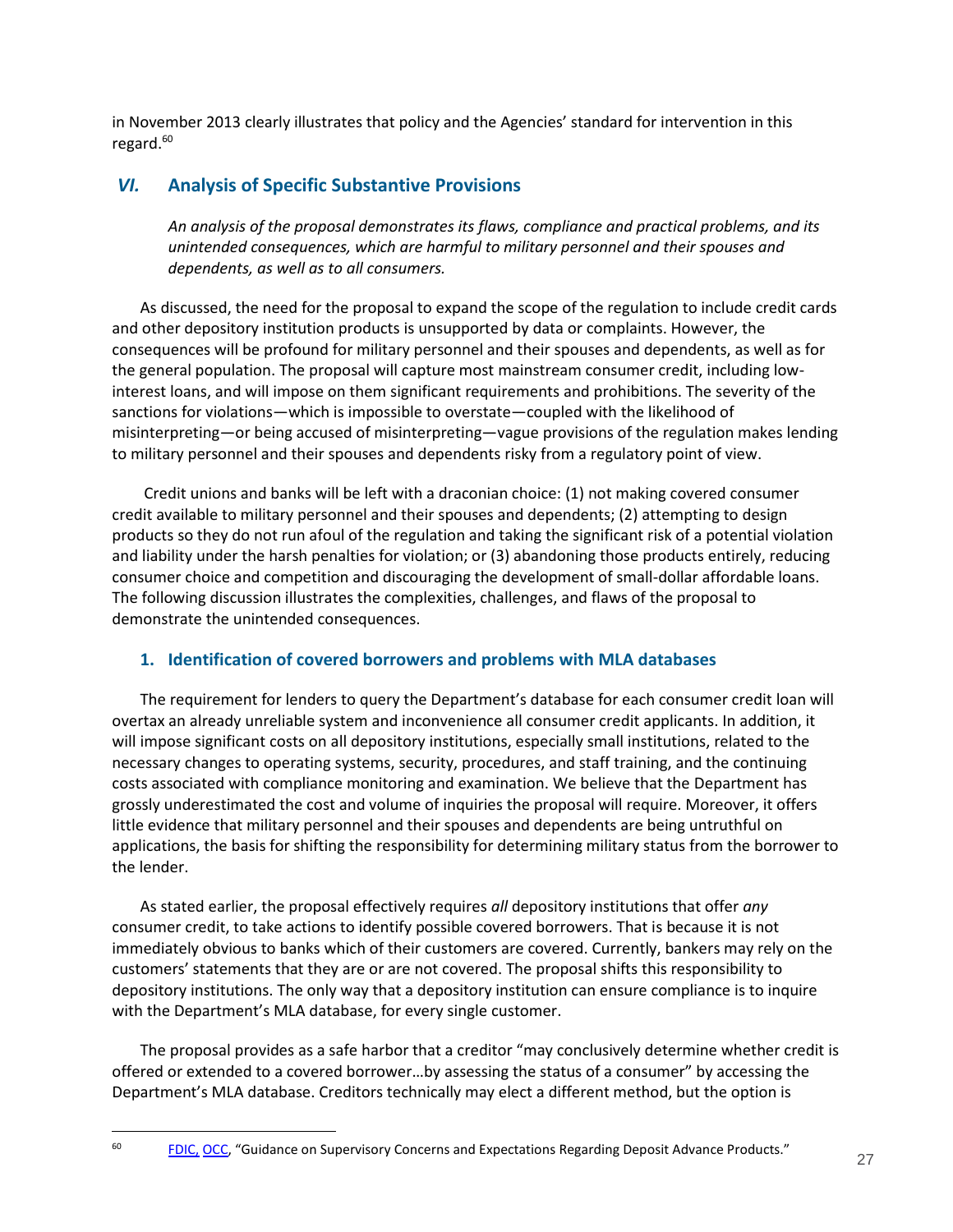in November 2013 clearly illustrates that policy and the Agencies' standard for intervention in this regard.[60]

## *VI.* Analysis of Specific Substantive Provisions

*An analysis of the proposal demonstrates its flaws, compliance and practical problems, and its unintended consequences, which are harmful to military personnel and their spouses and dependents, as well as to all consumers.*

As discussed, the need for the proposal to expand the scope of the regulation to include credit cards and other depository institution products is unsupported by data or complaints. However, the consequences will be profound for military personnel and their spouses and dependents, as well as for the general population. The proposal will capture most mainstream consumer credit, including low-interest loans, and will impose on them significant requirements and prohibitions. The severity of the sanctions for violations—which is impossible to overstate—coupled with the likelihood of misinterpreting—or being accused of misinterpreting—vague provisions of the regulation makes lending to military personnel and their spouses and dependents risky from a regulatory point of view.

Credit unions and banks will be left with a draconian choice: (1) not making covered consumer credit available to military personnel and their spouses and dependents; (2) attempting to design products so they do not run afoul of the regulation and taking the significant risk of a potential violation and liability under the harsh penalties for violation; or (3) abandoning those products entirely, reducing consumer choice and competition and discouraging the development of small-dollar affordable loans. The following discussion illustrates the complexities, challenges, and flaws of the proposal to demonstrate the unintended consequences.

### 1. Identification of covered borrowers and problems with MLA databases

The requirement for lenders to query the Department's database for each consumer credit loan will overtax an already unreliable system and inconvenience all consumer credit applicants. In addition, it will impose significant costs on all depository institutions, especially small institutions, related to the necessary changes to operating systems, security, procedures, and staff training, and the continuing costs associated with compliance monitoring and examination. We believe that the Department has grossly underestimated the cost and volume of inquiries the proposal will require. Moreover, it offers little evidence that military personnel and their spouses and dependents are being untruthful on applications, the basis for shifting the responsibility for determining military status from the borrower to the lender.

As stated earlier, the proposal effectively requires *all* depository institutions that offer *any* consumer credit, to take actions to identify possible covered borrowers. That is because it is not immediately obvious to banks which of their customers are covered. Currently, bankers may rely on the customers' statements that they are or are not covered. The proposal shifts this responsibility to depository institutions. The only way that a depository institution can ensure compliance is to inquire with the Department's MLA database, for every single customer.

The proposal provides as a safe harbor that a creditor "may conclusively determine whether credit is offered or extended to a covered borrower…by assessing the status of a consumer" by accessing the Department's MLA database. Creditors technically may elect a different method, but the option is

---

[60] FDIC, OCC, "Guidance on Supervisory Concerns and Expectations Regarding Deposit Advance Products."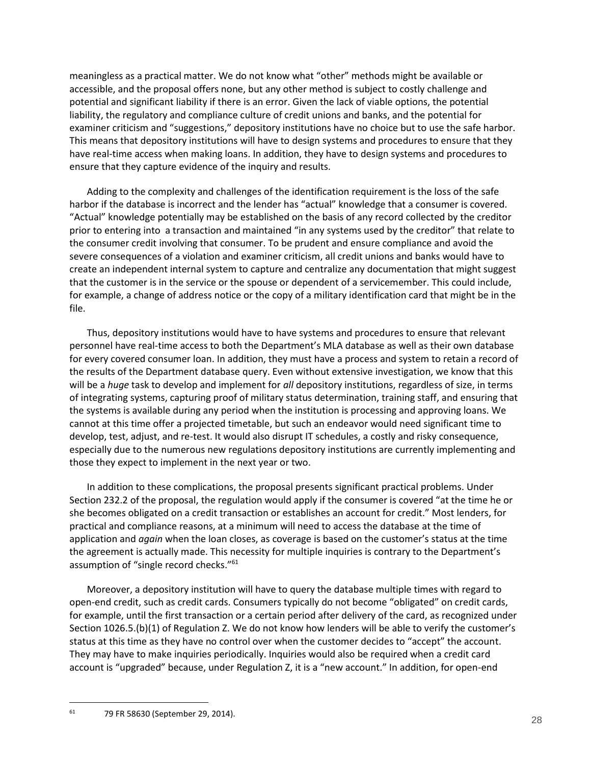meaningless as a practical matter. We do not know what "other" methods might be available or accessible, and the proposal offers none, but any other method is subject to costly challenge and potential and significant liability if there is an error. Given the lack of viable options, the potential liability, the regulatory and compliance culture of credit unions and banks, and the potential for examiner criticism and "suggestions," depository institutions have no choice but to use the safe harbor. This means that depository institutions will have to design systems and procedures to ensure that they have real-time access when making loans. In addition, they have to design systems and procedures to ensure that they capture evidence of the inquiry and results.

Adding to the complexity and challenges of the identification requirement is the loss of the safe harbor if the database is incorrect and the lender has "actual" knowledge that a consumer is covered. "Actual" knowledge potentially may be established on the basis of any record collected by the creditor prior to entering into a transaction and maintained "in any systems used by the creditor" that relate to the consumer credit involving that consumer. To be prudent and ensure compliance and avoid the severe consequences of a violation and examiner criticism, all credit unions and banks would have to create an independent internal system to capture and centralize any documentation that might suggest that the customer is in the service or the spouse or dependent of a servicemember. This could include, for example, a change of address notice or the copy of a military identification card that might be in the file.

Thus, depository institutions would have to have systems and procedures to ensure that relevant personnel have real-time access to both the Department's MLA database as well as their own database for every covered consumer loan. In addition, they must have a process and system to retain a record of the results of the Department database query. Even without extensive investigation, we know that this will be a *huge* task to develop and implement for *all* depository institutions, regardless of size, in terms of integrating systems, capturing proof of military status determination, training staff, and ensuring that the systems is available during any period when the institution is processing and approving loans. We cannot at this time offer a projected timetable, but such an endeavor would need significant time to develop, test, adjust, and re-test. It would also disrupt IT schedules, a costly and risky consequence, especially due to the numerous new regulations depository institutions are currently implementing and those they expect to implement in the next year or two.

In addition to these complications, the proposal presents significant practical problems. Under Section 232.2 of the proposal, the regulation would apply if the consumer is covered "at the time he or she becomes obligated on a credit transaction or establishes an account for credit." Most lenders, for practical and compliance reasons, at a minimum will need to access the database at the time of application and *again* when the loan closes, as coverage is based on the customer's status at the time the agreement is actually made. This necessity for multiple inquiries is contrary to the Department's assumption of "single record checks."[61]

Moreover, a depository institution will have to query the database multiple times with regard to open-end credit, such as credit cards. Consumers typically do not become "obligated" on credit cards, for example, until the first transaction or a certain period after delivery of the card, as recognized under Section 1026.5.(b)(1) of Regulation Z. We do not know how lenders will be able to verify the customer's status at this time as they have no control over when the customer decides to "accept" the account. They may have to make inquiries periodically. Inquiries would also be required when a credit card account is "upgraded" because, under Regulation Z, it is a "new account." In addition, for open-end

---

[61] 79 FR 58630 (September 29, 2014).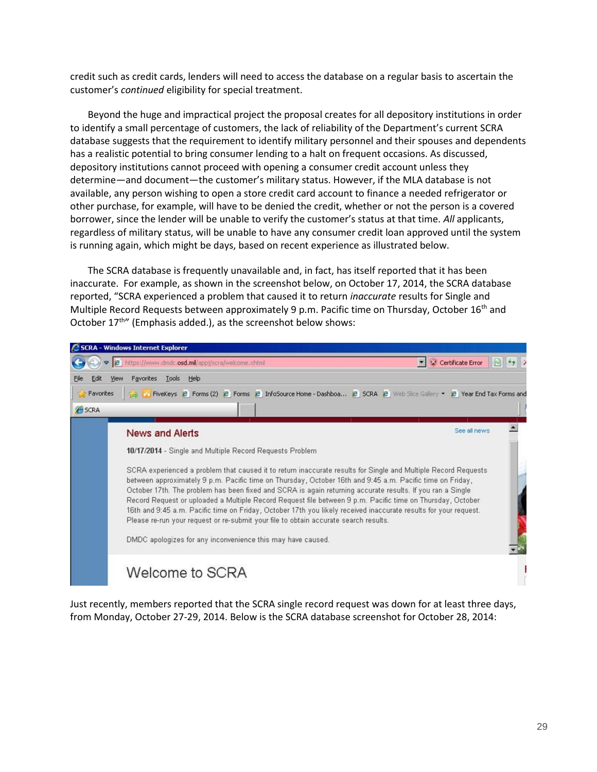credit such as credit cards, lenders will need to access the database on a regular basis to ascertain the customer's *continued* eligibility for special treatment.

Beyond the huge and impractical project the proposal creates for all depository institutions in order to identify a small percentage of customers, the lack of reliability of the Department's current SCRA database suggests that the requirement to identify military personnel and their spouses and dependents has a realistic potential to bring consumer lending to a halt on frequent occasions. As discussed, depository institutions cannot proceed with opening a consumer credit account unless they determine—and document—the customer's military status. However, if the MLA database is not available, any person wishing to open a store credit card account to finance a needed refrigerator or other purchase, for example, will have to be denied the credit, whether or not the person is a covered borrower, since the lender will be unable to verify the customer's status at that time. *All* applicants, regardless of military status, will be unable to have any consumer credit loan approved until the system is running again, which might be days, based on recent experience as illustrated below.

The SCRA database is frequently unavailable and, in fact, has itself reported that it has been inaccurate. For example, as shown in the screenshot below, on October 17, 2014, the SCRA database reported, "SCRA experienced a problem that caused it to return *inaccurate* results for Single and Multiple Record Requests between approximately 9 p.m. Pacific time on Thursday, October 16th and October 17th" (Emphasis added.), as the screenshot below shows:

SCRA - Windows Internet Explorer

https://www.dmdc.osd.mil/appj/scra/welcome.xhtml

**News and Alerts**

**10/17/2014** - Single and Multiple Record Requests Problem

SCRA experienced a problem that caused it to return inaccurate results for Single and Multiple Record Requests between approximately 9 p.m. Pacific time on Thursday, October 16th and 9:45 a.m. Pacific time on Friday, October 17th. The problem has been fixed and SCRA is again returning accurate results. If you ran a Single Record Request or uploaded a Multiple Record Request file between 9 p.m. Pacific time on Thursday, October 16th and 9:45 a.m. Pacific time on Friday, October 17th you likely received inaccurate results for your request. Please re-run your request or re-submit your file to obtain accurate search results.

DMDC apologizes for any inconvenience this may have caused.

Welcome to SCRA

Just recently, members reported that the SCRA single record request was down for at least three days, from Monday, October 27-29, 2014. Below is the SCRA database screenshot for October 28, 2014: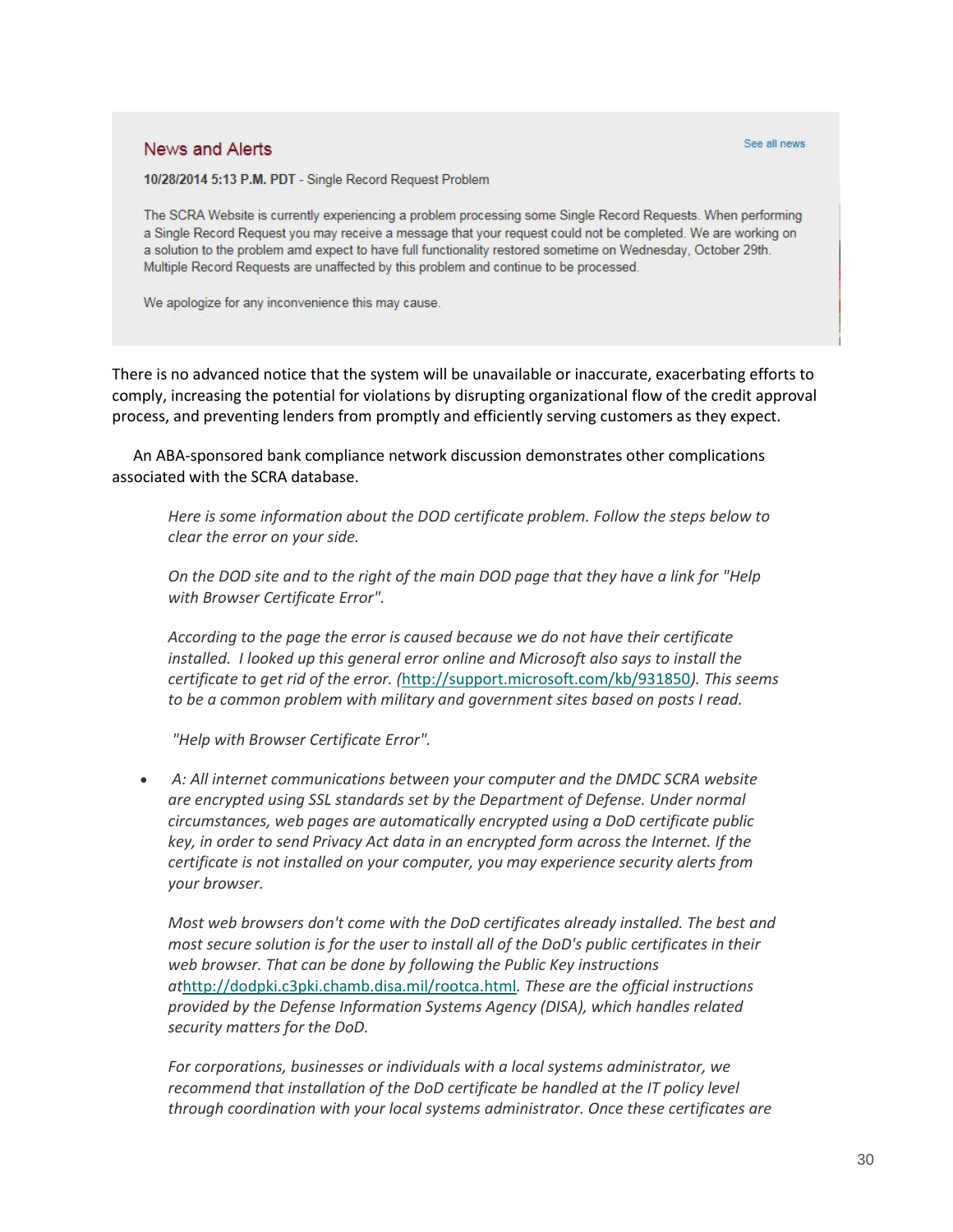**News and Alerts** See all news

**10/28/2014 5:13 P.M. PDT** - Single Record Request Problem

The SCRA Website is currently experiencing a problem processing some Single Record Requests. When performing a Single Record Request you may receive a message that your request could not be completed. We are working on a solution to the problem amd expect to have full functionality restored sometime on Wednesday, October 29th. Multiple Record Requests are unaffected by this problem and continue to be processed.

We apologize for any inconvenience this may cause.

There is no advanced notice that the system will be unavailable or inaccurate, exacerbating efforts to comply, increasing the potential for violations by disrupting organizational flow of the credit approval process, and preventing lenders from promptly and efficiently serving customers as they expect.

An ABA-sponsored bank compliance network discussion demonstrates other complications associated with the SCRA database.

> *Here is some information about the DOD certificate problem. Follow the steps below to clear the error on your side.*
>
> *On the DOD site and to the right of the main DOD page that they have a link for "Help with Browser Certificate Error".*
>
> *According to the page the error is caused because we do not have their certificate installed. I looked up this general error online and Microsoft also says to install the certificate to get rid of the error. (http://support.microsoft.com/kb/931850). This seems to be a common problem with military and government sites based on posts I read.*
>
> *"Help with Browser Certificate Error".*
>
> - *A: All internet communications between your computer and the DMDC SCRA website are encrypted using SSL standards set by the Department of Defense. Under normal circumstances, web pages are automatically encrypted using a DoD certificate public key, in order to send Privacy Act data in an encrypted form across the Internet. If the certificate is not installed on your computer, you may experience security alerts from your browser.*
>
> *Most web browsers don't come with the DoD certificates already installed. The best and most secure solution is for the user to install all of the DoD's public certificates in their web browser. That can be done by following the Public Key instructions athttp://dodpki.c3pki.chamb.disa.mil/rootca.html. These are the official instructions provided by the Defense Information Systems Agency (DISA), which handles related security matters for the DoD.*
>
> *For corporations, businesses or individuals with a local systems administrator, we recommend that installation of the DoD certificate be handled at the IT policy level through coordination with your local systems administrator. Once these certificates are*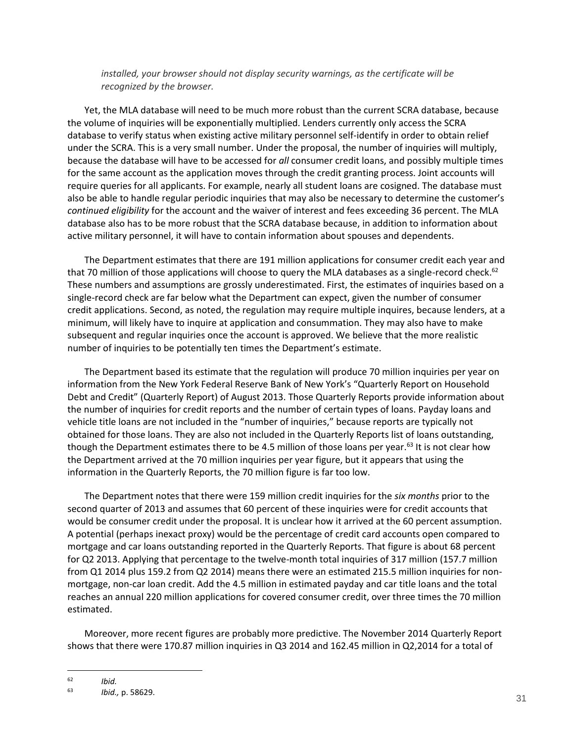*installed, your browser should not display security warnings, as the certificate will be recognized by the browser.*

Yet, the MLA database will need to be much more robust than the current SCRA database, because the volume of inquiries will be exponentially multiplied. Lenders currently only access the SCRA database to verify status when existing active military personnel self-identify in order to obtain relief under the SCRA. This is a very small number. Under the proposal, the number of inquiries will multiply, because the database will have to be accessed for *all* consumer credit loans, and possibly multiple times for the same account as the application moves through the credit granting process. Joint accounts will require queries for all applicants. For example, nearly all student loans are cosigned. The database must also be able to handle regular periodic inquiries that may also be necessary to determine the customer's *continued eligibility* for the account and the waiver of interest and fees exceeding 36 percent. The MLA database also has to be more robust that the SCRA database because, in addition to information about active military personnel, it will have to contain information about spouses and dependents.

The Department estimates that there are 191 million applications for consumer credit each year and that 70 million of those applications will choose to query the MLA databases as a single-record check.[62] These numbers and assumptions are grossly underestimated. First, the estimates of inquiries based on a single-record check are far below what the Department can expect, given the number of consumer credit applications. Second, as noted, the regulation may require multiple inquires, because lenders, at a minimum, will likely have to inquire at application and consummation. They may also have to make subsequent and regular inquiries once the account is approved. We believe that the more realistic number of inquiries to be potentially ten times the Department's estimate.

The Department based its estimate that the regulation will produce 70 million inquiries per year on information from the New York Federal Reserve Bank of New York's "Quarterly Report on Household Debt and Credit" (Quarterly Report) of August 2013. Those Quarterly Reports provide information about the number of inquiries for credit reports and the number of certain types of loans. Payday loans and vehicle title loans are not included in the "number of inquiries," because reports are typically not obtained for those loans. They are also not included in the Quarterly Reports list of loans outstanding, though the Department estimates there to be 4.5 million of those loans per year.[63] It is not clear how the Department arrived at the 70 million inquiries per year figure, but it appears that using the information in the Quarterly Reports, the 70 million figure is far too low.

The Department notes that there were 159 million credit inquiries for the *six months* prior to the second quarter of 2013 and assumes that 60 percent of these inquiries were for credit accounts that would be consumer credit under the proposal. It is unclear how it arrived at the 60 percent assumption. A potential (perhaps inexact proxy) would be the percentage of credit card accounts open compared to mortgage and car loans outstanding reported in the Quarterly Reports. That figure is about 68 percent for Q2 2013. Applying that percentage to the twelve-month total inquiries of 317 million (157.7 million from Q1 2014 plus 159.2 from Q2 2014) means there were an estimated 215.5 million inquiries for non-mortgage, non-car loan credit. Add the 4.5 million in estimated payday and car title loans and the total reaches an annual 220 million applications for covered consumer credit, over three times the 70 million estimated.

Moreover, more recent figures are probably more predictive. The November 2014 Quarterly Report shows that there were 170.87 million inquiries in Q3 2014 and 162.45 million in Q2,2014 for a total of

---

[62] *Ibid.*

[63] *Ibid.,* p. 58629.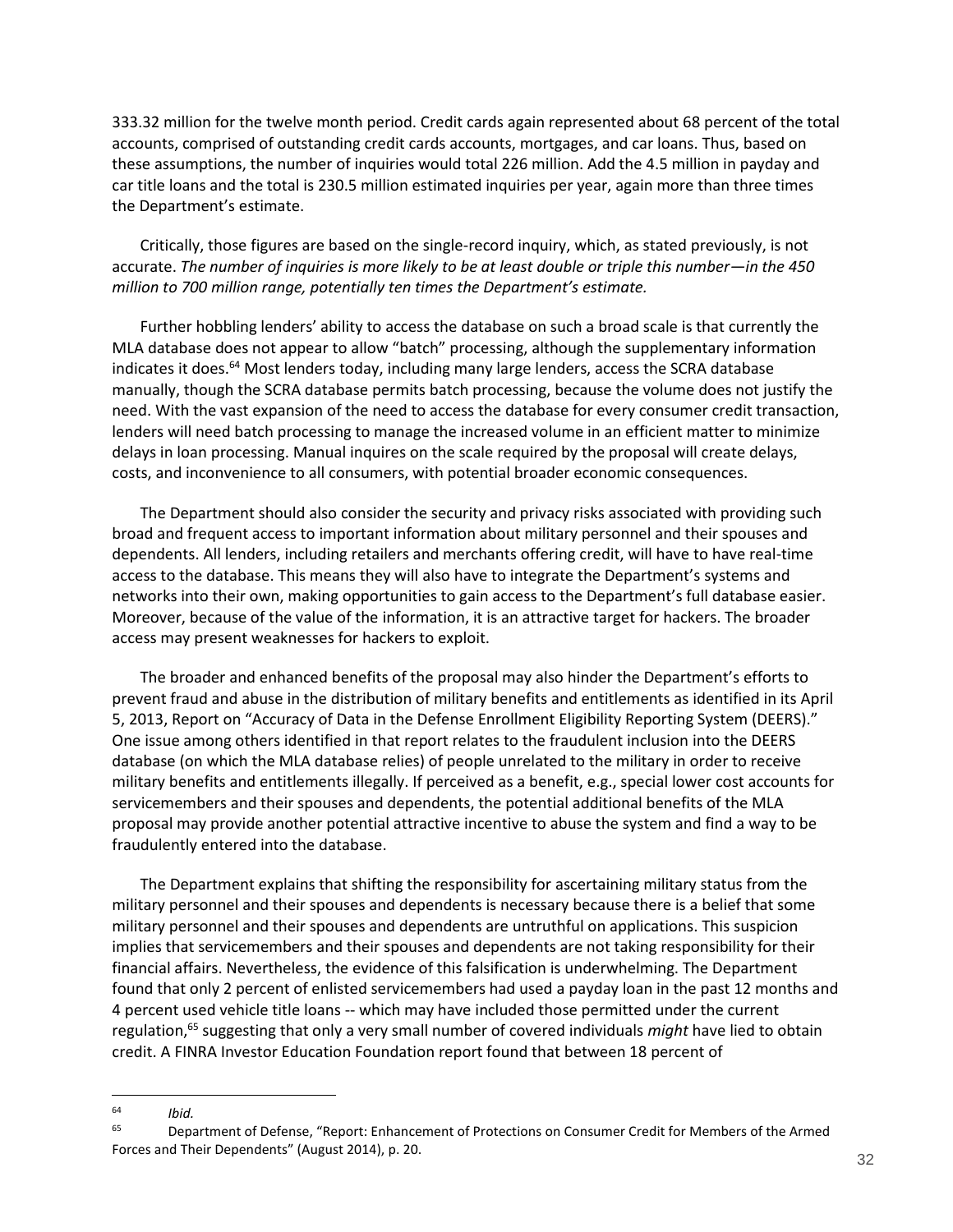333.32 million for the twelve month period. Credit cards again represented about 68 percent of the total accounts, comprised of outstanding credit cards accounts, mortgages, and car loans. Thus, based on these assumptions, the number of inquiries would total 226 million. Add the 4.5 million in payday and car title loans and the total is 230.5 million estimated inquiries per year, again more than three times the Department's estimate.

Critically, those figures are based on the single-record inquiry, which, as stated previously, is not accurate. *The number of inquiries is more likely to be at least double or triple this number—in the 450 million to 700 million range, potentially ten times the Department's estimate.*

Further hobbling lenders' ability to access the database on such a broad scale is that currently the MLA database does not appear to allow "batch" processing, although the supplementary information indicates it does.[64] Most lenders today, including many large lenders, access the SCRA database manually, though the SCRA database permits batch processing, because the volume does not justify the need. With the vast expansion of the need to access the database for every consumer credit transaction, lenders will need batch processing to manage the increased volume in an efficient matter to minimize delays in loan processing. Manual inquires on the scale required by the proposal will create delays, costs, and inconvenience to all consumers, with potential broader economic consequences.

The Department should also consider the security and privacy risks associated with providing such broad and frequent access to important information about military personnel and their spouses and dependents. All lenders, including retailers and merchants offering credit, will have to have real-time access to the database. This means they will also have to integrate the Department's systems and networks into their own, making opportunities to gain access to the Department's full database easier. Moreover, because of the value of the information, it is an attractive target for hackers. The broader access may present weaknesses for hackers to exploit.

The broader and enhanced benefits of the proposal may also hinder the Department's efforts to prevent fraud and abuse in the distribution of military benefits and entitlements as identified in its April 5, 2013, Report on "Accuracy of Data in the Defense Enrollment Eligibility Reporting System (DEERS)." One issue among others identified in that report relates to the fraudulent inclusion into the DEERS database (on which the MLA database relies) of people unrelated to the military in order to receive military benefits and entitlements illegally. If perceived as a benefit, e.g., special lower cost accounts for servicemembers and their spouses and dependents, the potential additional benefits of the MLA proposal may provide another potential attractive incentive to abuse the system and find a way to be fraudulently entered into the database.

The Department explains that shifting the responsibility for ascertaining military status from the military personnel and their spouses and dependents is necessary because there is a belief that some military personnel and their spouses and dependents are untruthful on applications. This suspicion implies that servicemembers and their spouses and dependents are not taking responsibility for their financial affairs. Nevertheless, the evidence of this falsification is underwhelming. The Department found that only 2 percent of enlisted servicemembers had used a payday loan in the past 12 months and 4 percent used vehicle title loans -- which may have included those permitted under the current regulation,[65] suggesting that only a very small number of covered individuals *might* have lied to obtain credit. A FINRA Investor Education Foundation report found that between 18 percent of

---

[64] *Ibid.*

[65] Department of Defense, "Report: Enhancement of Protections on Consumer Credit for Members of the Armed Forces and Their Dependents" (August 2014), p. 20.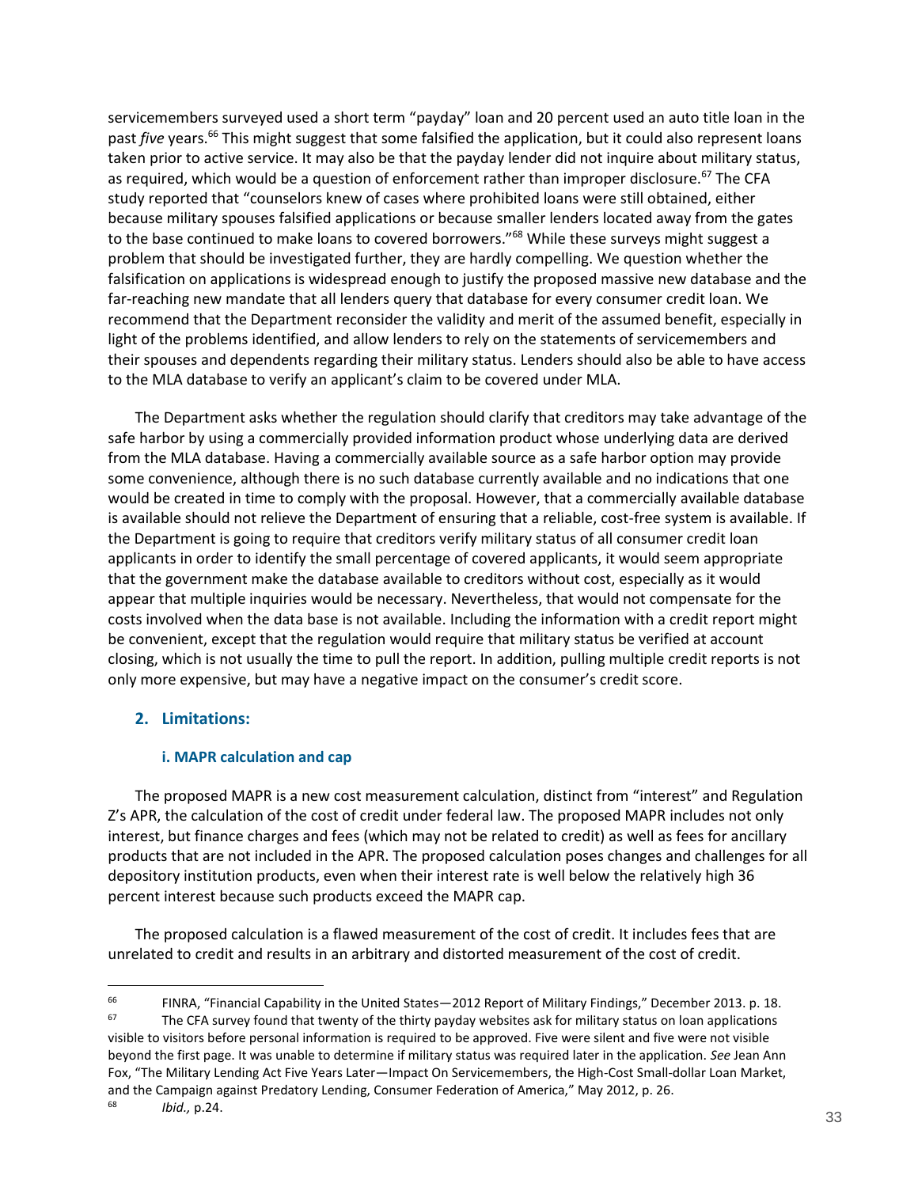servicemembers surveyed used a short term "payday" loan and 20 percent used an auto title loan in the past *five* years.[66] This might suggest that some falsified the application, but it could also represent loans taken prior to active service. It may also be that the payday lender did not inquire about military status, as required, which would be a question of enforcement rather than improper disclosure.[67] The CFA study reported that "counselors knew of cases where prohibited loans were still obtained, either because military spouses falsified applications or because smaller lenders located away from the gates to the base continued to make loans to covered borrowers."[68] While these surveys might suggest a problem that should be investigated further, they are hardly compelling. We question whether the falsification on applications is widespread enough to justify the proposed massive new database and the far-reaching new mandate that all lenders query that database for every consumer credit loan. We recommend that the Department reconsider the validity and merit of the assumed benefit, especially in light of the problems identified, and allow lenders to rely on the statements of servicemembers and their spouses and dependents regarding their military status. Lenders should also be able to have access to the MLA database to verify an applicant's claim to be covered under MLA.

The Department asks whether the regulation should clarify that creditors may take advantage of the safe harbor by using a commercially provided information product whose underlying data are derived from the MLA database. Having a commercially available source as a safe harbor option may provide some convenience, although there is no such database currently available and no indications that one would be created in time to comply with the proposal. However, that a commercially available database is available should not relieve the Department of ensuring that a reliable, cost-free system is available. If the Department is going to require that creditors verify military status of all consumer credit loan applicants in order to identify the small percentage of covered applicants, it would seem appropriate that the government make the database available to creditors without cost, especially as it would appear that multiple inquiries would be necessary. Nevertheless, that would not compensate for the costs involved when the data base is not available. Including the information with a credit report might be convenient, except that the regulation would require that military status be verified at account closing, which is not usually the time to pull the report. In addition, pulling multiple credit reports is not only more expensive, but may have a negative impact on the consumer's credit score.

## 2. Limitations:

### i. MAPR calculation and cap

The proposed MAPR is a new cost measurement calculation, distinct from "interest" and Regulation Z's APR, the calculation of the cost of credit under federal law. The proposed MAPR includes not only interest, but finance charges and fees (which may not be related to credit) as well as fees for ancillary products that are not included in the APR. The proposed calculation poses changes and challenges for all depository institution products, even when their interest rate is well below the relatively high 36 percent interest because such products exceed the MAPR cap.

The proposed calculation is a flawed measurement of the cost of credit. It includes fees that are unrelated to credit and results in an arbitrary and distorted measurement of the cost of credit.

---

[66] FINRA, "Financial Capability in the United States—2012 Report of Military Findings," December 2013. p. 18.

[67] The CFA survey found that twenty of the thirty payday websites ask for military status on loan applications visible to visitors before personal information is required to be approved. Five were silent and five were not visible beyond the first page. It was unable to determine if military status was required later in the application. *See* Jean Ann Fox, "The Military Lending Act Five Years Later—Impact On Servicemembers, the High-Cost Small-dollar Loan Market, and the Campaign against Predatory Lending, Consumer Federation of America," May 2012, p. 26.

[68] *Ibid.,* p.24.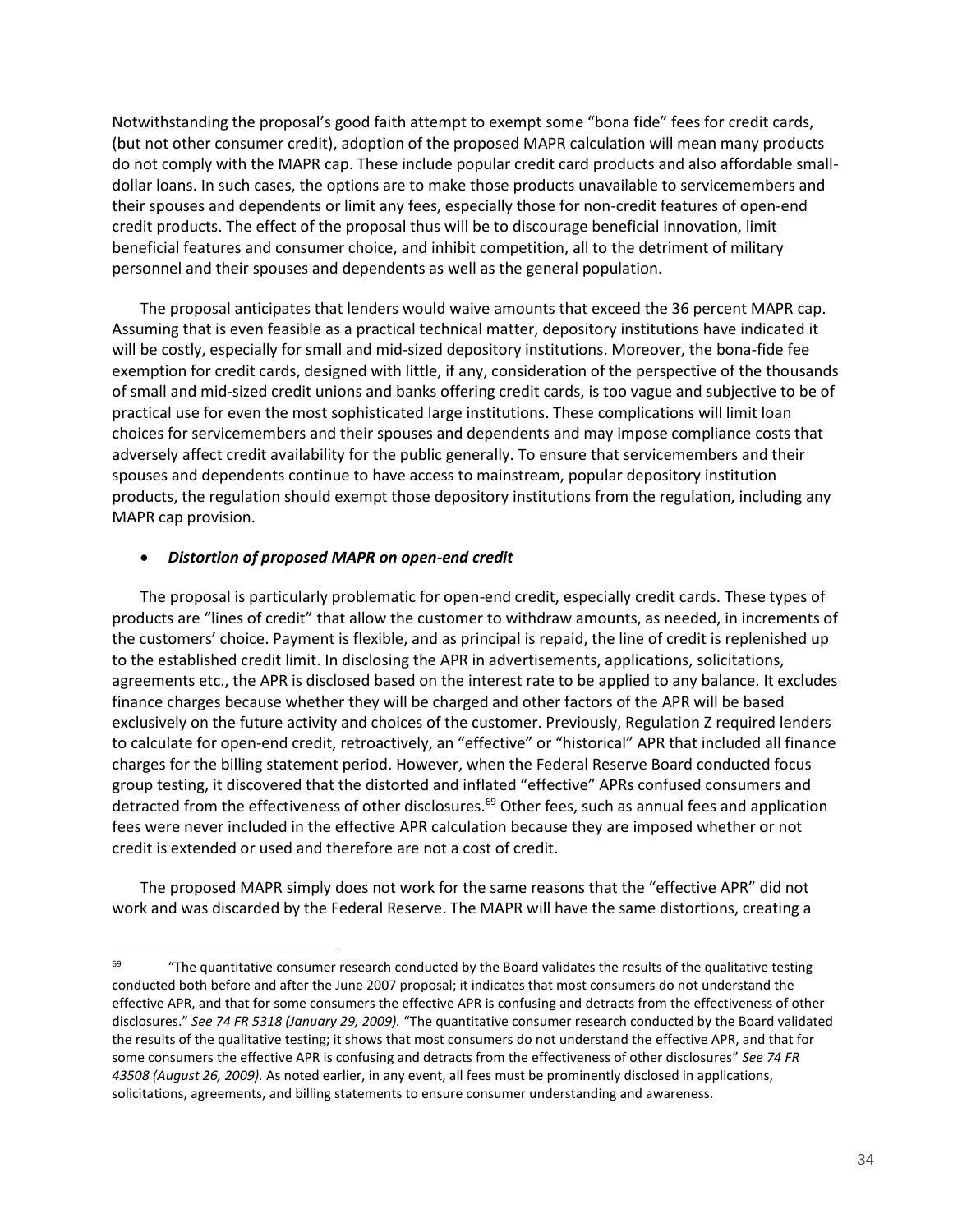Notwithstanding the proposal's good faith attempt to exempt some "bona fide" fees for credit cards, (but not other consumer credit), adoption of the proposed MAPR calculation will mean many products do not comply with the MAPR cap. These include popular credit card products and also affordable small-dollar loans. In such cases, the options are to make those products unavailable to servicemembers and their spouses and dependents or limit any fees, especially those for non-credit features of open-end credit products. The effect of the proposal thus will be to discourage beneficial innovation, limit beneficial features and consumer choice, and inhibit competition, all to the detriment of military personnel and their spouses and dependents as well as the general population.

The proposal anticipates that lenders would waive amounts that exceed the 36 percent MAPR cap. Assuming that is even feasible as a practical technical matter, depository institutions have indicated it will be costly, especially for small and mid-sized depository institutions. Moreover, the bona-fide fee exemption for credit cards, designed with little, if any, consideration of the perspective of the thousands of small and mid-sized credit unions and banks offering credit cards, is too vague and subjective to be of practical use for even the most sophisticated large institutions. These complications will limit loan choices for servicemembers and their spouses and dependents and may impose compliance costs that adversely affect credit availability for the public generally. To ensure that servicemembers and their spouses and dependents continue to have access to mainstream, popular depository institution products, the regulation should exempt those depository institutions from the regulation, including any MAPR cap provision.

- ***Distortion of proposed MAPR on open-end credit***

The proposal is particularly problematic for open-end credit, especially credit cards. These types of products are "lines of credit" that allow the customer to withdraw amounts, as needed, in increments of the customers' choice. Payment is flexible, and as principal is repaid, the line of credit is replenished up to the established credit limit. In disclosing the APR in advertisements, applications, solicitations, agreements etc., the APR is disclosed based on the interest rate to be applied to any balance. It excludes finance charges because whether they will be charged and other factors of the APR will be based exclusively on the future activity and choices of the customer. Previously, Regulation Z required lenders to calculate for open-end credit, retroactively, an "effective" or "historical" APR that included all finance charges for the billing statement period. However, when the Federal Reserve Board conducted focus group testing, it discovered that the distorted and inflated "effective" APRs confused consumers and detracted from the effectiveness of other disclosures.[69] Other fees, such as annual fees and application fees were never included in the effective APR calculation because they are imposed whether or not credit is extended or used and therefore are not a cost of credit.

The proposed MAPR simply does not work for the same reasons that the "effective APR" did not work and was discarded by the Federal Reserve. The MAPR will have the same distortions, creating a

---

[69] "The quantitative consumer research conducted by the Board validates the results of the qualitative testing conducted both before and after the June 2007 proposal; it indicates that most consumers do not understand the effective APR, and that for some consumers the effective APR is confusing and detracts from the effectiveness of other disclosures." *See 74 FR 5318 (January 29, 2009).* "The quantitative consumer research conducted by the Board validated the results of the qualitative testing; it shows that most consumers do not understand the effective APR, and that for some consumers the effective APR is confusing and detracts from the effectiveness of other disclosures" *See 74 FR 43508 (August 26, 2009).* As noted earlier, in any event, all fees must be prominently disclosed in applications, solicitations, agreements, and billing statements to ensure consumer understanding and awareness.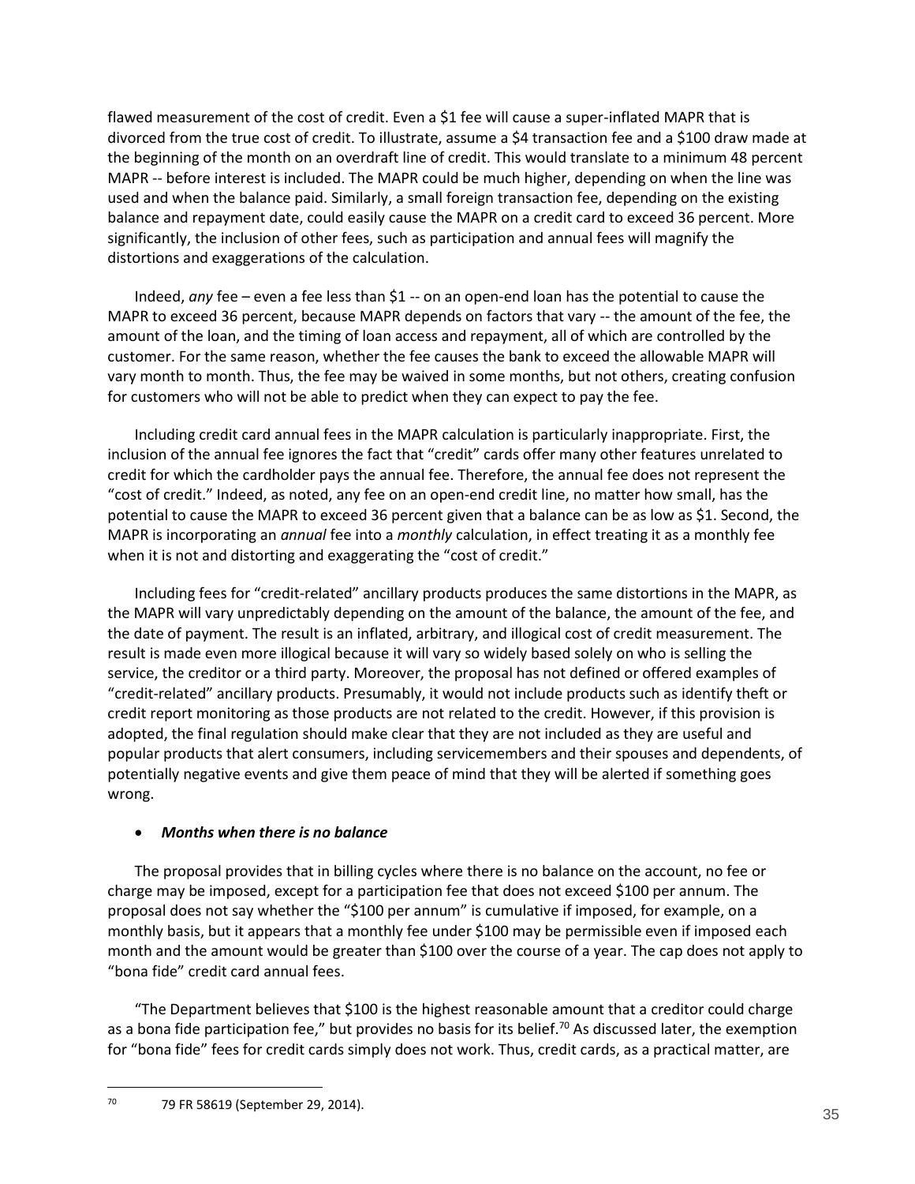flawed measurement of the cost of credit. Even a $1 fee will cause a super-inflated MAPR that is divorced from the true cost of credit. To illustrate, assume a $4 transaction fee and a $100 draw made at the beginning of the month on an overdraft line of credit. This would translate to a minimum 48 percent MAPR -- before interest is included. The MAPR could be much higher, depending on when the line was used and when the balance paid. Similarly, a small foreign transaction fee, depending on the existing balance and repayment date, could easily cause the MAPR on a credit card to exceed 36 percent. More significantly, the inclusion of other fees, such as participation and annual fees will magnify the distortions and exaggerations of the calculation.

Indeed, *any* fee – even a fee less than $1 -- on an open-end loan has the potential to cause the MAPR to exceed 36 percent, because MAPR depends on factors that vary -- the amount of the fee, the amount of the loan, and the timing of loan access and repayment, all of which are controlled by the customer. For the same reason, whether the fee causes the bank to exceed the allowable MAPR will vary month to month. Thus, the fee may be waived in some months, but not others, creating confusion for customers who will not be able to predict when they can expect to pay the fee.

Including credit card annual fees in the MAPR calculation is particularly inappropriate. First, the inclusion of the annual fee ignores the fact that "credit" cards offer many other features unrelated to credit for which the cardholder pays the annual fee. Therefore, the annual fee does not represent the "cost of credit." Indeed, as noted, any fee on an open-end credit line, no matter how small, has the potential to cause the MAPR to exceed 36 percent given that a balance can be as low as $1. Second, the MAPR is incorporating an *annual* fee into a *monthly* calculation, in effect treating it as a monthly fee when it is not and distorting and exaggerating the "cost of credit."

Including fees for "credit-related" ancillary products produces the same distortions in the MAPR, as the MAPR will vary unpredictably depending on the amount of the balance, the amount of the fee, and the date of payment. The result is an inflated, arbitrary, and illogical cost of credit measurement. The result is made even more illogical because it will vary so widely based solely on who is selling the service, the creditor or a third party. Moreover, the proposal has not defined or offered examples of "credit-related" ancillary products. Presumably, it would not include products such as identify theft or credit report monitoring as those products are not related to the credit. However, if this provision is adopted, the final regulation should make clear that they are not included as they are useful and popular products that alert consumers, including servicemembers and their spouses and dependents, of potentially negative events and give them peace of mind that they will be alerted if something goes wrong.

- ***Months when there is no balance***

The proposal provides that in billing cycles where there is no balance on the account, no fee or charge may be imposed, except for a participation fee that does not exceed $100 per annum. The proposal does not say whether the "$100 per annum" is cumulative if imposed, for example, on a monthly basis, but it appears that a monthly fee under $100 may be permissible even if imposed each month and the amount would be greater than $100 over the course of a year. The cap does not apply to "bona fide" credit card annual fees.

"The Department believes that $100 is the highest reasonable amount that a creditor could charge as a bona fide participation fee," but provides no basis for its belief.[70] As discussed later, the exemption for "bona fide" fees for credit cards simply does not work. Thus, credit cards, as a practical matter, are

[70] 79 FR 58619 (September 29, 2014).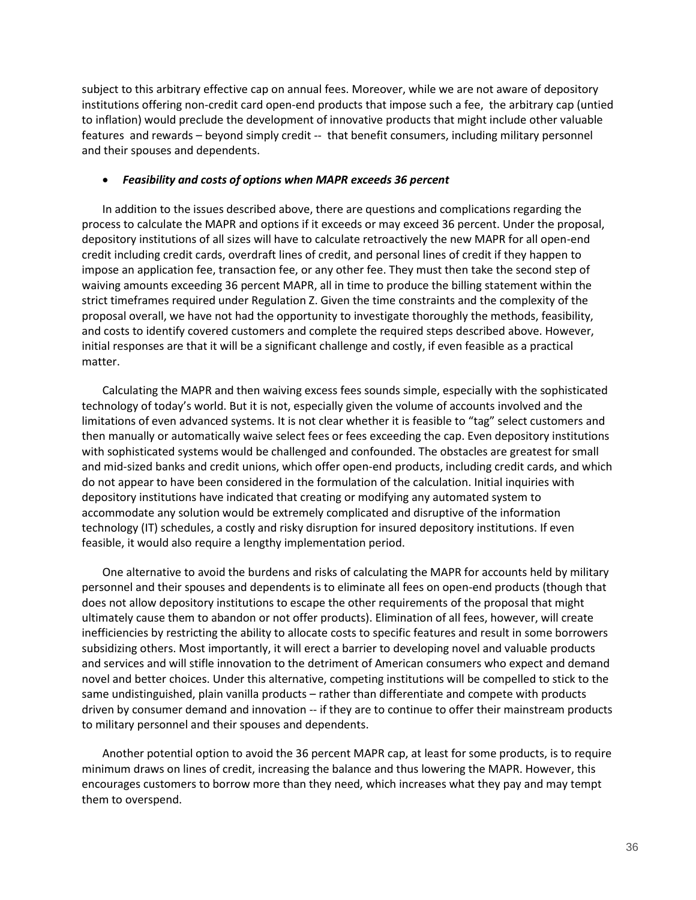subject to this arbitrary effective cap on annual fees. Moreover, while we are not aware of depository institutions offering non-credit card open-end products that impose such a fee, the arbitrary cap (untied to inflation) would preclude the development of innovative products that might include other valuable features and rewards – beyond simply credit -- that benefit consumers, including military personnel and their spouses and dependents.

- ***Feasibility and costs of options when MAPR exceeds 36 percent***

In addition to the issues described above, there are questions and complications regarding the process to calculate the MAPR and options if it exceeds or may exceed 36 percent. Under the proposal, depository institutions of all sizes will have to calculate retroactively the new MAPR for all open-end credit including credit cards, overdraft lines of credit, and personal lines of credit if they happen to impose an application fee, transaction fee, or any other fee. They must then take the second step of waiving amounts exceeding 36 percent MAPR, all in time to produce the billing statement within the strict timeframes required under Regulation Z. Given the time constraints and the complexity of the proposal overall, we have not had the opportunity to investigate thoroughly the methods, feasibility, and costs to identify covered customers and complete the required steps described above. However, initial responses are that it will be a significant challenge and costly, if even feasible as a practical matter.

Calculating the MAPR and then waiving excess fees sounds simple, especially with the sophisticated technology of today's world. But it is not, especially given the volume of accounts involved and the limitations of even advanced systems. It is not clear whether it is feasible to "tag" select customers and then manually or automatically waive select fees or fees exceeding the cap. Even depository institutions with sophisticated systems would be challenged and confounded. The obstacles are greatest for small and mid-sized banks and credit unions, which offer open-end products, including credit cards, and which do not appear to have been considered in the formulation of the calculation. Initial inquiries with depository institutions have indicated that creating or modifying any automated system to accommodate any solution would be extremely complicated and disruptive of the information technology (IT) schedules, a costly and risky disruption for insured depository institutions. If even feasible, it would also require a lengthy implementation period.

One alternative to avoid the burdens and risks of calculating the MAPR for accounts held by military personnel and their spouses and dependents is to eliminate all fees on open-end products (though that does not allow depository institutions to escape the other requirements of the proposal that might ultimately cause them to abandon or not offer products). Elimination of all fees, however, will create inefficiencies by restricting the ability to allocate costs to specific features and result in some borrowers subsidizing others. Most importantly, it will erect a barrier to developing novel and valuable products and services and will stifle innovation to the detriment of American consumers who expect and demand novel and better choices. Under this alternative, competing institutions will be compelled to stick to the same undistinguished, plain vanilla products – rather than differentiate and compete with products driven by consumer demand and innovation -- if they are to continue to offer their mainstream products to military personnel and their spouses and dependents.

Another potential option to avoid the 36 percent MAPR cap, at least for some products, is to require minimum draws on lines of credit, increasing the balance and thus lowering the MAPR. However, this encourages customers to borrow more than they need, which increases what they pay and may tempt them to overspend.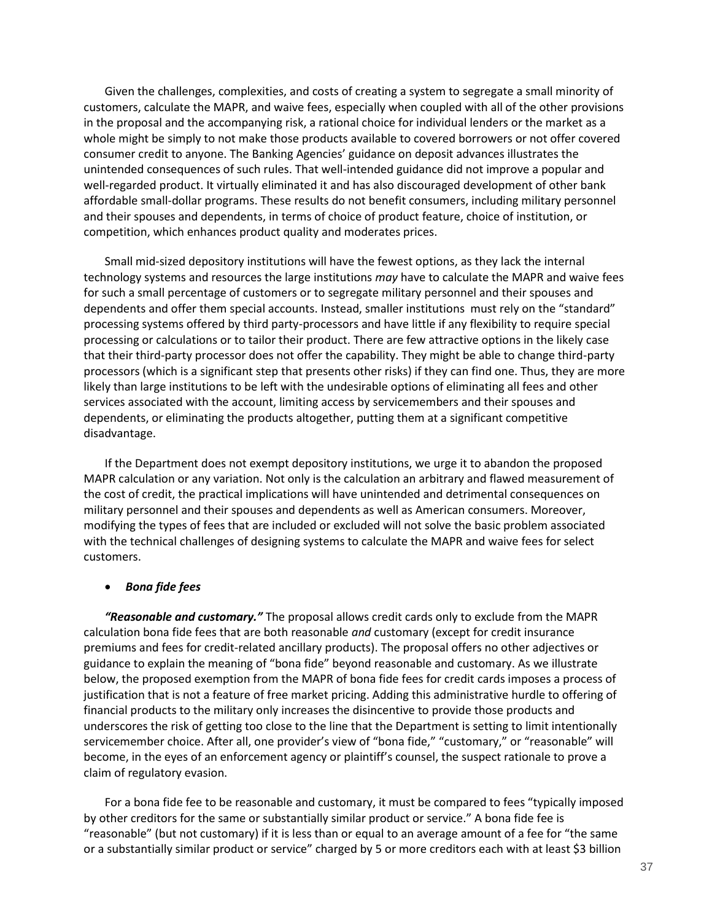Given the challenges, complexities, and costs of creating a system to segregate a small minority of customers, calculate the MAPR, and waive fees, especially when coupled with all of the other provisions in the proposal and the accompanying risk, a rational choice for individual lenders or the market as a whole might be simply to not make those products available to covered borrowers or not offer covered consumer credit to anyone. The Banking Agencies' guidance on deposit advances illustrates the unintended consequences of such rules. That well-intended guidance did not improve a popular and well-regarded product. It virtually eliminated it and has also discouraged development of other bank affordable small-dollar programs. These results do not benefit consumers, including military personnel and their spouses and dependents, in terms of choice of product feature, choice of institution, or competition, which enhances product quality and moderates prices.

Small mid-sized depository institutions will have the fewest options, as they lack the internal technology systems and resources the large institutions *may* have to calculate the MAPR and waive fees for such a small percentage of customers or to segregate military personnel and their spouses and dependents and offer them special accounts. Instead, smaller institutions must rely on the "standard" processing systems offered by third party-processors and have little if any flexibility to require special processing or calculations or to tailor their product. There are few attractive options in the likely case that their third-party processor does not offer the capability. They might be able to change third-party processors (which is a significant step that presents other risks) if they can find one. Thus, they are more likely than large institutions to be left with the undesirable options of eliminating all fees and other services associated with the account, limiting access by servicemembers and their spouses and dependents, or eliminating the products altogether, putting them at a significant competitive disadvantage.

If the Department does not exempt depository institutions, we urge it to abandon the proposed MAPR calculation or any variation. Not only is the calculation an arbitrary and flawed measurement of the cost of credit, the practical implications will have unintended and detrimental consequences on military personnel and their spouses and dependents as well as American consumers. Moreover, modifying the types of fees that are included or excluded will not solve the basic problem associated with the technical challenges of designing systems to calculate the MAPR and waive fees for select customers.

- ***Bona fide fees***

***"Reasonable and customary."*** The proposal allows credit cards only to exclude from the MAPR calculation bona fide fees that are both reasonable *and* customary (except for credit insurance premiums and fees for credit-related ancillary products). The proposal offers no other adjectives or guidance to explain the meaning of "bona fide" beyond reasonable and customary. As we illustrate below, the proposed exemption from the MAPR of bona fide fees for credit cards imposes a process of justification that is not a feature of free market pricing. Adding this administrative hurdle to offering of financial products to the military only increases the disincentive to provide those products and underscores the risk of getting too close to the line that the Department is setting to limit intentionally servicemember choice. After all, one provider's view of "bona fide," "customary," or "reasonable" will become, in the eyes of an enforcement agency or plaintiff's counsel, the suspect rationale to prove a claim of regulatory evasion.

For a bona fide fee to be reasonable and customary, it must be compared to fees "typically imposed by other creditors for the same or substantially similar product or service." A bona fide fee is "reasonable" (but not customary) if it is less than or equal to an average amount of a fee for "the same or a substantially similar product or service" charged by 5 or more creditors each with at least $3 billion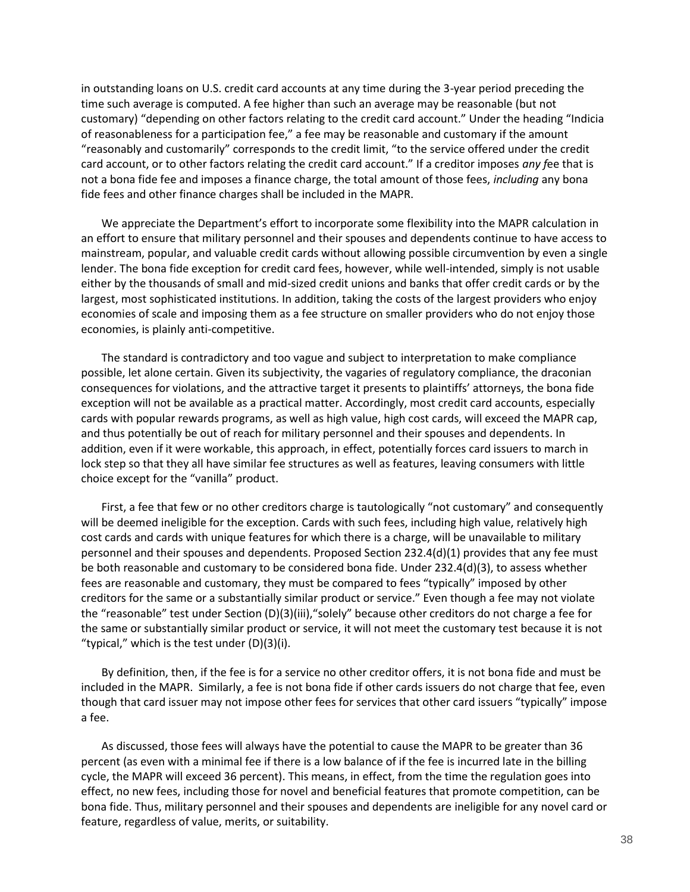in outstanding loans on U.S. credit card accounts at any time during the 3-year period preceding the time such average is computed. A fee higher than such an average may be reasonable (but not customary) "depending on other factors relating to the credit card account." Under the heading "Indicia of reasonableness for a participation fee," a fee may be reasonable and customary if the amount "reasonably and customarily" corresponds to the credit limit, "to the service offered under the credit card account, or to other factors relating the credit card account." If a creditor imposes *any f*ee that is not a bona fide fee and imposes a finance charge, the total amount of those fees, *including* any bona fide fees and other finance charges shall be included in the MAPR.

We appreciate the Department's effort to incorporate some flexibility into the MAPR calculation in an effort to ensure that military personnel and their spouses and dependents continue to have access to mainstream, popular, and valuable credit cards without allowing possible circumvention by even a single lender. The bona fide exception for credit card fees, however, while well-intended, simply is not usable either by the thousands of small and mid-sized credit unions and banks that offer credit cards or by the largest, most sophisticated institutions. In addition, taking the costs of the largest providers who enjoy economies of scale and imposing them as a fee structure on smaller providers who do not enjoy those economies, is plainly anti-competitive.

The standard is contradictory and too vague and subject to interpretation to make compliance possible, let alone certain. Given its subjectivity, the vagaries of regulatory compliance, the draconian consequences for violations, and the attractive target it presents to plaintiffs' attorneys, the bona fide exception will not be available as a practical matter. Accordingly, most credit card accounts, especially cards with popular rewards programs, as well as high value, high cost cards, will exceed the MAPR cap, and thus potentially be out of reach for military personnel and their spouses and dependents. In addition, even if it were workable, this approach, in effect, potentially forces card issuers to march in lock step so that they all have similar fee structures as well as features, leaving consumers with little choice except for the "vanilla" product.

First, a fee that few or no other creditors charge is tautologically "not customary" and consequently will be deemed ineligible for the exception. Cards with such fees, including high value, relatively high cost cards and cards with unique features for which there is a charge, will be unavailable to military personnel and their spouses and dependents. Proposed Section 232.4(d)(1) provides that any fee must be both reasonable and customary to be considered bona fide. Under 232.4(d)(3), to assess whether fees are reasonable and customary, they must be compared to fees "typically" imposed by other creditors for the same or a substantially similar product or service." Even though a fee may not violate the "reasonable" test under Section (D)(3)(iii),"solely" because other creditors do not charge a fee for the same or substantially similar product or service, it will not meet the customary test because it is not "typical," which is the test under (D)(3)(i).

By definition, then, if the fee is for a service no other creditor offers, it is not bona fide and must be included in the MAPR. Similarly, a fee is not bona fide if other cards issuers do not charge that fee, even though that card issuer may not impose other fees for services that other card issuers "typically" impose a fee.

As discussed, those fees will always have the potential to cause the MAPR to be greater than 36 percent (as even with a minimal fee if there is a low balance of if the fee is incurred late in the billing cycle, the MAPR will exceed 36 percent). This means, in effect, from the time the regulation goes into effect, no new fees, including those for novel and beneficial features that promote competition, can be bona fide. Thus, military personnel and their spouses and dependents are ineligible for any novel card or feature, regardless of value, merits, or suitability.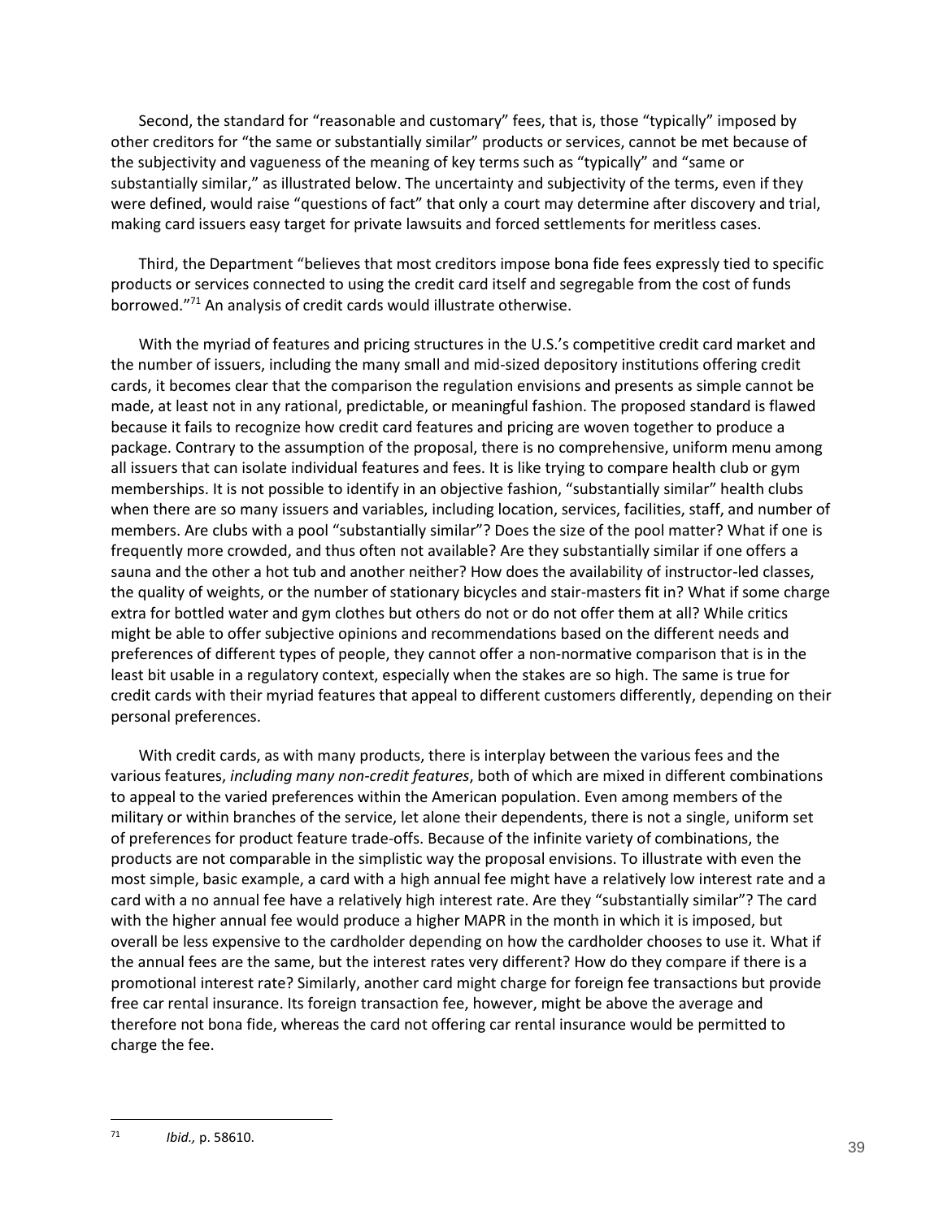Second, the standard for "reasonable and customary" fees, that is, those "typically" imposed by other creditors for "the same or substantially similar" products or services, cannot be met because of the subjectivity and vagueness of the meaning of key terms such as "typically" and "same or substantially similar," as illustrated below. The uncertainty and subjectivity of the terms, even if they were defined, would raise "questions of fact" that only a court may determine after discovery and trial, making card issuers easy target for private lawsuits and forced settlements for meritless cases.

Third, the Department "believes that most creditors impose bona fide fees expressly tied to specific products or services connected to using the credit card itself and segregable from the cost of funds borrowed."[71] An analysis of credit cards would illustrate otherwise.

With the myriad of features and pricing structures in the U.S.'s competitive credit card market and the number of issuers, including the many small and mid-sized depository institutions offering credit cards, it becomes clear that the comparison the regulation envisions and presents as simple cannot be made, at least not in any rational, predictable, or meaningful fashion. The proposed standard is flawed because it fails to recognize how credit card features and pricing are woven together to produce a package. Contrary to the assumption of the proposal, there is no comprehensive, uniform menu among all issuers that can isolate individual features and fees. It is like trying to compare health club or gym memberships. It is not possible to identify in an objective fashion, "substantially similar" health clubs when there are so many issuers and variables, including location, services, facilities, staff, and number of members. Are clubs with a pool "substantially similar"? Does the size of the pool matter? What if one is frequently more crowded, and thus often not available? Are they substantially similar if one offers a sauna and the other a hot tub and another neither? How does the availability of instructor-led classes, the quality of weights, or the number of stationary bicycles and stair-masters fit in? What if some charge extra for bottled water and gym clothes but others do not or do not offer them at all? While critics might be able to offer subjective opinions and recommendations based on the different needs and preferences of different types of people, they cannot offer a non-normative comparison that is in the least bit usable in a regulatory context, especially when the stakes are so high. The same is true for credit cards with their myriad features that appeal to different customers differently, depending on their personal preferences.

With credit cards, as with many products, there is interplay between the various fees and the various features, *including many non-credit features*, both of which are mixed in different combinations to appeal to the varied preferences within the American population. Even among members of the military or within branches of the service, let alone their dependents, there is not a single, uniform set of preferences for product feature trade-offs. Because of the infinite variety of combinations, the products are not comparable in the simplistic way the proposal envisions. To illustrate with even the most simple, basic example, a card with a high annual fee might have a relatively low interest rate and a card with a no annual fee have a relatively high interest rate. Are they "substantially similar"? The card with the higher annual fee would produce a higher MAPR in the month in which it is imposed, but overall be less expensive to the cardholder depending on how the cardholder chooses to use it. What if the annual fees are the same, but the interest rates very different? How do they compare if there is a promotional interest rate? Similarly, another card might charge for foreign fee transactions but provide free car rental insurance. Its foreign transaction fee, however, might be above the average and therefore not bona fide, whereas the card not offering car rental insurance would be permitted to charge the fee.

---

[71] *Ibid.,* p. 58610.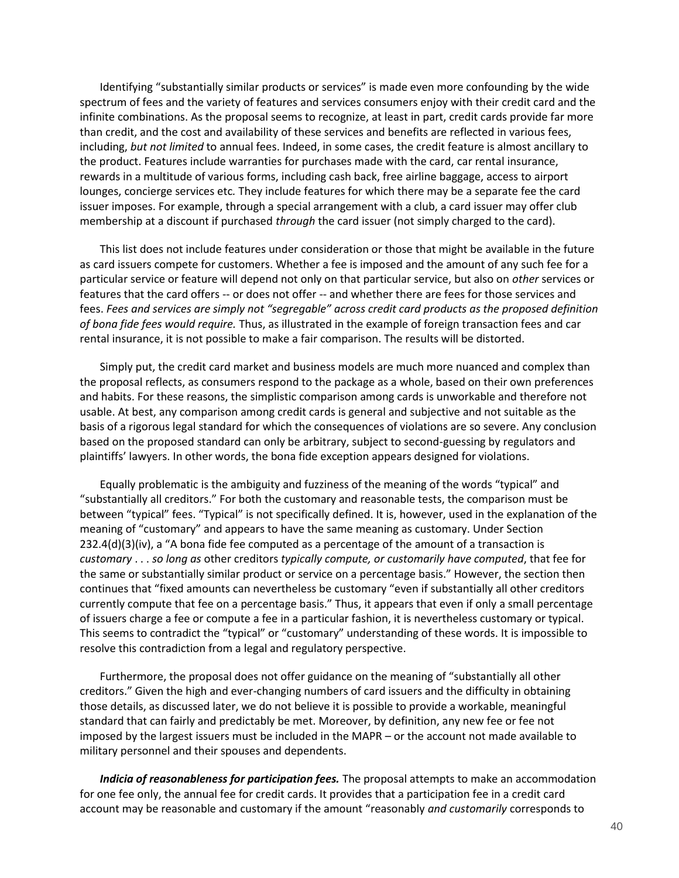Identifying "substantially similar products or services" is made even more confounding by the wide spectrum of fees and the variety of features and services consumers enjoy with their credit card and the infinite combinations. As the proposal seems to recognize, at least in part, credit cards provide far more than credit, and the cost and availability of these services and benefits are reflected in various fees, including, *but not limited* to annual fees. Indeed, in some cases, the credit feature is almost ancillary to the product. Features include warranties for purchases made with the card, car rental insurance, rewards in a multitude of various forms, including cash back, free airline baggage, access to airport lounges, concierge services etc. They include features for which there may be a separate fee the card issuer imposes. For example, through a special arrangement with a club, a card issuer may offer club membership at a discount if purchased *through* the card issuer (not simply charged to the card).

This list does not include features under consideration or those that might be available in the future as card issuers compete for customers. Whether a fee is imposed and the amount of any such fee for a particular service or feature will depend not only on that particular service, but also on *other* services or features that the card offers -- or does not offer -- and whether there are fees for those services and fees. *Fees and services are simply not "segregable" across credit card products as the proposed definition of bona fide fees would require.* Thus, as illustrated in the example of foreign transaction fees and car rental insurance, it is not possible to make a fair comparison. The results will be distorted.

Simply put, the credit card market and business models are much more nuanced and complex than the proposal reflects, as consumers respond to the package as a whole, based on their own preferences and habits. For these reasons, the simplistic comparison among cards is unworkable and therefore not usable. At best, any comparison among credit cards is general and subjective and not suitable as the basis of a rigorous legal standard for which the consequences of violations are so severe. Any conclusion based on the proposed standard can only be arbitrary, subject to second-guessing by regulators and plaintiffs' lawyers. In other words, the bona fide exception appears designed for violations.

Equally problematic is the ambiguity and fuzziness of the meaning of the words "typical" and "substantially all creditors." For both the customary and reasonable tests, the comparison must be between "typical" fees. "Typical" is not specifically defined. It is, however, used in the explanation of the meaning of "customary" and appears to have the same meaning as customary. Under Section 232.4(d)(3)(iv), a "A bona fide fee computed as a percentage of the amount of a transaction is *customary* . . . *so long as* other creditors *typically compute, or customarily have computed*, that fee for the same or substantially similar product or service on a percentage basis." However, the section then continues that "fixed amounts can nevertheless be customary "even if substantially all other creditors currently compute that fee on a percentage basis." Thus, it appears that even if only a small percentage of issuers charge a fee or compute a fee in a particular fashion, it is nevertheless customary or typical. This seems to contradict the "typical" or "customary" understanding of these words. It is impossible to resolve this contradiction from a legal and regulatory perspective.

Furthermore, the proposal does not offer guidance on the meaning of "substantially all other creditors." Given the high and ever-changing numbers of card issuers and the difficulty in obtaining those details, as discussed later, we do not believe it is possible to provide a workable, meaningful standard that can fairly and predictably be met. Moreover, by definition, any new fee or fee not imposed by the largest issuers must be included in the MAPR – or the account not made available to military personnel and their spouses and dependents.

***Indicia of reasonableness for participation fees.*** The proposal attempts to make an accommodation for one fee only, the annual fee for credit cards. It provides that a participation fee in a credit card account may be reasonable and customary if the amount "reasonably *and customarily* corresponds to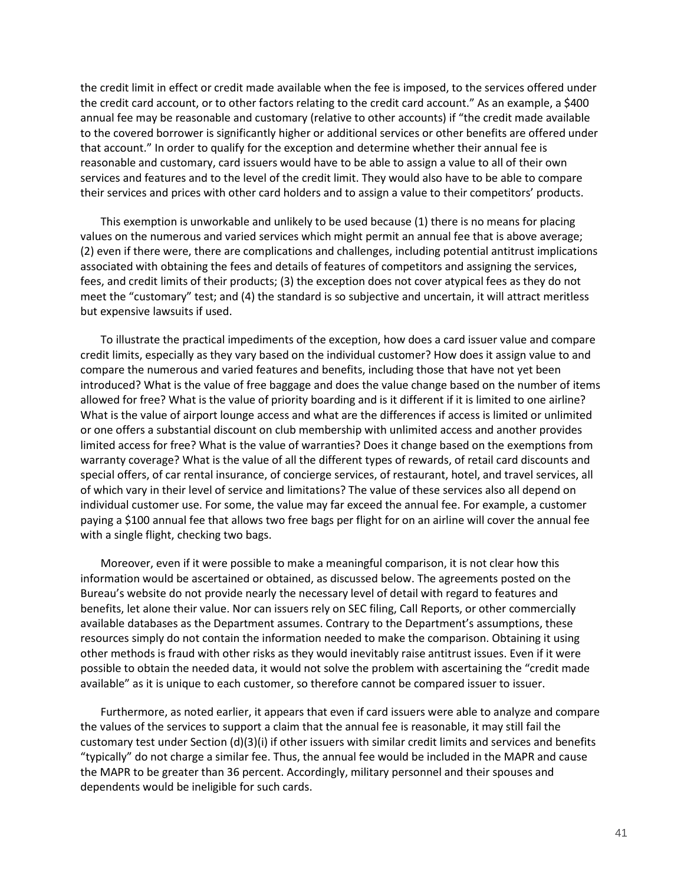the credit limit in effect or credit made available when the fee is imposed, to the services offered under the credit card account, or to other factors relating to the credit card account." As an example, a $400 annual fee may be reasonable and customary (relative to other accounts) if "the credit made available to the covered borrower is significantly higher or additional services or other benefits are offered under that account." In order to qualify for the exception and determine whether their annual fee is reasonable and customary, card issuers would have to be able to assign a value to all of their own services and features and to the level of the credit limit. They would also have to be able to compare their services and prices with other card holders and to assign a value to their competitors' products.

This exemption is unworkable and unlikely to be used because (1) there is no means for placing values on the numerous and varied services which might permit an annual fee that is above average; (2) even if there were, there are complications and challenges, including potential antitrust implications associated with obtaining the fees and details of features of competitors and assigning the services, fees, and credit limits of their products; (3) the exception does not cover atypical fees as they do not meet the "customary" test; and (4) the standard is so subjective and uncertain, it will attract meritless but expensive lawsuits if used.

To illustrate the practical impediments of the exception, how does a card issuer value and compare credit limits, especially as they vary based on the individual customer? How does it assign value to and compare the numerous and varied features and benefits, including those that have not yet been introduced? What is the value of free baggage and does the value change based on the number of items allowed for free? What is the value of priority boarding and is it different if it is limited to one airline? What is the value of airport lounge access and what are the differences if access is limited or unlimited or one offers a substantial discount on club membership with unlimited access and another provides limited access for free? What is the value of warranties? Does it change based on the exemptions from warranty coverage? What is the value of all the different types of rewards, of retail card discounts and special offers, of car rental insurance, of concierge services, of restaurant, hotel, and travel services, all of which vary in their level of service and limitations? The value of these services also all depend on individual customer use. For some, the value may far exceed the annual fee. For example, a customer paying a $100 annual fee that allows two free bags per flight for on an airline will cover the annual fee with a single flight, checking two bags.

Moreover, even if it were possible to make a meaningful comparison, it is not clear how this information would be ascertained or obtained, as discussed below. The agreements posted on the Bureau's website do not provide nearly the necessary level of detail with regard to features and benefits, let alone their value. Nor can issuers rely on SEC filing, Call Reports, or other commercially available databases as the Department assumes. Contrary to the Department's assumptions, these resources simply do not contain the information needed to make the comparison. Obtaining it using other methods is fraud with other risks as they would inevitably raise antitrust issues. Even if it were possible to obtain the needed data, it would not solve the problem with ascertaining the "credit made available" as it is unique to each customer, so therefore cannot be compared issuer to issuer.

Furthermore, as noted earlier, it appears that even if card issuers were able to analyze and compare the values of the services to support a claim that the annual fee is reasonable, it may still fail the customary test under Section (d)(3)(i) if other issuers with similar credit limits and services and benefits "typically" do not charge a similar fee. Thus, the annual fee would be included in the MAPR and cause the MAPR to be greater than 36 percent. Accordingly, military personnel and their spouses and dependents would be ineligible for such cards.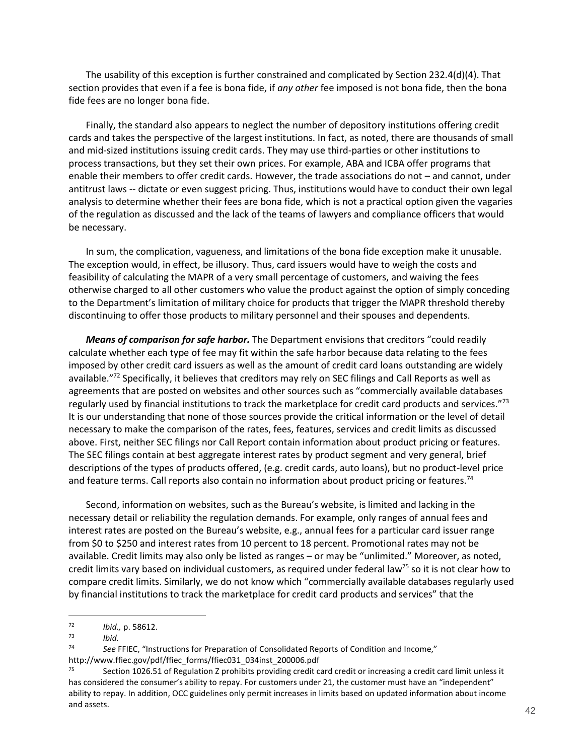The usability of this exception is further constrained and complicated by Section 232.4(d)(4). That section provides that even if a fee is bona fide, if *any other* fee imposed is not bona fide, then the bona fide fees are no longer bona fide.

Finally, the standard also appears to neglect the number of depository institutions offering credit cards and takes the perspective of the largest institutions. In fact, as noted, there are thousands of small and mid-sized institutions issuing credit cards. They may use third-parties or other institutions to process transactions, but they set their own prices. For example, ABA and ICBA offer programs that enable their members to offer credit cards. However, the trade associations do not – and cannot, under antitrust laws -- dictate or even suggest pricing. Thus, institutions would have to conduct their own legal analysis to determine whether their fees are bona fide, which is not a practical option given the vagaries of the regulation as discussed and the lack of the teams of lawyers and compliance officers that would be necessary.

In sum, the complication, vagueness, and limitations of the bona fide exception make it unusable. The exception would, in effect, be illusory. Thus, card issuers would have to weigh the costs and feasibility of calculating the MAPR of a very small percentage of customers, and waiving the fees otherwise charged to all other customers who value the product against the option of simply conceding to the Department's limitation of military choice for products that trigger the MAPR threshold thereby discontinuing to offer those products to military personnel and their spouses and dependents.

***Means of comparison for safe harbor.*** The Department envisions that creditors "could readily calculate whether each type of fee may fit within the safe harbor because data relating to the fees imposed by other credit card issuers as well as the amount of credit card loans outstanding are widely available."[72] Specifically, it believes that creditors may rely on SEC filings and Call Reports as well as agreements that are posted on websites and other sources such as "commercially available databases regularly used by financial institutions to track the marketplace for credit card products and services."[73] It is our understanding that none of those sources provide the critical information or the level of detail necessary to make the comparison of the rates, fees, features, services and credit limits as discussed above. First, neither SEC filings nor Call Report contain information about product pricing or features. The SEC filings contain at best aggregate interest rates by product segment and very general, brief descriptions of the types of products offered, (e.g. credit cards, auto loans), but no product-level price and feature terms. Call reports also contain no information about product pricing or features.[74]

Second, information on websites, such as the Bureau's website, is limited and lacking in the necessary detail or reliability the regulation demands. For example, only ranges of annual fees and interest rates are posted on the Bureau's website, e.g., annual fees for a particular card issuer range from $0 to $250 and interest rates from 10 percent to 18 percent. Promotional rates may not be available. Credit limits may also only be listed as ranges – or may be "unlimited." Moreover, as noted, credit limits vary based on individual customers, as required under federal law[75] so it is not clear how to compare credit limits. Similarly, we do not know which "commercially available databases regularly used by financial institutions to track the marketplace for credit card products and services" that the

---

[72] *Ibid.,* p. 58612.

[73] *Ibid.*

[74] *See* FFIEC, "Instructions for Preparation of Consolidated Reports of Condition and Income," http://www.ffiec.gov/pdf/ffiec_forms/ffiec031_034inst_200006.pdf

[75] Section 1026.51 of Regulation Z prohibits providing credit card credit or increasing a credit card limit unless it has considered the consumer's ability to repay. For customers under 21, the customer must have an "independent" ability to repay. In addition, OCC guidelines only permit increases in limits based on updated information about income and assets.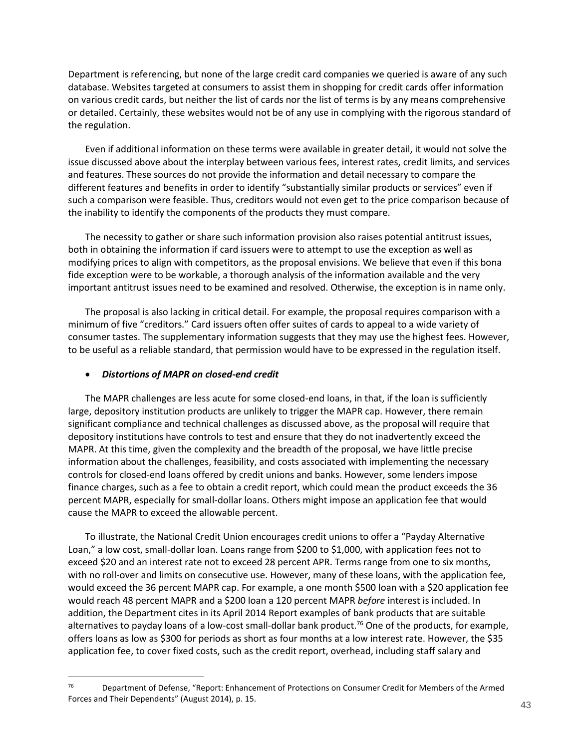Department is referencing, but none of the large credit card companies we queried is aware of any such database. Websites targeted at consumers to assist them in shopping for credit cards offer information on various credit cards, but neither the list of cards nor the list of terms is by any means comprehensive or detailed. Certainly, these websites would not be of any use in complying with the rigorous standard of the regulation.

Even if additional information on these terms were available in greater detail, it would not solve the issue discussed above about the interplay between various fees, interest rates, credit limits, and services and features. These sources do not provide the information and detail necessary to compare the different features and benefits in order to identify "substantially similar products or services" even if such a comparison were feasible. Thus, creditors would not even get to the price comparison because of the inability to identify the components of the products they must compare.

The necessity to gather or share such information provision also raises potential antitrust issues, both in obtaining the information if card issuers were to attempt to use the exception as well as modifying prices to align with competitors, as the proposal envisions. We believe that even if this bona fide exception were to be workable, a thorough analysis of the information available and the very important antitrust issues need to be examined and resolved. Otherwise, the exception is in name only.

The proposal is also lacking in critical detail. For example, the proposal requires comparison with a minimum of five "creditors." Card issuers often offer suites of cards to appeal to a wide variety of consumer tastes. The supplementary information suggests that they may use the highest fees. However, to be useful as a reliable standard, that permission would have to be expressed in the regulation itself.

- ***Distortions of MAPR on closed-end credit***

The MAPR challenges are less acute for some closed-end loans, in that, if the loan is sufficiently large, depository institution products are unlikely to trigger the MAPR cap. However, there remain significant compliance and technical challenges as discussed above, as the proposal will require that depository institutions have controls to test and ensure that they do not inadvertently exceed the MAPR. At this time, given the complexity and the breadth of the proposal, we have little precise information about the challenges, feasibility, and costs associated with implementing the necessary controls for closed-end loans offered by credit unions and banks. However, some lenders impose finance charges, such as a fee to obtain a credit report, which could mean the product exceeds the 36 percent MAPR, especially for small-dollar loans. Others might impose an application fee that would cause the MAPR to exceed the allowable percent.

To illustrate, the National Credit Union encourages credit unions to offer a "Payday Alternative Loan," a low cost, small-dollar loan. Loans range from $200 to $1,000, with application fees not to exceed $20 and an interest rate not to exceed 28 percent APR. Terms range from one to six months, with no roll-over and limits on consecutive use. However, many of these loans, with the application fee, would exceed the 36 percent MAPR cap. For example, a one month $500 loan with a $20 application fee would reach 48 percent MAPR and a $200 loan a 120 percent MAPR *before* interest is included. In addition, the Department cites in its April 2014 Report examples of bank products that are suitable alternatives to payday loans of a low-cost small-dollar bank product.[76] One of the products, for example, offers loans as low as $300 for periods as short as four months at a low interest rate. However, the $35 application fee, to cover fixed costs, such as the credit report, overhead, including staff salary and

---

[76] Department of Defense, "Report: Enhancement of Protections on Consumer Credit for Members of the Armed Forces and Their Dependents" (August 2014), p. 15.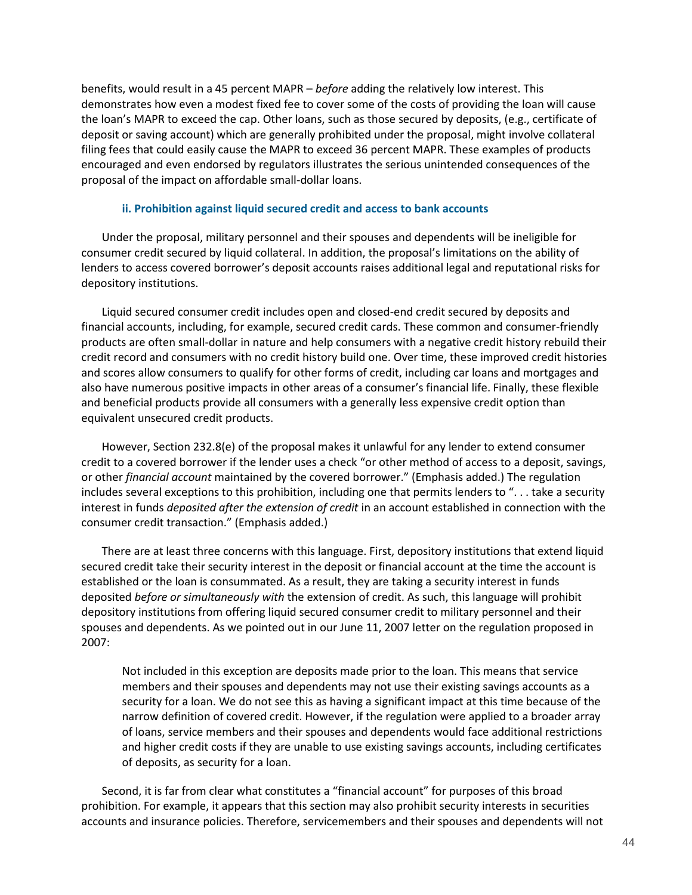benefits, would result in a 45 percent MAPR – *before* adding the relatively low interest. This demonstrates how even a modest fixed fee to cover some of the costs of providing the loan will cause the loan's MAPR to exceed the cap. Other loans, such as those secured by deposits, (e.g., certificate of deposit or saving account) which are generally prohibited under the proposal, might involve collateral filing fees that could easily cause the MAPR to exceed 36 percent MAPR. These examples of products encouraged and even endorsed by regulators illustrates the serious unintended consequences of the proposal of the impact on affordable small-dollar loans.

#### ii. Prohibition against liquid secured credit and access to bank accounts

Under the proposal, military personnel and their spouses and dependents will be ineligible for consumer credit secured by liquid collateral. In addition, the proposal's limitations on the ability of lenders to access covered borrower's deposit accounts raises additional legal and reputational risks for depository institutions.

Liquid secured consumer credit includes open and closed-end credit secured by deposits and financial accounts, including, for example, secured credit cards. These common and consumer-friendly products are often small-dollar in nature and help consumers with a negative credit history rebuild their credit record and consumers with no credit history build one. Over time, these improved credit histories and scores allow consumers to qualify for other forms of credit, including car loans and mortgages and also have numerous positive impacts in other areas of a consumer's financial life. Finally, these flexible and beneficial products provide all consumers with a generally less expensive credit option than equivalent unsecured credit products.

However, Section 232.8(e) of the proposal makes it unlawful for any lender to extend consumer credit to a covered borrower if the lender uses a check "or other method of access to a deposit, savings, or other *financial account* maintained by the covered borrower." (Emphasis added.) The regulation includes several exceptions to this prohibition, including one that permits lenders to ". . . take a security interest in funds *deposited after the extension of credit* in an account established in connection with the consumer credit transaction." (Emphasis added.)

There are at least three concerns with this language. First, depository institutions that extend liquid secured credit take their security interest in the deposit or financial account at the time the account is established or the loan is consummated. As a result, they are taking a security interest in funds deposited *before or simultaneously with* the extension of credit. As such, this language will prohibit depository institutions from offering liquid secured consumer credit to military personnel and their spouses and dependents. As we pointed out in our June 11, 2007 letter on the regulation proposed in 2007:

> Not included in this exception are deposits made prior to the loan. This means that service members and their spouses and dependents may not use their existing savings accounts as a security for a loan. We do not see this as having a significant impact at this time because of the narrow definition of covered credit. However, if the regulation were applied to a broader array of loans, service members and their spouses and dependents would face additional restrictions and higher credit costs if they are unable to use existing savings accounts, including certificates of deposits, as security for a loan.

Second, it is far from clear what constitutes a "financial account" for purposes of this broad prohibition. For example, it appears that this section may also prohibit security interests in securities accounts and insurance policies. Therefore, servicemembers and their spouses and dependents will not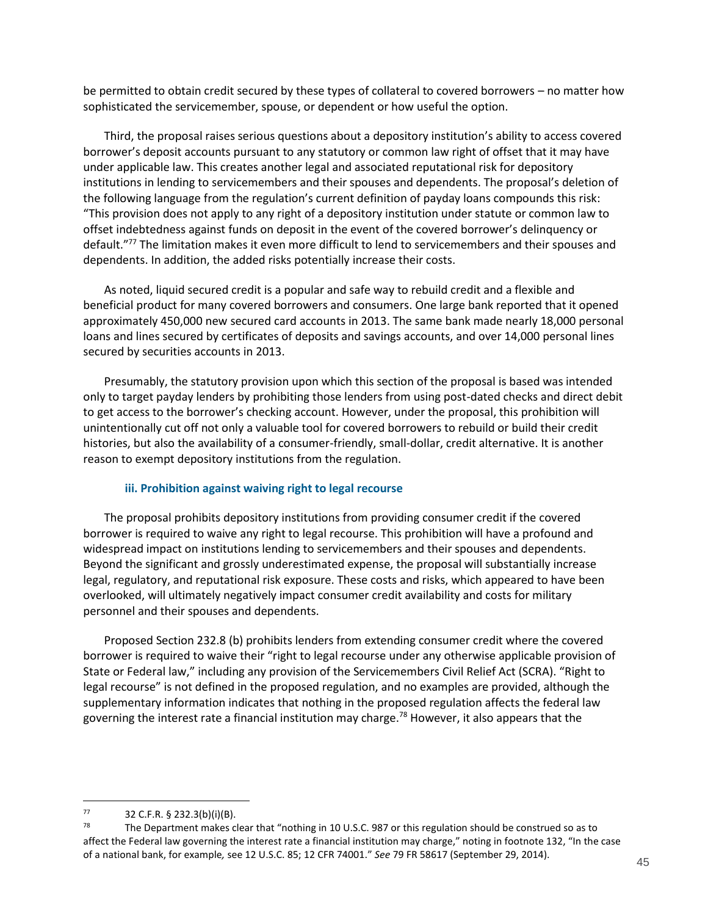be permitted to obtain credit secured by these types of collateral to covered borrowers – no matter how sophisticated the servicemember, spouse, or dependent or how useful the option.

Third, the proposal raises serious questions about a depository institution's ability to access covered borrower's deposit accounts pursuant to any statutory or common law right of offset that it may have under applicable law. This creates another legal and associated reputational risk for depository institutions in lending to servicemembers and their spouses and dependents. The proposal's deletion of the following language from the regulation's current definition of payday loans compounds this risk: "This provision does not apply to any right of a depository institution under statute or common law to offset indebtedness against funds on deposit in the event of the covered borrower's delinquency or default."[77] The limitation makes it even more difficult to lend to servicemembers and their spouses and dependents. In addition, the added risks potentially increase their costs.

As noted, liquid secured credit is a popular and safe way to rebuild credit and a flexible and beneficial product for many covered borrowers and consumers. One large bank reported that it opened approximately 450,000 new secured card accounts in 2013. The same bank made nearly 18,000 personal loans and lines secured by certificates of deposits and savings accounts, and over 14,000 personal lines secured by securities accounts in 2013.

Presumably, the statutory provision upon which this section of the proposal is based was intended only to target payday lenders by prohibiting those lenders from using post-dated checks and direct debit to get access to the borrower's checking account. However, under the proposal, this prohibition will unintentionally cut off not only a valuable tool for covered borrowers to rebuild or build their credit histories, but also the availability of a consumer-friendly, small-dollar, credit alternative. It is another reason to exempt depository institutions from the regulation.

#### iii. Prohibition against waiving right to legal recourse

The proposal prohibits depository institutions from providing consumer credit if the covered borrower is required to waive any right to legal recourse. This prohibition will have a profound and widespread impact on institutions lending to servicemembers and their spouses and dependents. Beyond the significant and grossly underestimated expense, the proposal will substantially increase legal, regulatory, and reputational risk exposure. These costs and risks, which appeared to have been overlooked, will ultimately negatively impact consumer credit availability and costs for military personnel and their spouses and dependents.

Proposed Section 232.8 (b) prohibits lenders from extending consumer credit where the covered borrower is required to waive their "right to legal recourse under any otherwise applicable provision of State or Federal law," including any provision of the Servicemembers Civil Relief Act (SCRA). "Right to legal recourse" is not defined in the proposed regulation, and no examples are provided, although the supplementary information indicates that nothing in the proposed regulation affects the federal law governing the interest rate a financial institution may charge.[78] However, it also appears that the

---

[77] 32 C.F.R. § 232.3(b)(i)(B).

[78] The Department makes clear that "nothing in 10 U.S.C. 987 or this regulation should be construed so as to affect the Federal law governing the interest rate a financial institution may charge," noting in footnote 132, "In the case of a national bank, for example, see 12 U.S.C. 85; 12 CFR 74001." *See* 79 FR 58617 (September 29, 2014).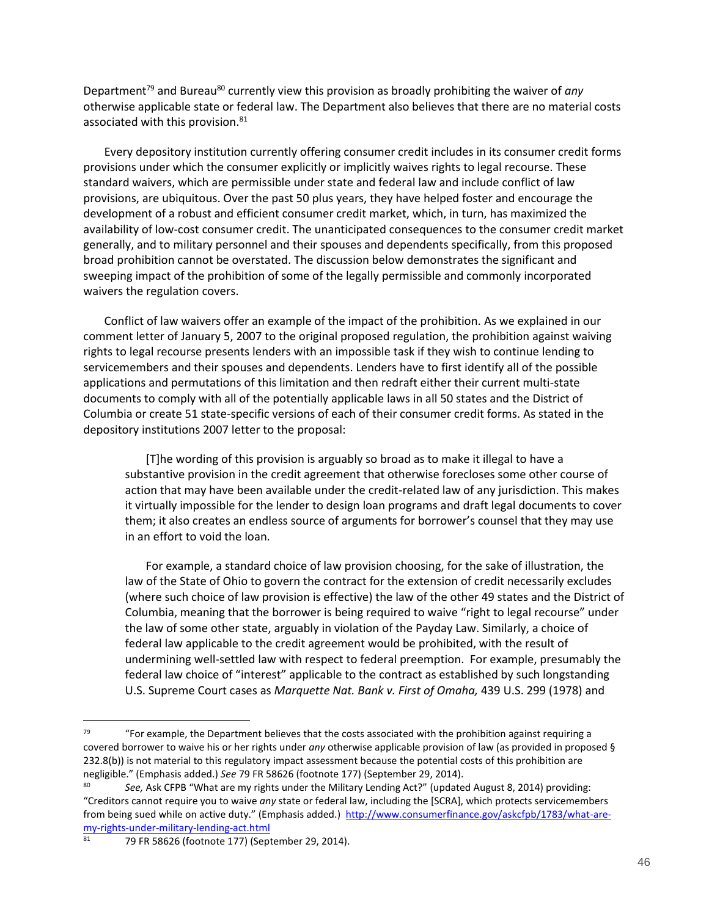Department[79] and Bureau[80] currently view this provision as broadly prohibiting the waiver of *any* otherwise applicable state or federal law. The Department also believes that there are no material costs associated with this provision.[81]

Every depository institution currently offering consumer credit includes in its consumer credit forms provisions under which the consumer explicitly or implicitly waives rights to legal recourse. These standard waivers, which are permissible under state and federal law and include conflict of law provisions, are ubiquitous. Over the past 50 plus years, they have helped foster and encourage the development of a robust and efficient consumer credit market, which, in turn, has maximized the availability of low-cost consumer credit. The unanticipated consequences to the consumer credit market generally, and to military personnel and their spouses and dependents specifically, from this proposed broad prohibition cannot be overstated. The discussion below demonstrates the significant and sweeping impact of the prohibition of some of the legally permissible and commonly incorporated waivers the regulation covers.

Conflict of law waivers offer an example of the impact of the prohibition. As we explained in our comment letter of January 5, 2007 to the original proposed regulation, the prohibition against waiving rights to legal recourse presents lenders with an impossible task if they wish to continue lending to servicemembers and their spouses and dependents. Lenders have to first identify all of the possible applications and permutations of this limitation and then redraft either their current multi-state documents to comply with all of the potentially applicable laws in all 50 states and the District of Columbia or create 51 state-specific versions of each of their consumer credit forms. As stated in the depository institutions 2007 letter to the proposal:

> [T]he wording of this provision is arguably so broad as to make it illegal to have a substantive provision in the credit agreement that otherwise forecloses some other course of action that may have been available under the credit-related law of any jurisdiction. This makes it virtually impossible for the lender to design loan programs and draft legal documents to cover them; it also creates an endless source of arguments for borrower's counsel that they may use in an effort to void the loan.
>
> For example, a standard choice of law provision choosing, for the sake of illustration, the law of the State of Ohio to govern the contract for the extension of credit necessarily excludes (where such choice of law provision is effective) the law of the other 49 states and the District of Columbia, meaning that the borrower is being required to waive "right to legal recourse" under the law of some other state, arguably in violation of the Payday Law. Similarly, a choice of federal law applicable to the credit agreement would be prohibited, with the result of undermining well-settled law with respect to federal preemption. For example, presumably the federal law choice of "interest" applicable to the contract as established by such longstanding U.S. Supreme Court cases as *Marquette Nat. Bank v. First of Omaha,* 439 U.S. 299 (1978) and

---

[79] "For example, the Department believes that the costs associated with the prohibition against requiring a covered borrower to waive his or her rights under *any* otherwise applicable provision of law (as provided in proposed § 232.8(b)) is not material to this regulatory impact assessment because the potential costs of this prohibition are negligible." (Emphasis added.) *See* 79 FR 58626 (footnote 177) (September 29, 2014).

[80] *See,* Ask CFPB "What are my rights under the Military Lending Act?" (updated August 8, 2014) providing: "Creditors cannot require you to waive *any* state or federal law, including the [SCRA], which protects servicemembers from being sued while on active duty." (Emphasis added.) http://www.consumerfinance.gov/askcfpb/1783/what-are-my-rights-under-military-lending-act.html

[81] 79 FR 58626 (footnote 177) (September 29, 2014).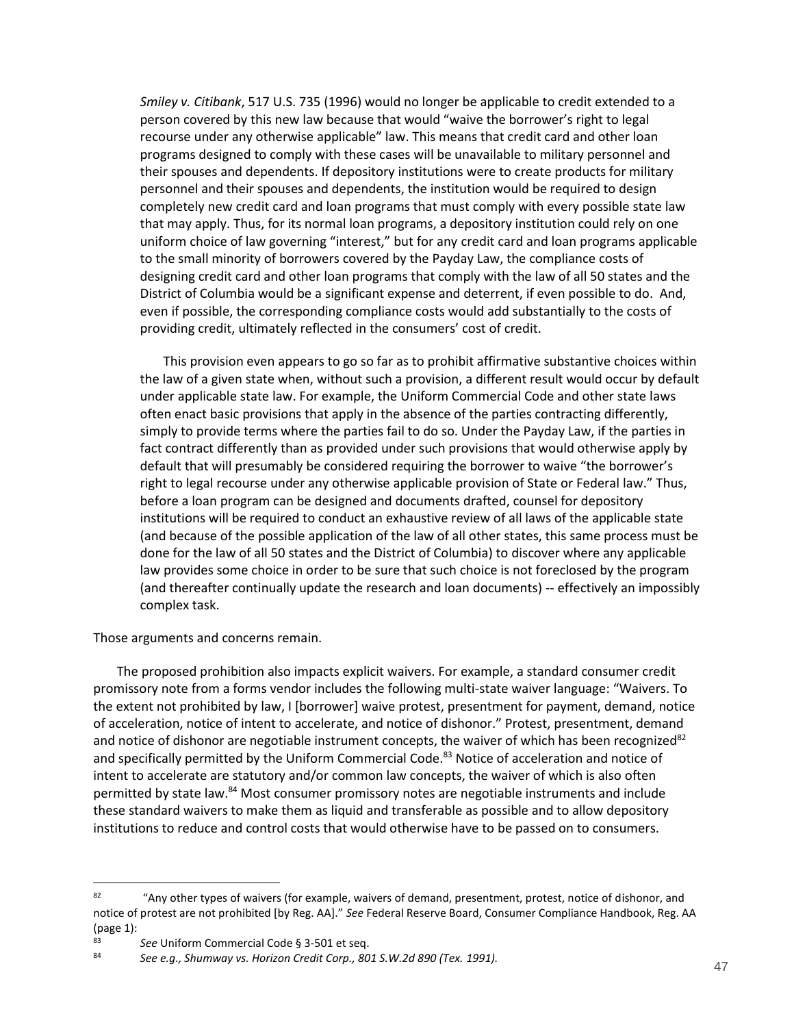> *Smiley v. Citibank*, 517 U.S. 735 (1996) would no longer be applicable to credit extended to a person covered by this new law because that would "waive the borrower's right to legal recourse under any otherwise applicable" law. This means that credit card and other loan programs designed to comply with these cases will be unavailable to military personnel and their spouses and dependents. If depository institutions were to create products for military personnel and their spouses and dependents, the institution would be required to design completely new credit card and loan programs that must comply with every possible state law that may apply. Thus, for its normal loan programs, a depository institution could rely on one uniform choice of law governing "interest," but for any credit card and loan programs applicable to the small minority of borrowers covered by the Payday Law, the compliance costs of designing credit card and other loan programs that comply with the law of all 50 states and the District of Columbia would be a significant expense and deterrent, if even possible to do. And, even if possible, the corresponding compliance costs would add substantially to the costs of providing credit, ultimately reflected in the consumers' cost of credit.
>
> This provision even appears to go so far as to prohibit affirmative substantive choices within the law of a given state when, without such a provision, a different result would occur by default under applicable state law. For example, the Uniform Commercial Code and other state laws often enact basic provisions that apply in the absence of the parties contracting differently, simply to provide terms where the parties fail to do so. Under the Payday Law, if the parties in fact contract differently than as provided under such provisions that would otherwise apply by default that will presumably be considered requiring the borrower to waive "the borrower's right to legal recourse under any otherwise applicable provision of State or Federal law." Thus, before a loan program can be designed and documents drafted, counsel for depository institutions will be required to conduct an exhaustive review of all laws of the applicable state (and because of the possible application of the law of all other states, this same process must be done for the law of all 50 states and the District of Columbia) to discover where any applicable law provides some choice in order to be sure that such choice is not foreclosed by the program (and thereafter continually update the research and loan documents) -- effectively an impossibly complex task.

Those arguments and concerns remain.

The proposed prohibition also impacts explicit waivers. For example, a standard consumer credit promissory note from a forms vendor includes the following multi-state waiver language: "Waivers. To the extent not prohibited by law, I [borrower] waive protest, presentment for payment, demand, notice of acceleration, notice of intent to accelerate, and notice of dishonor." Protest, presentment, demand and notice of dishonor are negotiable instrument concepts, the waiver of which has been recognized[82] and specifically permitted by the Uniform Commercial Code.[83] Notice of acceleration and notice of intent to accelerate are statutory and/or common law concepts, the waiver of which is also often permitted by state law.[84] Most consumer promissory notes are negotiable instruments and include these standard waivers to make them as liquid and transferable as possible and to allow depository institutions to reduce and control costs that would otherwise have to be passed on to consumers.

---

[82] "Any other types of waivers (for example, waivers of demand, presentment, protest, notice of dishonor, and notice of protest are not prohibited [by Reg. AA]." *See* Federal Reserve Board, Consumer Compliance Handbook, Reg. AA (page 1):

[83] *See* Uniform Commercial Code § 3-501 et seq.

[84] *See e.g., Shumway vs. Horizon Credit Corp., 801 S.W.2d 890 (Tex. 1991).*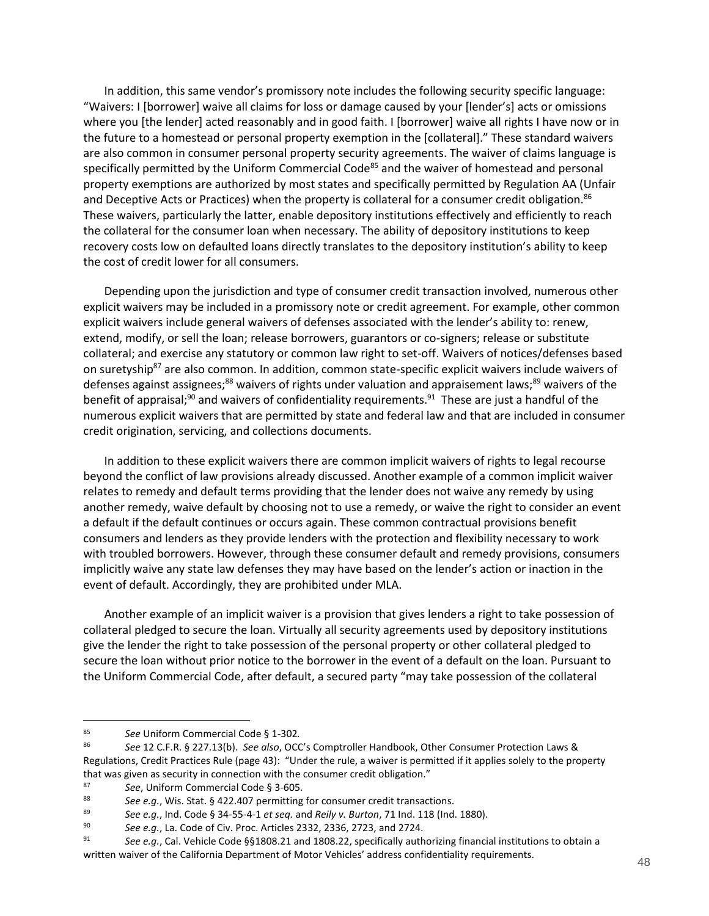In addition, this same vendor's promissory note includes the following security specific language: "Waivers: I [borrower] waive all claims for loss or damage caused by your [lender's] acts or omissions where you [the lender] acted reasonably and in good faith. I [borrower] waive all rights I have now or in the future to a homestead or personal property exemption in the [collateral]." These standard waivers are also common in consumer personal property security agreements. The waiver of claims language is specifically permitted by the Uniform Commercial Code[85] and the waiver of homestead and personal property exemptions are authorized by most states and specifically permitted by Regulation AA (Unfair and Deceptive Acts or Practices) when the property is collateral for a consumer credit obligation.[86] These waivers, particularly the latter, enable depository institutions effectively and efficiently to reach the collateral for the consumer loan when necessary. The ability of depository institutions to keep recovery costs low on defaulted loans directly translates to the depository institution's ability to keep the cost of credit lower for all consumers.

Depending upon the jurisdiction and type of consumer credit transaction involved, numerous other explicit waivers may be included in a promissory note or credit agreement. For example, other common explicit waivers include general waivers of defenses associated with the lender's ability to: renew, extend, modify, or sell the loan; release borrowers, guarantors or co-signers; release or substitute collateral; and exercise any statutory or common law right to set-off. Waivers of notices/defenses based on suretyship[87] are also common. In addition, common state-specific explicit waivers include waivers of defenses against assignees;[88] waivers of rights under valuation and appraisement laws;[89] waivers of the benefit of appraisal;[90] and waivers of confidentiality requirements.[91] These are just a handful of the numerous explicit waivers that are permitted by state and federal law and that are included in consumer credit origination, servicing, and collections documents.

In addition to these explicit waivers there are common implicit waivers of rights to legal recourse beyond the conflict of law provisions already discussed. Another example of a common implicit waiver relates to remedy and default terms providing that the lender does not waive any remedy by using another remedy, waive default by choosing not to use a remedy, or waive the right to consider an event a default if the default continues or occurs again. These common contractual provisions benefit consumers and lenders as they provide lenders with the protection and flexibility necessary to work with troubled borrowers. However, through these consumer default and remedy provisions, consumers implicitly waive any state law defenses they may have based on the lender's action or inaction in the event of default. Accordingly, they are prohibited under MLA.

Another example of an implicit waiver is a provision that gives lenders a right to take possession of collateral pledged to secure the loan. Virtually all security agreements used by depository institutions give the lender the right to take possession of the personal property or other collateral pledged to secure the loan without prior notice to the borrower in the event of a default on the loan. Pursuant to the Uniform Commercial Code, after default, a secured party "may take possession of the collateral

---

[85] *See* Uniform Commercial Code § 1-302.

[86] *See* 12 C.F.R. § 227.13(b). *See also*, OCC's Comptroller Handbook, Other Consumer Protection Laws & Regulations, Credit Practices Rule (page 43): "Under the rule, a waiver is permitted if it applies solely to the property that was given as security in connection with the consumer credit obligation."

[87] *See*, Uniform Commercial Code § 3-605.

[88] *See e.g.*, Wis. Stat. § 422.407 permitting for consumer credit transactions.

[89] *See e.g.*, Ind. Code § 34-55-4-1 *et seq.* and *Reily v. Burton*, 71 Ind. 118 (Ind. 1880).

[90] *See e.g.*, La. Code of Civ. Proc. Articles 2332, 2336, 2723, and 2724.

[91] *See e.g.*, Cal. Vehicle Code §§1808.21 and 1808.22, specifically authorizing financial institutions to obtain a written waiver of the California Department of Motor Vehicles' address confidentiality requirements.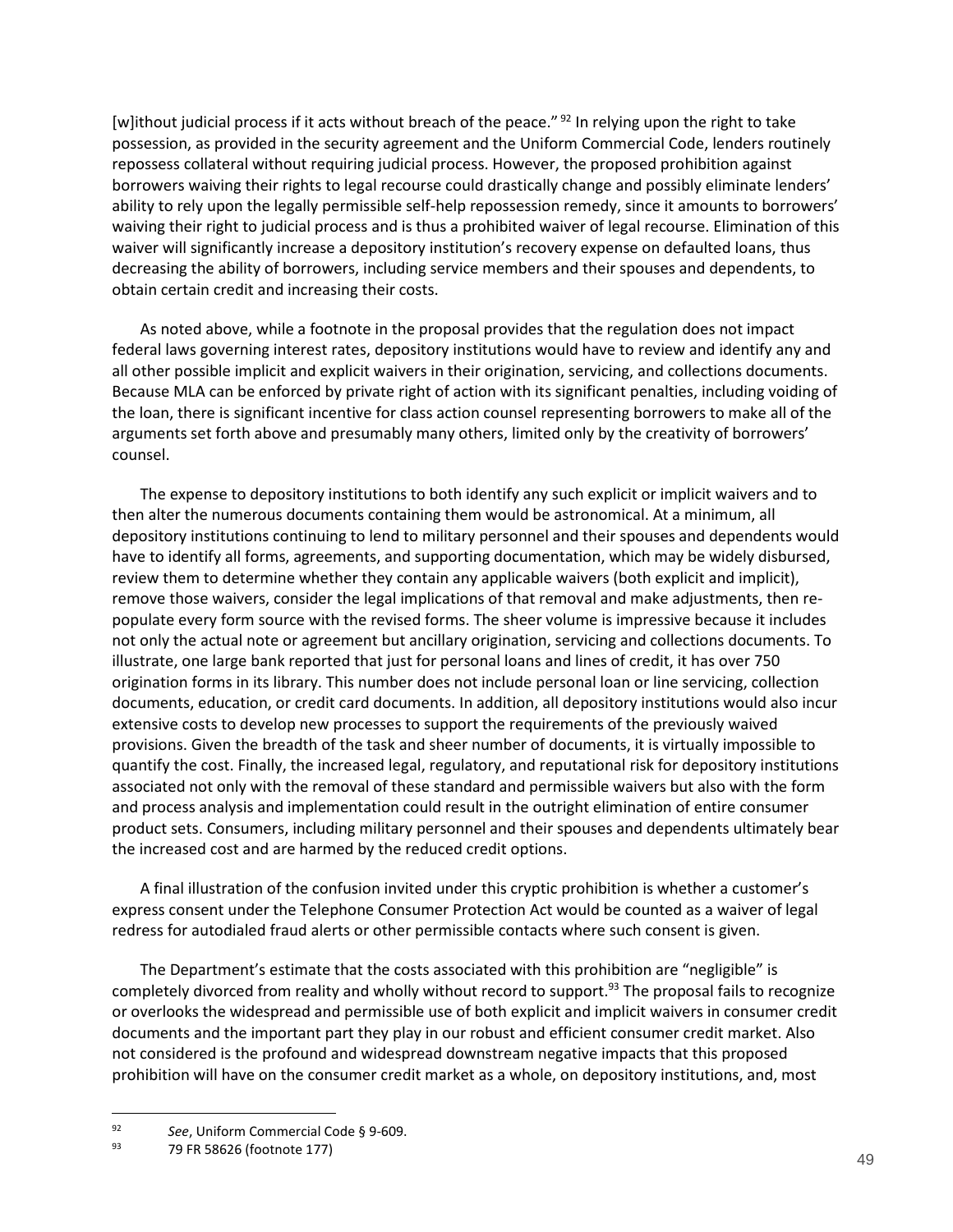[w]ithout judicial process if it acts without breach of the peace." [92] In relying upon the right to take possession, as provided in the security agreement and the Uniform Commercial Code, lenders routinely repossess collateral without requiring judicial process. However, the proposed prohibition against borrowers waiving their rights to legal recourse could drastically change and possibly eliminate lenders' ability to rely upon the legally permissible self-help repossession remedy, since it amounts to borrowers' waiving their right to judicial process and is thus a prohibited waiver of legal recourse. Elimination of this waiver will significantly increase a depository institution's recovery expense on defaulted loans, thus decreasing the ability of borrowers, including service members and their spouses and dependents, to obtain certain credit and increasing their costs.

As noted above, while a footnote in the proposal provides that the regulation does not impact federal laws governing interest rates, depository institutions would have to review and identify any and all other possible implicit and explicit waivers in their origination, servicing, and collections documents. Because MLA can be enforced by private right of action with its significant penalties, including voiding of the loan, there is significant incentive for class action counsel representing borrowers to make all of the arguments set forth above and presumably many others, limited only by the creativity of borrowers' counsel.

The expense to depository institutions to both identify any such explicit or implicit waivers and to then alter the numerous documents containing them would be astronomical. At a minimum, all depository institutions continuing to lend to military personnel and their spouses and dependents would have to identify all forms, agreements, and supporting documentation, which may be widely disbursed, review them to determine whether they contain any applicable waivers (both explicit and implicit), remove those waivers, consider the legal implications of that removal and make adjustments, then re-populate every form source with the revised forms. The sheer volume is impressive because it includes not only the actual note or agreement but ancillary origination, servicing and collections documents. To illustrate, one large bank reported that just for personal loans and lines of credit, it has over 750 origination forms in its library. This number does not include personal loan or line servicing, collection documents, education, or credit card documents. In addition, all depository institutions would also incur extensive costs to develop new processes to support the requirements of the previously waived provisions. Given the breadth of the task and sheer number of documents, it is virtually impossible to quantify the cost. Finally, the increased legal, regulatory, and reputational risk for depository institutions associated not only with the removal of these standard and permissible waivers but also with the form and process analysis and implementation could result in the outright elimination of entire consumer product sets. Consumers, including military personnel and their spouses and dependents ultimately bear the increased cost and are harmed by the reduced credit options.

A final illustration of the confusion invited under this cryptic prohibition is whether a customer's express consent under the Telephone Consumer Protection Act would be counted as a waiver of legal redress for autodialed fraud alerts or other permissible contacts where such consent is given.

The Department's estimate that the costs associated with this prohibition are "negligible" is completely divorced from reality and wholly without record to support.[93] The proposal fails to recognize or overlooks the widespread and permissible use of both explicit and implicit waivers in consumer credit documents and the important part they play in our robust and efficient consumer credit market. Also not considered is the profound and widespread downstream negative impacts that this proposed prohibition will have on the consumer credit market as a whole, on depository institutions, and, most

---

[92] *See*, Uniform Commercial Code § 9-609.

[93] 79 FR 58626 (footnote 177)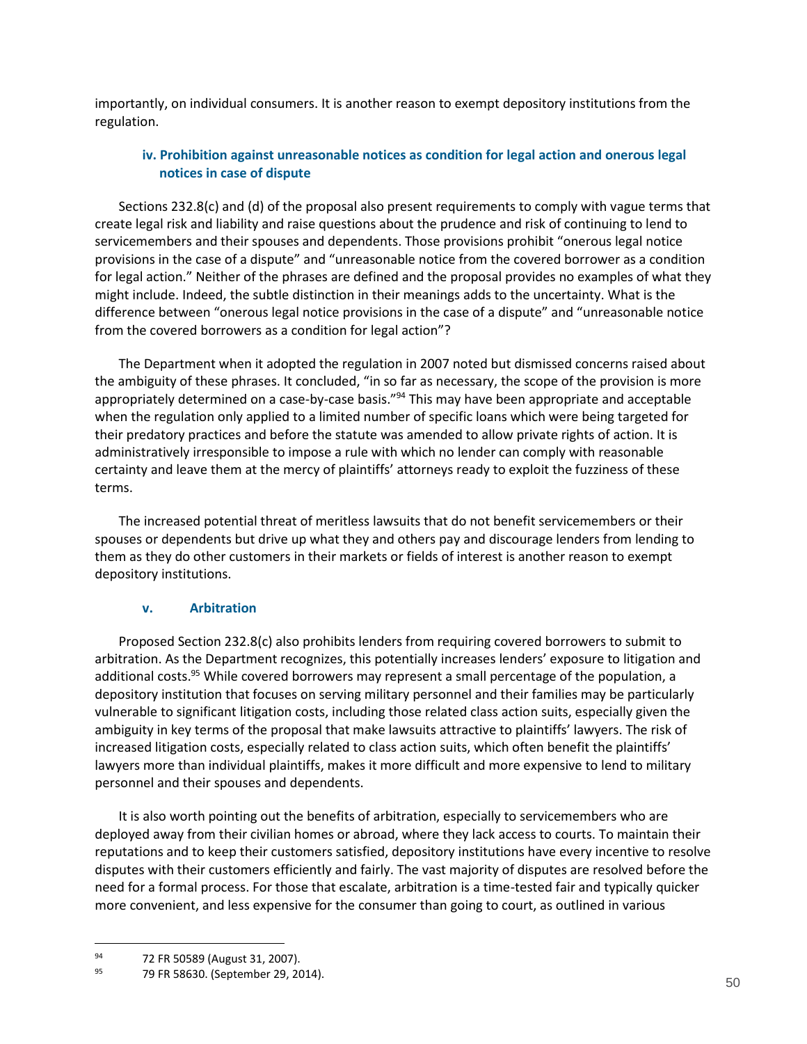importantly, on individual consumers. It is another reason to exempt depository institutions from the regulation.

#### iv. Prohibition against unreasonable notices as condition for legal action and onerous legal notices in case of dispute

Sections 232.8(c) and (d) of the proposal also present requirements to comply with vague terms that create legal risk and liability and raise questions about the prudence and risk of continuing to lend to servicemembers and their spouses and dependents. Those provisions prohibit "onerous legal notice provisions in the case of a dispute" and "unreasonable notice from the covered borrower as a condition for legal action." Neither of the phrases are defined and the proposal provides no examples of what they might include. Indeed, the subtle distinction in their meanings adds to the uncertainty. What is the difference between "onerous legal notice provisions in the case of a dispute" and "unreasonable notice from the covered borrowers as a condition for legal action"?

The Department when it adopted the regulation in 2007 noted but dismissed concerns raised about the ambiguity of these phrases. It concluded, "in so far as necessary, the scope of the provision is more appropriately determined on a case-by-case basis."[94] This may have been appropriate and acceptable when the regulation only applied to a limited number of specific loans which were being targeted for their predatory practices and before the statute was amended to allow private rights of action. It is administratively irresponsible to impose a rule with which no lender can comply with reasonable certainty and leave them at the mercy of plaintiffs' attorneys ready to exploit the fuzziness of these terms.

The increased potential threat of meritless lawsuits that do not benefit servicemembers or their spouses or dependents but drive up what they and others pay and discourage lenders from lending to them as they do other customers in their markets or fields of interest is another reason to exempt depository institutions.

#### v. Arbitration

Proposed Section 232.8(c) also prohibits lenders from requiring covered borrowers to submit to arbitration. As the Department recognizes, this potentially increases lenders' exposure to litigation and additional costs.[95] While covered borrowers may represent a small percentage of the population, a depository institution that focuses on serving military personnel and their families may be particularly vulnerable to significant litigation costs, including those related class action suits, especially given the ambiguity in key terms of the proposal that make lawsuits attractive to plaintiffs' lawyers. The risk of increased litigation costs, especially related to class action suits, which often benefit the plaintiffs' lawyers more than individual plaintiffs, makes it more difficult and more expensive to lend to military personnel and their spouses and dependents.

It is also worth pointing out the benefits of arbitration, especially to servicemembers who are deployed away from their civilian homes or abroad, where they lack access to courts. To maintain their reputations and to keep their customers satisfied, depository institutions have every incentive to resolve disputes with their customers efficiently and fairly. The vast majority of disputes are resolved before the need for a formal process. For those that escalate, arbitration is a time-tested fair and typically quicker more convenient, and less expensive for the consumer than going to court, as outlined in various

---

[94] 72 FR 50589 (August 31, 2007).

[95] 79 FR 58630. (September 29, 2014).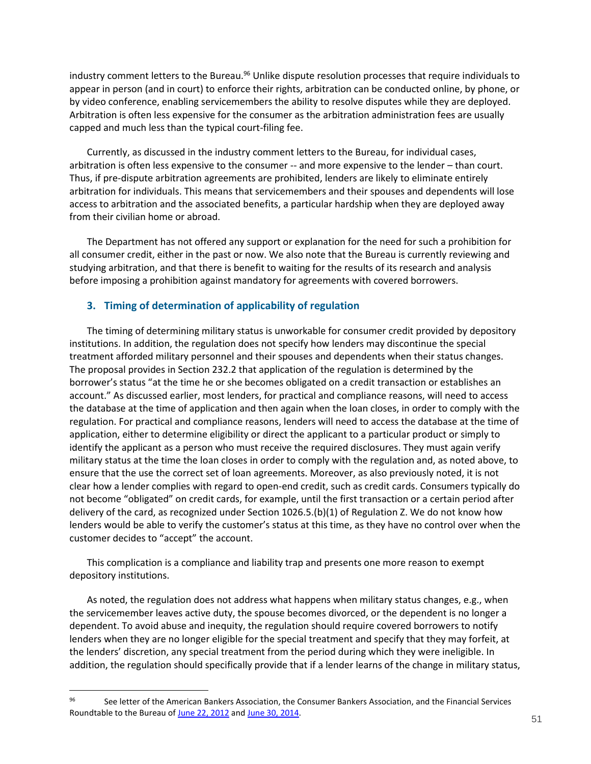industry comment letters to the Bureau.[96] Unlike dispute resolution processes that require individuals to appear in person (and in court) to enforce their rights, arbitration can be conducted online, by phone, or by video conference, enabling servicemembers the ability to resolve disputes while they are deployed. Arbitration is often less expensive for the consumer as the arbitration administration fees are usually capped and much less than the typical court-filing fee.

Currently, as discussed in the industry comment letters to the Bureau, for individual cases, arbitration is often less expensive to the consumer -- and more expensive to the lender – than court. Thus, if pre-dispute arbitration agreements are prohibited, lenders are likely to eliminate entirely arbitration for individuals. This means that servicemembers and their spouses and dependents will lose access to arbitration and the associated benefits, a particular hardship when they are deployed away from their civilian home or abroad.

The Department has not offered any support or explanation for the need for such a prohibition for all consumer credit, either in the past or now. We also note that the Bureau is currently reviewing and studying arbitration, and that there is benefit to waiting for the results of its research and analysis before imposing a prohibition against mandatory for agreements with covered borrowers.

### 3. Timing of determination of applicability of regulation

The timing of determining military status is unworkable for consumer credit provided by depository institutions. In addition, the regulation does not specify how lenders may discontinue the special treatment afforded military personnel and their spouses and dependents when their status changes. The proposal provides in Section 232.2 that application of the regulation is determined by the borrower's status "at the time he or she becomes obligated on a credit transaction or establishes an account." As discussed earlier, most lenders, for practical and compliance reasons, will need to access the database at the time of application and then again when the loan closes, in order to comply with the regulation. For practical and compliance reasons, lenders will need to access the database at the time of application, either to determine eligibility or direct the applicant to a particular product or simply to identify the applicant as a person who must receive the required disclosures. They must again verify military status at the time the loan closes in order to comply with the regulation and, as noted above, to ensure that the use the correct set of loan agreements. Moreover, as also previously noted, it is not clear how a lender complies with regard to open-end credit, such as credit cards. Consumers typically do not become "obligated" on credit cards, for example, until the first transaction or a certain period after delivery of the card, as recognized under Section 1026.5.(b)(1) of Regulation Z. We do not know how lenders would be able to verify the customer's status at this time, as they have no control over when the customer decides to "accept" the account.

This complication is a compliance and liability trap and presents one more reason to exempt depository institutions.

As noted, the regulation does not address what happens when military status changes, e.g., when the servicemember leaves active duty, the spouse becomes divorced, or the dependent is no longer a dependent. To avoid abuse and inequity, the regulation should require covered borrowers to notify lenders when they are no longer eligible for the special treatment and specify that they may forfeit, at the lenders' discretion, any special treatment from the period during which they were ineligible. In addition, the regulation should specifically provide that if a lender learns of the change in military status,

---

[96] See letter of the American Bankers Association, the Consumer Bankers Association, and the Financial Services Roundtable to the Bureau of June 22, 2012 and June 30, 2014.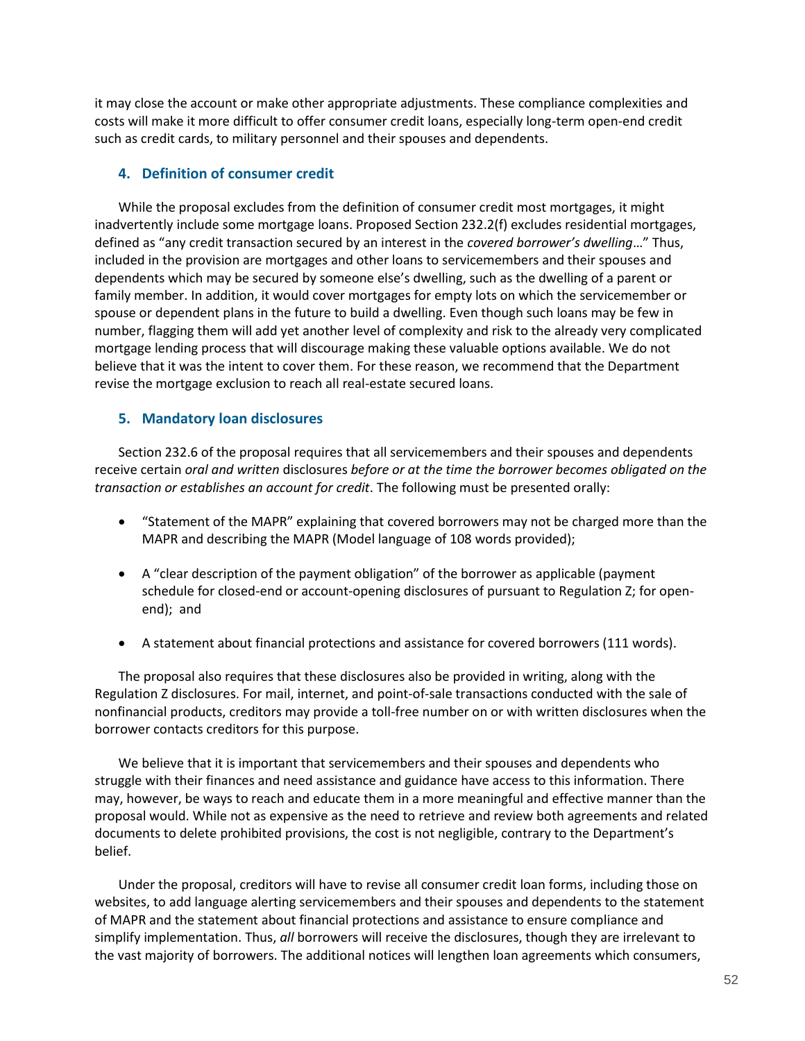it may close the account or make other appropriate adjustments. These compliance complexities and costs will make it more difficult to offer consumer credit loans, especially long-term open-end credit such as credit cards, to military personnel and their spouses and dependents.

### 4. Definition of consumer credit

While the proposal excludes from the definition of consumer credit most mortgages, it might inadvertently include some mortgage loans. Proposed Section 232.2(f) excludes residential mortgages, defined as "any credit transaction secured by an interest in the *covered borrower's dwelling*…" Thus, included in the provision are mortgages and other loans to servicemembers and their spouses and dependents which may be secured by someone else's dwelling, such as the dwelling of a parent or family member. In addition, it would cover mortgages for empty lots on which the servicemember or spouse or dependent plans in the future to build a dwelling. Even though such loans may be few in number, flagging them will add yet another level of complexity and risk to the already very complicated mortgage lending process that will discourage making these valuable options available. We do not believe that it was the intent to cover them. For these reason, we recommend that the Department revise the mortgage exclusion to reach all real-estate secured loans.

### 5. Mandatory loan disclosures

Section 232.6 of the proposal requires that all servicemembers and their spouses and dependents receive certain *oral and written* disclosures *before or at the time the borrower becomes obligated on the transaction or establishes an account for credit*. The following must be presented orally:

- "Statement of the MAPR" explaining that covered borrowers may not be charged more than the MAPR and describing the MAPR (Model language of 108 words provided);
- A "clear description of the payment obligation" of the borrower as applicable (payment schedule for closed-end or account-opening disclosures of pursuant to Regulation Z; for open-end); and
- A statement about financial protections and assistance for covered borrowers (111 words).

The proposal also requires that these disclosures also be provided in writing, along with the Regulation Z disclosures. For mail, internet, and point-of-sale transactions conducted with the sale of nonfinancial products, creditors may provide a toll-free number on or with written disclosures when the borrower contacts creditors for this purpose.

We believe that it is important that servicemembers and their spouses and dependents who struggle with their finances and need assistance and guidance have access to this information. There may, however, be ways to reach and educate them in a more meaningful and effective manner than the proposal would. While not as expensive as the need to retrieve and review both agreements and related documents to delete prohibited provisions, the cost is not negligible, contrary to the Department's belief.

Under the proposal, creditors will have to revise all consumer credit loan forms, including those on websites, to add language alerting servicemembers and their spouses and dependents to the statement of MAPR and the statement about financial protections and assistance to ensure compliance and simplify implementation. Thus, *all* borrowers will receive the disclosures, though they are irrelevant to the vast majority of borrowers. The additional notices will lengthen loan agreements which consumers,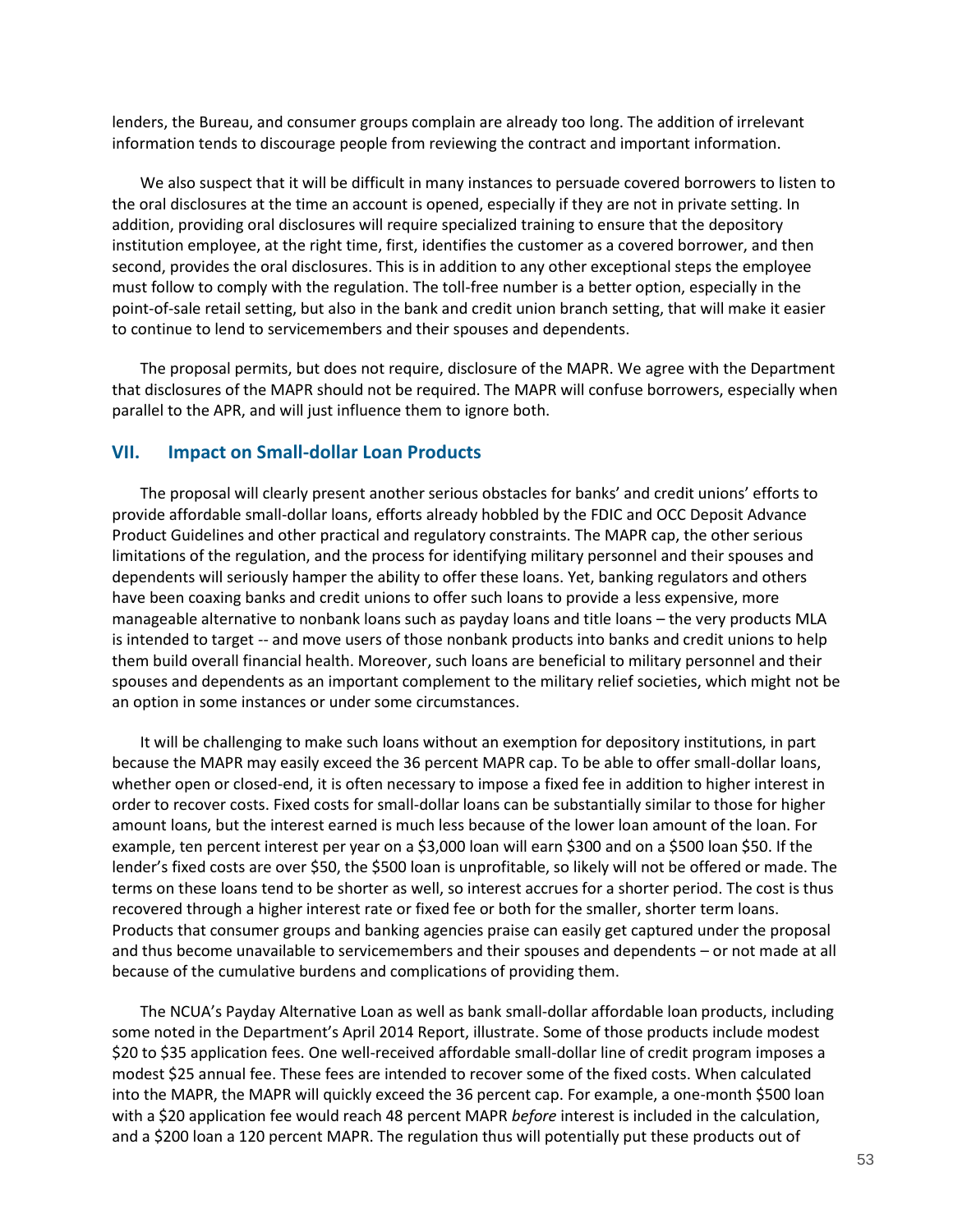lenders, the Bureau, and consumer groups complain are already too long. The addition of irrelevant information tends to discourage people from reviewing the contract and important information.

We also suspect that it will be difficult in many instances to persuade covered borrowers to listen to the oral disclosures at the time an account is opened, especially if they are not in private setting. In addition, providing oral disclosures will require specialized training to ensure that the depository institution employee, at the right time, first, identifies the customer as a covered borrower, and then second, provides the oral disclosures. This is in addition to any other exceptional steps the employee must follow to comply with the regulation. The toll-free number is a better option, especially in the point-of-sale retail setting, but also in the bank and credit union branch setting, that will make it easier to continue to lend to servicemembers and their spouses and dependents.

The proposal permits, but does not require, disclosure of the MAPR. We agree with the Department that disclosures of the MAPR should not be required. The MAPR will confuse borrowers, especially when parallel to the APR, and will just influence them to ignore both.

## VII. Impact on Small-dollar Loan Products

The proposal will clearly present another serious obstacles for banks' and credit unions' efforts to provide affordable small-dollar loans, efforts already hobbled by the FDIC and OCC Deposit Advance Product Guidelines and other practical and regulatory constraints. The MAPR cap, the other serious limitations of the regulation, and the process for identifying military personnel and their spouses and dependents will seriously hamper the ability to offer these loans. Yet, banking regulators and others have been coaxing banks and credit unions to offer such loans to provide a less expensive, more manageable alternative to nonbank loans such as payday loans and title loans – the very products MLA is intended to target -- and move users of those nonbank products into banks and credit unions to help them build overall financial health. Moreover, such loans are beneficial to military personnel and their spouses and dependents as an important complement to the military relief societies, which might not be an option in some instances or under some circumstances.

It will be challenging to make such loans without an exemption for depository institutions, in part because the MAPR may easily exceed the 36 percent MAPR cap. To be able to offer small-dollar loans, whether open or closed-end, it is often necessary to impose a fixed fee in addition to higher interest in order to recover costs. Fixed costs for small-dollar loans can be substantially similar to those for higher amount loans, but the interest earned is much less because of the lower loan amount of the loan. For example, ten percent interest per year on a $3,000 loan will earn $300 and on a $500 loan $50. If the lender's fixed costs are over $50, the $500 loan is unprofitable, so likely will not be offered or made. The terms on these loans tend to be shorter as well, so interest accrues for a shorter period. The cost is thus recovered through a higher interest rate or fixed fee or both for the smaller, shorter term loans. Products that consumer groups and banking agencies praise can easily get captured under the proposal and thus become unavailable to servicemembers and their spouses and dependents – or not made at all because of the cumulative burdens and complications of providing them.

The NCUA's Payday Alternative Loan as well as bank small-dollar affordable loan products, including some noted in the Department's April 2014 Report, illustrate. Some of those products include modest $20 to $35 application fees. One well-received affordable small-dollar line of credit program imposes a modest $25 annual fee. These fees are intended to recover some of the fixed costs. When calculated into the MAPR, the MAPR will quickly exceed the 36 percent cap. For example, a one-month $500 loan with a $20 application fee would reach 48 percent MAPR *before* interest is included in the calculation, and a $200 loan a 120 percent MAPR. The regulation thus will potentially put these products out of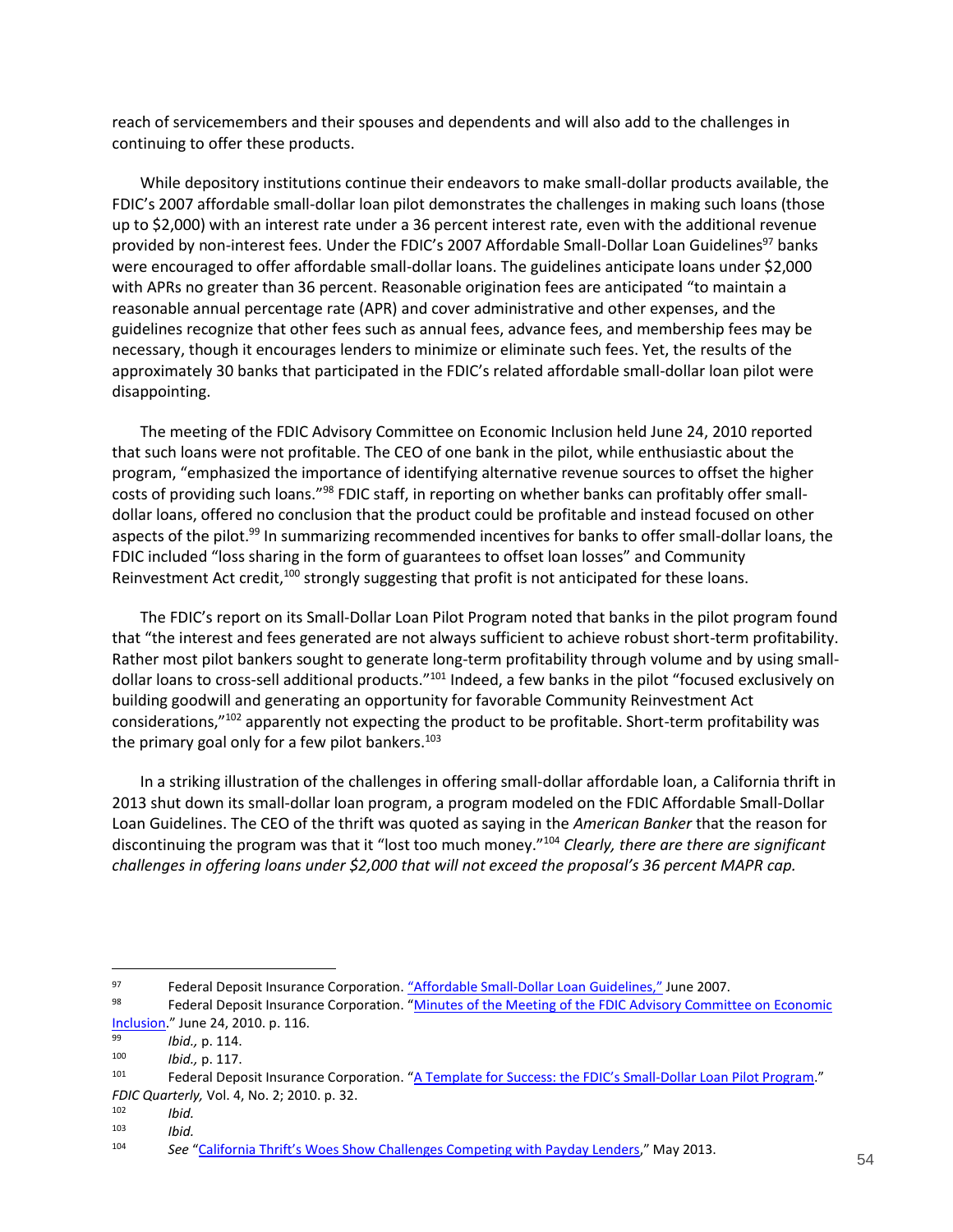reach of servicemembers and their spouses and dependents and will also add to the challenges in continuing to offer these products.

While depository institutions continue their endeavors to make small-dollar products available, the FDIC's 2007 affordable small-dollar loan pilot demonstrates the challenges in making such loans (those up to $2,000) with an interest rate under a 36 percent interest rate, even with the additional revenue provided by non-interest fees. Under the FDIC's 2007 Affordable Small-Dollar Loan Guidelines[97] banks were encouraged to offer affordable small-dollar loans. The guidelines anticipate loans under $2,000 with APRs no greater than 36 percent. Reasonable origination fees are anticipated "to maintain a reasonable annual percentage rate (APR) and cover administrative and other expenses, and the guidelines recognize that other fees such as annual fees, advance fees, and membership fees may be necessary, though it encourages lenders to minimize or eliminate such fees. Yet, the results of the approximately 30 banks that participated in the FDIC's related affordable small-dollar loan pilot were disappointing.

The meeting of the FDIC Advisory Committee on Economic Inclusion held June 24, 2010 reported that such loans were not profitable. The CEO of one bank in the pilot, while enthusiastic about the program, "emphasized the importance of identifying alternative revenue sources to offset the higher costs of providing such loans."[98] FDIC staff, in reporting on whether banks can profitably offer small-dollar loans, offered no conclusion that the product could be profitable and instead focused on other aspects of the pilot.[99] In summarizing recommended incentives for banks to offer small-dollar loans, the FDIC included "loss sharing in the form of guarantees to offset loan losses" and Community Reinvestment Act credit,[100] strongly suggesting that profit is not anticipated for these loans.

The FDIC's report on its Small-Dollar Loan Pilot Program noted that banks in the pilot program found that "the interest and fees generated are not always sufficient to achieve robust short-term profitability. Rather most pilot bankers sought to generate long-term profitability through volume and by using small-dollar loans to cross-sell additional products."[101] Indeed, a few banks in the pilot "focused exclusively on building goodwill and generating an opportunity for favorable Community Reinvestment Act considerations,"[102] apparently not expecting the product to be profitable. Short-term profitability was the primary goal only for a few pilot bankers.[103]

In a striking illustration of the challenges in offering small-dollar affordable loan, a California thrift in 2013 shut down its small-dollar loan program, a program modeled on the FDIC Affordable Small-Dollar Loan Guidelines. The CEO of the thrift was quoted as saying in the *American Banker* that the reason for discontinuing the program was that it "lost too much money."[104] *Clearly, there are there are significant challenges in offering loans under $2,000 that will not exceed the proposal's 36 percent MAPR cap.*

---

[97] Federal Deposit Insurance Corporation. "Affordable Small-Dollar Loan Guidelines," June 2007.

[98] Federal Deposit Insurance Corporation. "Minutes of the Meeting of the FDIC Advisory Committee on Economic Inclusion." June 24, 2010. p. 116.

[99] *Ibid.,* p. 114.

[100] *Ibid.,* p. 117.

[101] Federal Deposit Insurance Corporation. "A Template for Success: the FDIC's Small-Dollar Loan Pilot Program." *FDIC Quarterly,* Vol. 4, No. 2; 2010. p. 32.

[102] *Ibid.*

[103] *Ibid.*

[104] *See* "California Thrift's Woes Show Challenges Competing with Payday Lenders," May 2013.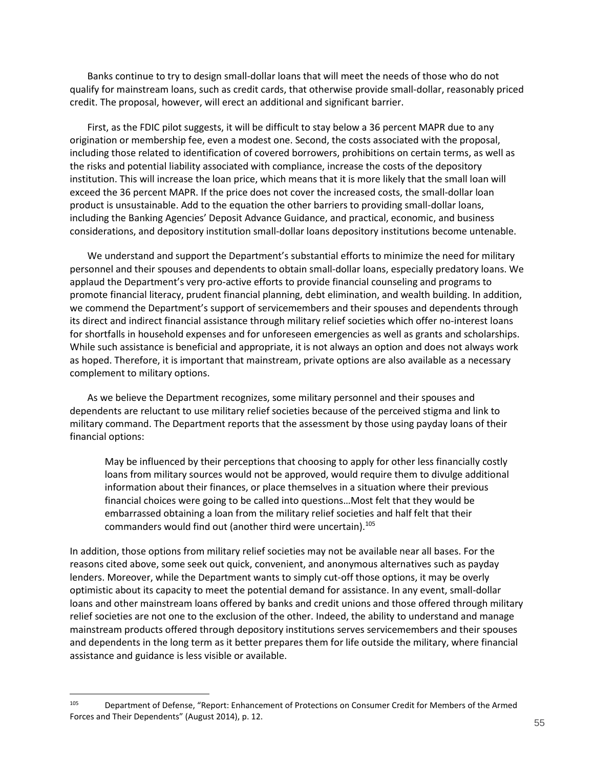Banks continue to try to design small-dollar loans that will meet the needs of those who do not qualify for mainstream loans, such as credit cards, that otherwise provide small-dollar, reasonably priced credit. The proposal, however, will erect an additional and significant barrier.

First, as the FDIC pilot suggests, it will be difficult to stay below a 36 percent MAPR due to any origination or membership fee, even a modest one. Second, the costs associated with the proposal, including those related to identification of covered borrowers, prohibitions on certain terms, as well as the risks and potential liability associated with compliance, increase the costs of the depository institution. This will increase the loan price, which means that it is more likely that the small loan will exceed the 36 percent MAPR. If the price does not cover the increased costs, the small-dollar loan product is unsustainable. Add to the equation the other barriers to providing small-dollar loans, including the Banking Agencies' Deposit Advance Guidance, and practical, economic, and business considerations, and depository institution small-dollar loans depository institutions become untenable.

We understand and support the Department's substantial efforts to minimize the need for military personnel and their spouses and dependents to obtain small-dollar loans, especially predatory loans. We applaud the Department's very pro-active efforts to provide financial counseling and programs to promote financial literacy, prudent financial planning, debt elimination, and wealth building. In addition, we commend the Department's support of servicemembers and their spouses and dependents through its direct and indirect financial assistance through military relief societies which offer no-interest loans for shortfalls in household expenses and for unforeseen emergencies as well as grants and scholarships. While such assistance is beneficial and appropriate, it is not always an option and does not always work as hoped. Therefore, it is important that mainstream, private options are also available as a necessary complement to military options.

As we believe the Department recognizes, some military personnel and their spouses and dependents are reluctant to use military relief societies because of the perceived stigma and link to military command. The Department reports that the assessment by those using payday loans of their financial options:

> May be influenced by their perceptions that choosing to apply for other less financially costly loans from military sources would not be approved, would require them to divulge additional information about their finances, or place themselves in a situation where their previous financial choices were going to be called into questions…Most felt that they would be embarrassed obtaining a loan from the military relief societies and half felt that their commanders would find out (another third were uncertain).[105]

In addition, those options from military relief societies may not be available near all bases. For the reasons cited above, some seek out quick, convenient, and anonymous alternatives such as payday lenders. Moreover, while the Department wants to simply cut-off those options, it may be overly optimistic about its capacity to meet the potential demand for assistance. In any event, small-dollar loans and other mainstream loans offered by banks and credit unions and those offered through military relief societies are not one to the exclusion of the other. Indeed, the ability to understand and manage mainstream products offered through depository institutions serves servicemembers and their spouses and dependents in the long term as it better prepares them for life outside the military, where financial assistance and guidance is less visible or available.

---

[105] Department of Defense, "Report: Enhancement of Protections on Consumer Credit for Members of the Armed Forces and Their Dependents" (August 2014), p. 12.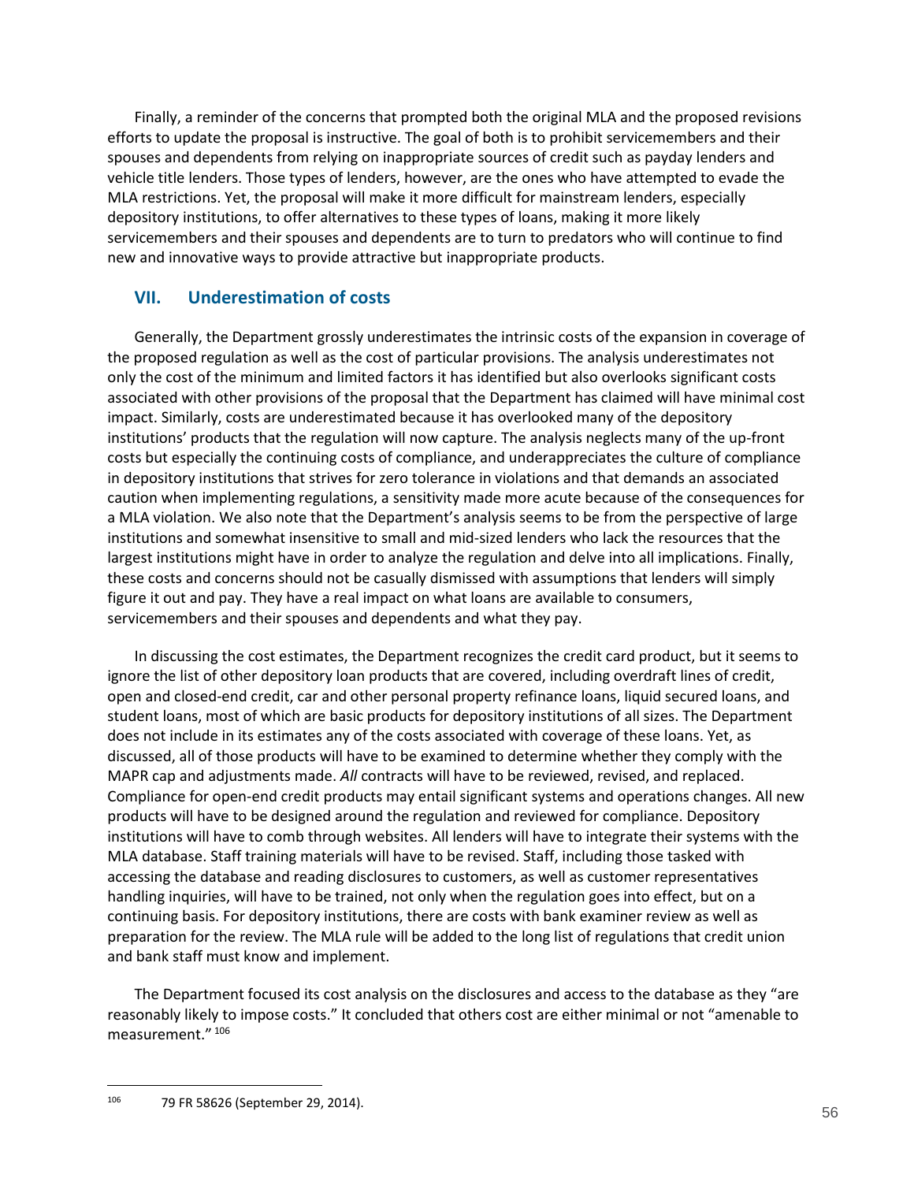Finally, a reminder of the concerns that prompted both the original MLA and the proposed revisions efforts to update the proposal is instructive. The goal of both is to prohibit servicemembers and their spouses and dependents from relying on inappropriate sources of credit such as payday lenders and vehicle title lenders. Those types of lenders, however, are the ones who have attempted to evade the MLA restrictions. Yet, the proposal will make it more difficult for mainstream lenders, especially depository institutions, to offer alternatives to these types of loans, making it more likely servicemembers and their spouses and dependents are to turn to predators who will continue to find new and innovative ways to provide attractive but inappropriate products.

## VII. Underestimation of costs

Generally, the Department grossly underestimates the intrinsic costs of the expansion in coverage of the proposed regulation as well as the cost of particular provisions. The analysis underestimates not only the cost of the minimum and limited factors it has identified but also overlooks significant costs associated with other provisions of the proposal that the Department has claimed will have minimal cost impact. Similarly, costs are underestimated because it has overlooked many of the depository institutions' products that the regulation will now capture. The analysis neglects many of the up-front costs but especially the continuing costs of compliance, and underappreciates the culture of compliance in depository institutions that strives for zero tolerance in violations and that demands an associated caution when implementing regulations, a sensitivity made more acute because of the consequences for a MLA violation. We also note that the Department's analysis seems to be from the perspective of large institutions and somewhat insensitive to small and mid-sized lenders who lack the resources that the largest institutions might have in order to analyze the regulation and delve into all implications. Finally, these costs and concerns should not be casually dismissed with assumptions that lenders will simply figure it out and pay. They have a real impact on what loans are available to consumers, servicemembers and their spouses and dependents and what they pay.

In discussing the cost estimates, the Department recognizes the credit card product, but it seems to ignore the list of other depository loan products that are covered, including overdraft lines of credit, open and closed-end credit, car and other personal property refinance loans, liquid secured loans, and student loans, most of which are basic products for depository institutions of all sizes. The Department does not include in its estimates any of the costs associated with coverage of these loans. Yet, as discussed, all of those products will have to be examined to determine whether they comply with the MAPR cap and adjustments made. *All* contracts will have to be reviewed, revised, and replaced. Compliance for open-end credit products may entail significant systems and operations changes. All new products will have to be designed around the regulation and reviewed for compliance. Depository institutions will have to comb through websites. All lenders will have to integrate their systems with the MLA database. Staff training materials will have to be revised. Staff, including those tasked with accessing the database and reading disclosures to customers, as well as customer representatives handling inquiries, will have to be trained, not only when the regulation goes into effect, but on a continuing basis. For depository institutions, there are costs with bank examiner review as well as preparation for the review. The MLA rule will be added to the long list of regulations that credit union and bank staff must know and implement.

The Department focused its cost analysis on the disclosures and access to the database as they "are reasonably likely to impose costs." It concluded that others cost are either minimal or not "amenable to measurement." [106]

---

[106] 79 FR 58626 (September 29, 2014).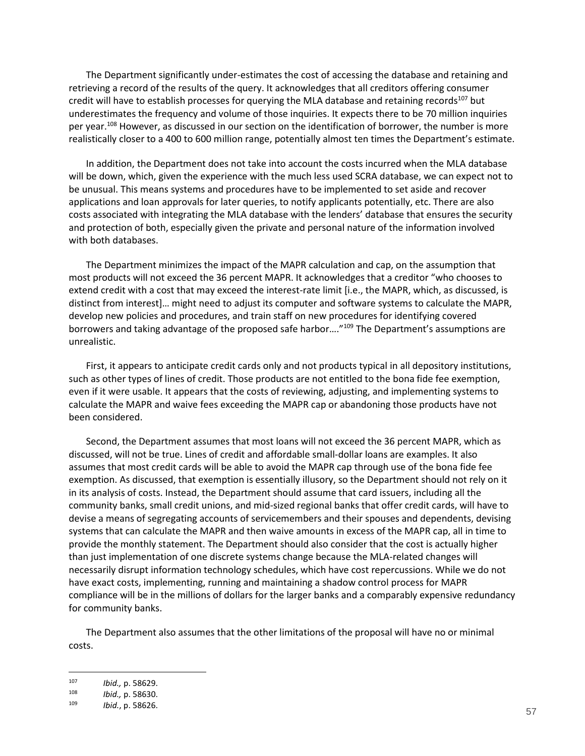The Department significantly under-estimates the cost of accessing the database and retaining and retrieving a record of the results of the query. It acknowledges that all creditors offering consumer credit will have to establish processes for querying the MLA database and retaining records[107] but underestimates the frequency and volume of those inquiries. It expects there to be 70 million inquiries per year.[108] However, as discussed in our section on the identification of borrower, the number is more realistically closer to a 400 to 600 million range, potentially almost ten times the Department's estimate.

In addition, the Department does not take into account the costs incurred when the MLA database will be down, which, given the experience with the much less used SCRA database, we can expect not to be unusual. This means systems and procedures have to be implemented to set aside and recover applications and loan approvals for later queries, to notify applicants potentially, etc. There are also costs associated with integrating the MLA database with the lenders' database that ensures the security and protection of both, especially given the private and personal nature of the information involved with both databases.

The Department minimizes the impact of the MAPR calculation and cap, on the assumption that most products will not exceed the 36 percent MAPR. It acknowledges that a creditor "who chooses to extend credit with a cost that may exceed the interest-rate limit [i.e., the MAPR, which, as discussed, is distinct from interest]… might need to adjust its computer and software systems to calculate the MAPR, develop new policies and procedures, and train staff on new procedures for identifying covered borrowers and taking advantage of the proposed safe harbor…."[109] The Department's assumptions are unrealistic.

First, it appears to anticipate credit cards only and not products typical in all depository institutions, such as other types of lines of credit. Those products are not entitled to the bona fide fee exemption, even if it were usable. It appears that the costs of reviewing, adjusting, and implementing systems to calculate the MAPR and waive fees exceeding the MAPR cap or abandoning those products have not been considered.

Second, the Department assumes that most loans will not exceed the 36 percent MAPR, which as discussed, will not be true. Lines of credit and affordable small-dollar loans are examples. It also assumes that most credit cards will be able to avoid the MAPR cap through use of the bona fide fee exemption. As discussed, that exemption is essentially illusory, so the Department should not rely on it in its analysis of costs. Instead, the Department should assume that card issuers, including all the community banks, small credit unions, and mid-sized regional banks that offer credit cards, will have to devise a means of segregating accounts of servicemembers and their spouses and dependents, devising systems that can calculate the MAPR and then waive amounts in excess of the MAPR cap, all in time to provide the monthly statement. The Department should also consider that the cost is actually higher than just implementation of one discrete systems change because the MLA-related changes will necessarily disrupt information technology schedules, which have cost repercussions. While we do not have exact costs, implementing, running and maintaining a shadow control process for MAPR compliance will be in the millions of dollars for the larger banks and a comparably expensive redundancy for community banks.

The Department also assumes that the other limitations of the proposal will have no or minimal costs.

---

[107] *Ibid.,* p. 58629.

[108] *Ibid.,* p. 58630.

[109] *Ibid.*, p. 58626.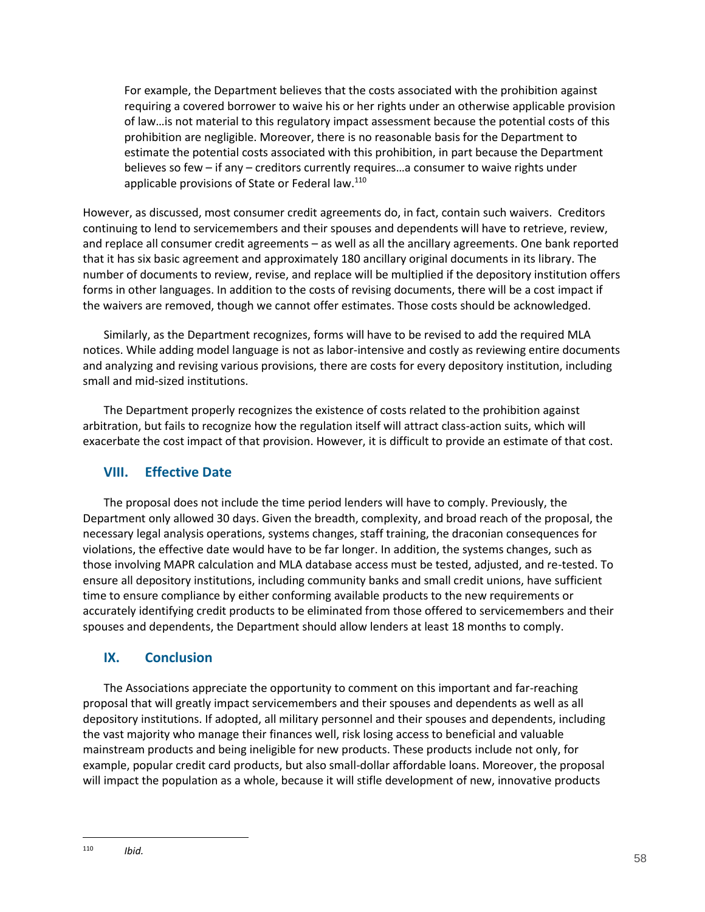> For example, the Department believes that the costs associated with the prohibition against requiring a covered borrower to waive his or her rights under an otherwise applicable provision of law…is not material to this regulatory impact assessment because the potential costs of this prohibition are negligible. Moreover, there is no reasonable basis for the Department to estimate the potential costs associated with this prohibition, in part because the Department believes so few – if any – creditors currently requires…a consumer to waive rights under applicable provisions of State or Federal law.[110]

However, as discussed, most consumer credit agreements do, in fact, contain such waivers. Creditors continuing to lend to servicemembers and their spouses and dependents will have to retrieve, review, and replace all consumer credit agreements – as well as all the ancillary agreements. One bank reported that it has six basic agreement and approximately 180 ancillary original documents in its library. The number of documents to review, revise, and replace will be multiplied if the depository institution offers forms in other languages. In addition to the costs of revising documents, there will be a cost impact if the waivers are removed, though we cannot offer estimates. Those costs should be acknowledged.

Similarly, as the Department recognizes, forms will have to be revised to add the required MLA notices. While adding model language is not as labor-intensive and costly as reviewing entire documents and analyzing and revising various provisions, there are costs for every depository institution, including small and mid-sized institutions.

The Department properly recognizes the existence of costs related to the prohibition against arbitration, but fails to recognize how the regulation itself will attract class-action suits, which will exacerbate the cost impact of that provision. However, it is difficult to provide an estimate of that cost.

## VIII. Effective Date

The proposal does not include the time period lenders will have to comply. Previously, the Department only allowed 30 days. Given the breadth, complexity, and broad reach of the proposal, the necessary legal analysis operations, systems changes, staff training, the draconian consequences for violations, the effective date would have to be far longer. In addition, the systems changes, such as those involving MAPR calculation and MLA database access must be tested, adjusted, and re-tested. To ensure all depository institutions, including community banks and small credit unions, have sufficient time to ensure compliance by either conforming available products to the new requirements or accurately identifying credit products to be eliminated from those offered to servicemembers and their spouses and dependents, the Department should allow lenders at least 18 months to comply.

## IX. Conclusion

The Associations appreciate the opportunity to comment on this important and far-reaching proposal that will greatly impact servicemembers and their spouses and dependents as well as all depository institutions. If adopted, all military personnel and their spouses and dependents, including the vast majority who manage their finances well, risk losing access to beneficial and valuable mainstream products and being ineligible for new products. These products include not only, for example, popular credit card products, but also small-dollar affordable loans. Moreover, the proposal will impact the population as a whole, because it will stifle development of new, innovative products

---

[110] *Ibid.*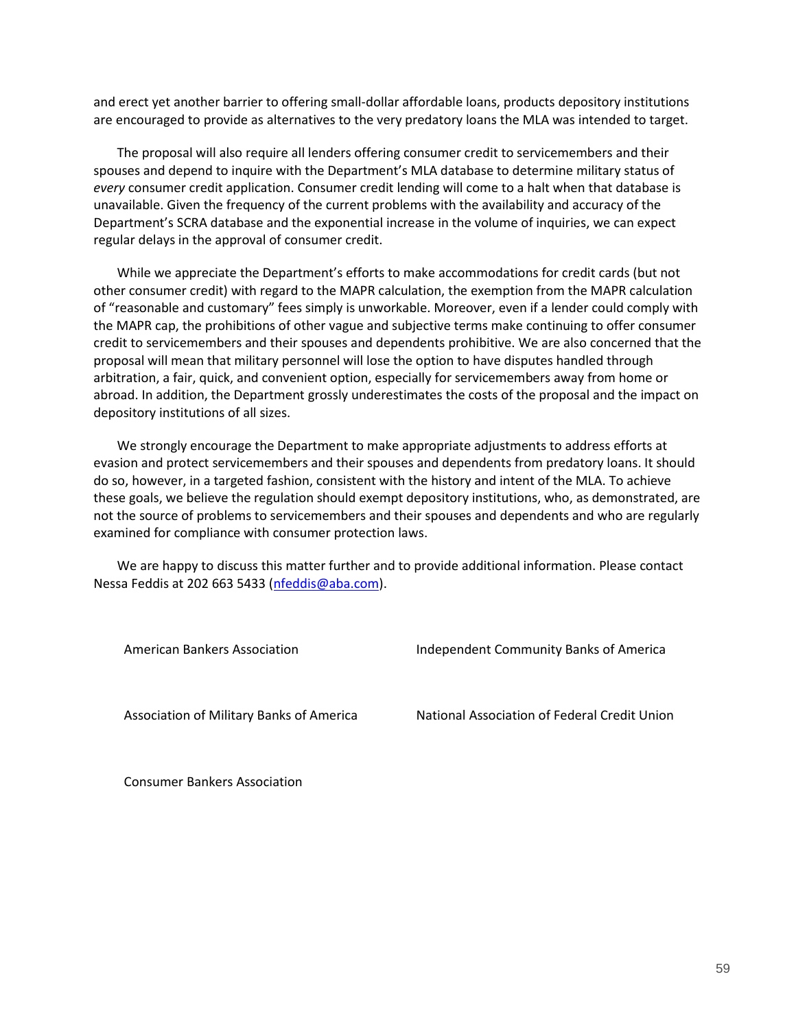and erect yet another barrier to offering small-dollar affordable loans, products depository institutions are encouraged to provide as alternatives to the very predatory loans the MLA was intended to target.

The proposal will also require all lenders offering consumer credit to servicemembers and their spouses and depend to inquire with the Department's MLA database to determine military status of *every* consumer credit application. Consumer credit lending will come to a halt when that database is unavailable. Given the frequency of the current problems with the availability and accuracy of the Department's SCRA database and the exponential increase in the volume of inquiries, we can expect regular delays in the approval of consumer credit.

While we appreciate the Department's efforts to make accommodations for credit cards (but not other consumer credit) with regard to the MAPR calculation, the exemption from the MAPR calculation of "reasonable and customary" fees simply is unworkable. Moreover, even if a lender could comply with the MAPR cap, the prohibitions of other vague and subjective terms make continuing to offer consumer credit to servicemembers and their spouses and dependents prohibitive. We are also concerned that the proposal will mean that military personnel will lose the option to have disputes handled through arbitration, a fair, quick, and convenient option, especially for servicemembers away from home or abroad. In addition, the Department grossly underestimates the costs of the proposal and the impact on depository institutions of all sizes.

We strongly encourage the Department to make appropriate adjustments to address efforts at evasion and protect servicemembers and their spouses and dependents from predatory loans. It should do so, however, in a targeted fashion, consistent with the history and intent of the MLA. To achieve these goals, we believe the regulation should exempt depository institutions, who, as demonstrated, are not the source of problems to servicemembers and their spouses and dependents and who are regularly examined for compliance with consumer protection laws.

We are happy to discuss this matter further and to provide additional information. Please contact Nessa Feddis at 202 663 5433 (nfeddis@aba.com).

American Bankers Association

Independent Community Banks of America

Association of Military Banks of America

National Association of Federal Credit Union

Consumer Bankers Association